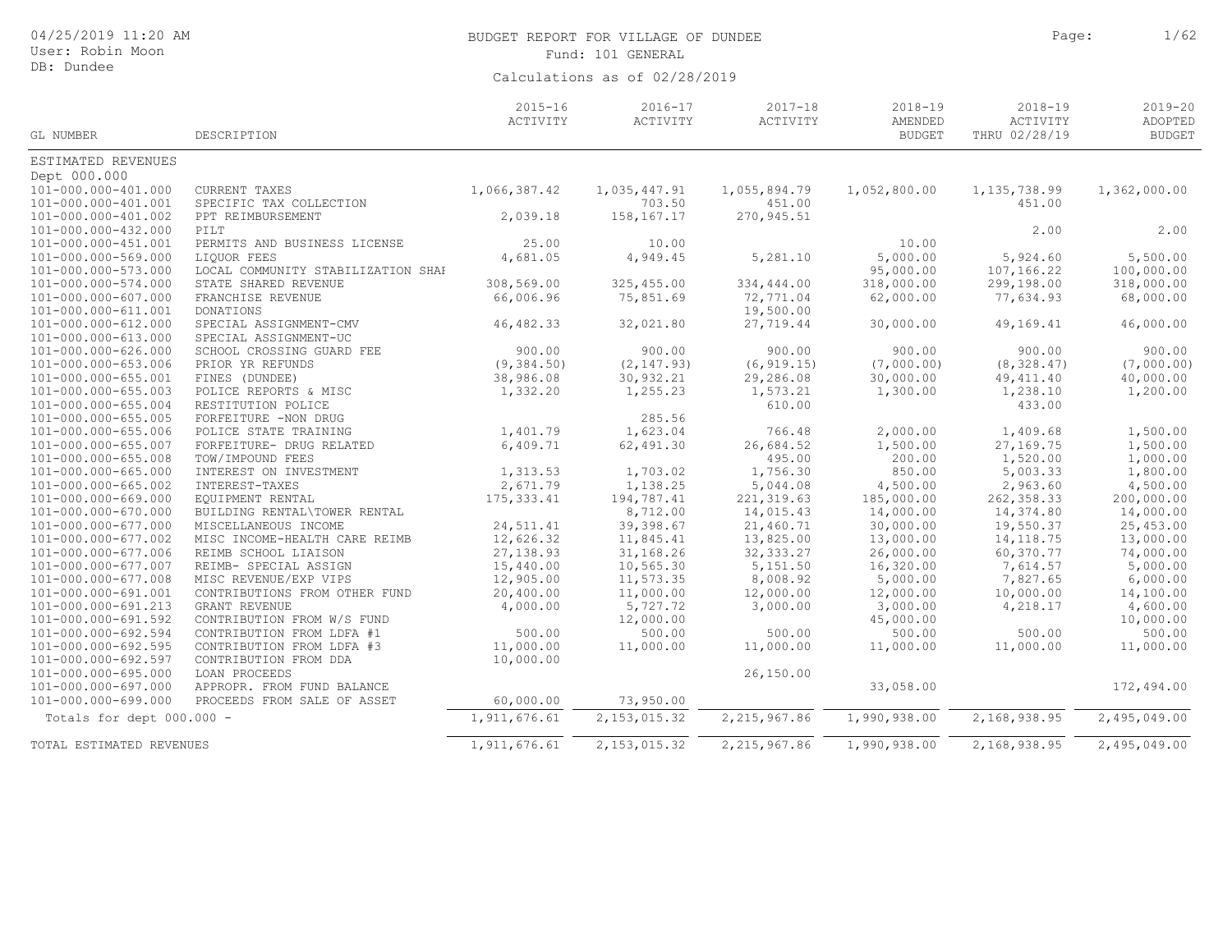# BUDGET REPORT FOR VILLAGE OF DUNDEE

Fund: 101 GENERAL

Calculations as of 02/28/2019

04/25/2019 11:20 AM
User: Robin Moon
DB: Dundee

| GL NUMBER | DESCRIPTION | 2015-16 ACTIVITY | 2016-17 ACTIVITY | 2017-18 ACTIVITY | 2018-19 AMENDED BUDGET | 2018-19 ACTIVITY THRU 02/28/19 | 2019-20 ADOPTED BUDGET |
|---|---|---|---|---|---|---|---|
| ESTIMATED REVENUES | | | | | | | |
| Dept 000.000 | | | | | | | |
| 101-000.000-401.000 | CURRENT TAXES | 1,066,387.42 | 1,035,447.91 | 1,055,894.79 | 1,052,800.00 | 1,135,738.99 | 1,362,000.00 |
| 101-000.000-401.001 | SPECIFIC TAX COLLECTION | | 703.50 | 451.00 | | 451.00 | |
| 101-000.000-401.002 | PPT REIMBURSEMENT | 2,039.18 | 158,167.17 | 270,945.51 | | | |
| 101-000.000-432.000 | PILT | | | | | 2.00 | 2.00 |
| 101-000.000-451.001 | PERMITS AND BUSINESS LICENSE | 25.00 | 10.00 | | 10.00 | | |
| 101-000.000-569.000 | LIQUOR FEES | 4,681.05 | 4,949.45 | 5,281.10 | 5,000.00 | 5,924.60 | 5,500.00 |
| 101-000.000-573.000 | LOCAL COMMUNITY STABILIZATION SHAI | | | | 95,000.00 | 107,166.22 | 100,000.00 |
| 101-000.000-574.000 | STATE SHARED REVENUE | 308,569.00 | 325,455.00 | 334,444.00 | 318,000.00 | 299,198.00 | 318,000.00 |
| 101-000.000-607.000 | FRANCHISE REVENUE | 66,006.96 | 75,851.69 | 72,771.04 | 62,000.00 | 77,634.93 | 68,000.00 |
| 101-000.000-611.001 | DONATIONS | | | 19,500.00 | | | |
| 101-000.000-612.000 | SPECIAL ASSIGNMENT-CMV | 46,482.33 | 32,021.80 | 27,719.44 | 30,000.00 | 49,169.41 | 46,000.00 |
| 101-000.000-613.000 | SPECIAL ASSIGNMENT-UC | | | | | | |
| 101-000.000-626.000 | SCHOOL CROSSING GUARD FEE | 900.00 | 900.00 | 900.00 | 900.00 | 900.00 | 900.00 |
| 101-000.000-653.006 | PRIOR YR REFUNDS | (9,384.50) | (2,147.93) | (6,919.15) | (7,000.00) | (8,328.47) | (7,000.00) |
| 101-000.000-655.001 | FINES (DUNDEE) | 38,986.08 | 30,932.21 | 29,286.08 | 30,000.00 | 49,411.40 | 40,000.00 |
| 101-000.000-655.003 | POLICE REPORTS & MISC | 1,332.20 | 1,255.23 | 1,573.21 | 1,300.00 | 1,238.10 | 1,200.00 |
| 101-000.000-655.004 | RESTITUTION POLICE | | | 610.00 | | 433.00 | |
| 101-000.000-655.005 | FORFEITURE -NON DRUG | | 285.56 | | | | |
| 101-000.000-655.006 | POLICE STATE TRAINING | 1,401.79 | 1,623.04 | 766.48 | 2,000.00 | 1,409.68 | 1,500.00 |
| 101-000.000-655.007 | FORFEITURE- DRUG RELATED | 6,409.71 | 62,491.30 | 26,684.52 | 1,500.00 | 27,169.75 | 1,500.00 |
| 101-000.000-655.008 | TOW/IMPOUND FEES | | | 495.00 | 200.00 | 1,520.00 | 1,000.00 |
| 101-000.000-665.000 | INTEREST ON INVESTMENT | 1,313.53 | 1,703.02 | 1,756.30 | 850.00 | 5,003.33 | 1,800.00 |
| 101-000.000-665.002 | INTEREST-TAXES | 2,671.79 | 1,138.25 | 5,044.08 | 4,500.00 | 2,963.60 | 4,500.00 |
| 101-000.000-669.000 | EQUIPMENT RENTAL | 175,333.41 | 194,787.41 | 221,319.63 | 185,000.00 | 262,358.33 | 200,000.00 |
| 101-000.000-670.000 | BUILDING RENTAL\TOWER RENTAL | | 8,712.00 | 14,015.43 | 14,000.00 | 14,374.80 | 14,000.00 |
| 101-000.000-677.000 | MISCELLANEOUS INCOME | 24,511.41 | 39,398.67 | 21,460.71 | 30,000.00 | 19,550.37 | 25,453.00 |
| 101-000.000-677.002 | MISC INCOME-HEALTH CARE REIMB | 12,626.32 | 11,845.41 | 13,825.00 | 13,000.00 | 14,118.75 | 13,000.00 |
| 101-000.000-677.006 | REIMB SCHOOL LIAISON | 27,138.93 | 31,168.26 | 32,333.27 | 26,000.00 | 60,370.77 | 74,000.00 |
| 101-000.000-677.007 | REIMB- SPECIAL ASSIGN | 15,440.00 | 10,565.30 | 5,151.50 | 16,320.00 | 7,614.57 | 5,000.00 |
| 101-000.000-677.008 | MISC REVENUE/EXP VIPS | 12,905.00 | 11,573.35 | 8,008.92 | 5,000.00 | 7,827.65 | 6,000.00 |
| 101-000.000-691.001 | CONTRIBUTIONS FROM OTHER FUND | 20,400.00 | 11,000.00 | 12,000.00 | 12,000.00 | 10,000.00 | 14,100.00 |
| 101-000.000-691.213 | GRANT REVENUE | 4,000.00 | 5,727.72 | 3,000.00 | 3,000.00 | 4,218.17 | 4,600.00 |
| 101-000.000-691.592 | CONTRIBUTION FROM W/S FUND | | 12,000.00 | | 45,000.00 | | 10,000.00 |
| 101-000.000-692.594 | CONTRIBUTION FROM LDFA #1 | 500.00 | 500.00 | 500.00 | 500.00 | 500.00 | 500.00 |
| 101-000.000-692.595 | CONTRIBUTION FROM LDFA #3 | 11,000.00 | 11,000.00 | 11,000.00 | 11,000.00 | 11,000.00 | 11,000.00 |
| 101-000.000-692.597 | CONTRIBUTION FROM DDA | 10,000.00 | | | | | |
| 101-000.000-695.000 | LOAN PROCEEDS | | | 26,150.00 | | | |
| 101-000.000-697.000 | APPROPR. FROM FUND BALANCE | | | | 33,058.00 | | 172,494.00 |
| 101-000.000-699.000 | PROCEEDS FROM SALE OF ASSET | 60,000.00 | 73,950.00 | | | | |
| Totals for dept 000.000 - | | 1,911,676.61 | 2,153,015.32 | 2,215,967.86 | 1,990,938.00 | 2,168,938.95 | 2,495,049.00 |
| TOTAL ESTIMATED REVENUES | | 1,911,676.61 | 2,153,015.32 | 2,215,967.86 | 1,990,938.00 | 2,168,938.95 | 2,495,049.00 |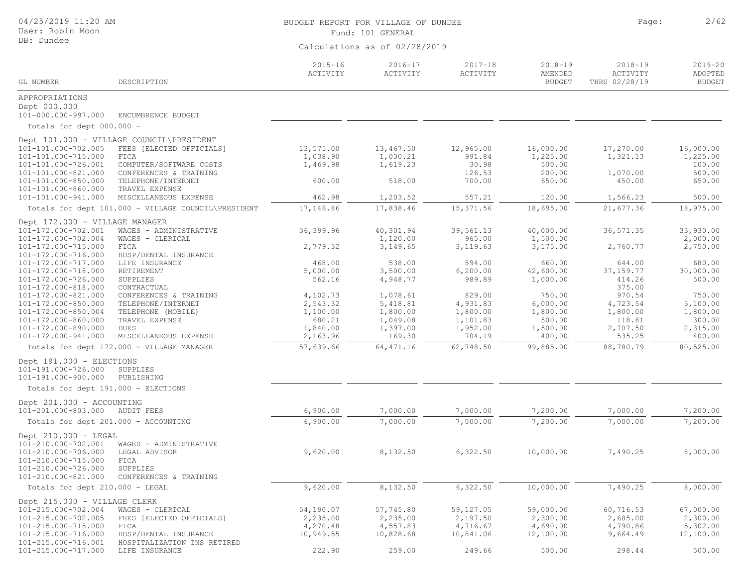BUDGET REPORT FOR VILLAGE OF DUNDEE
Fund: 101 GENERAL
Calculations as of 02/28/2019

| GL NUMBER | DESCRIPTION | 2015-16 ACTIVITY | 2016-17 ACTIVITY | 2017-18 ACTIVITY | 2018-19 AMENDED BUDGET | 2018-19 ACTIVITY THRU 02/28/19 | 2019-20 ADOPTED BUDGET |
|---|---|---|---|---|---|---|---|
| APPROPRIATIONS | | | | | | | |
| Dept 000.000 | | | | | | | |
| 101-000.000-997.000 | ENCUMBRENCE BUDGET | | | | | | |
| Totals for dept 000.000 - | | | | | | | |
| Dept 101.000 - VILLAGE COUNCIL\PRESIDENT | | | | | | | |
| 101-101.000-702.005 | FEES [ELECTED OFFICIALS] | 13,575.00 | 13,467.50 | 12,965.00 | 16,000.00 | 17,270.00 | 16,000.00 |
| 101-101.000-715.000 | FICA | 1,038.90 | 1,030.21 | 991.84 | 1,225.00 | 1,321.13 | 1,225.00 |
| 101-101.000-726.001 | COMPUTER/SOFTWARE COSTS | 1,469.98 | 1,619.23 | 30.98 | 500.00 | | 100.00 |
| 101-101.000-821.000 | CONFERENCES & TRAINING | | | 126.53 | 200.00 | 1,070.00 | 500.00 |
| 101-101.000-850.000 | TELEPHONE/INTERNET | 600.00 | 518.00 | 700.00 | 650.00 | 450.00 | 650.00 |
| 101-101.000-860.000 | TRAVEL EXPENSE | | | | | | |
| 101-101.000-941.000 | MISCELLANEOUS EXPENSE | 462.98 | 1,203.52 | 557.21 | 120.00 | 1,566.23 | 500.00 |
| Totals for dept 101.000 - VILLAGE COUNCIL\PRESIDENT | | 17,146.86 | 17,838.46 | 15,371.56 | 18,695.00 | 21,677.36 | 18,975.00 |
| Dept 172.000 - VILLAGE MANAGER | | | | | | | |
| 101-172.000-702.001 | WAGES - ADMINISTRATIVE | 36,399.96 | 40,301.94 | 39,561.13 | 40,000.00 | 36,571.35 | 33,930.00 |
| 101-172.000-702.004 | WAGES - CLERICAL | | 1,120.00 | 965.00 | 1,500.00 | | 2,000.00 |
| 101-172.000-715.000 | FICA | 2,779.32 | 3,149.65 | 3,119.63 | 3,175.00 | 2,760.77 | 2,750.00 |
| 101-172.000-716.000 | HOSP/DENTAL INSURANCE | | | | | | |
| 101-172.000-717.000 | LIFE INSURANCE | 468.00 | 538.00 | 594.00 | 660.00 | 644.00 | 680.00 |
| 101-172.000-718.000 | RETIREMENT | 5,000.00 | 3,500.00 | 6,200.00 | 42,600.00 | 37,159.77 | 30,000.00 |
| 101-172.000-726.000 | SUPPLIES | 562.16 | 4,948.77 | 989.89 | 1,000.00 | 414.26 | 500.00 |
| 101-172.000-818.000 | CONTRACTUAL | | | | | 375.00 | |
| 101-172.000-821.000 | CONFERENCES & TRAINING | 4,102.73 | 1,078.61 | 829.00 | 750.00 | 970.54 | 750.00 |
| 101-172.000-850.000 | TELEPHONE/INTERNET | 2,543.32 | 5,418.81 | 4,931.83 | 6,000.00 | 4,723.54 | 5,100.00 |
| 101-172.000-850.004 | TELEPHONE (MOBILE) | 1,100.00 | 1,800.00 | 1,800.00 | 1,800.00 | 1,800.00 | 1,800.00 |
| 101-172.000-860.000 | TRAVEL EXPENSE | 680.21 | 1,049.08 | 1,101.83 | 500.00 | 118.81 | 300.00 |
| 101-172.000-890.000 | DUES | 1,840.00 | 1,397.00 | 1,952.00 | 1,500.00 | 2,707.50 | 2,315.00 |
| 101-172.000-941.000 | MISCELLANEOUS EXPENSE | 2,163.96 | 169.30 | 704.19 | 400.00 | 535.25 | 400.00 |
| Totals for dept 172.000 - VILLAGE MANAGER | | 57,639.66 | 64,471.16 | 62,748.50 | 99,885.00 | 88,780.79 | 80,525.00 |
| Dept 191.000 - ELECTIONS | | | | | | | |
| 101-191.000-726.000 | SUPPLIES | | | | | | |
| 101-191.000-900.000 | PUBLISHING | | | | | | |
| Totals for dept 191.000 - ELECTIONS | | | | | | | |
| Dept 201.000 - ACCOUNTING | | | | | | | |
| 101-201.000-803.000 | AUDIT FEES | 6,900.00 | 7,000.00 | 7,000.00 | 7,200.00 | 7,000.00 | 7,200.00 |
| Totals for dept 201.000 - ACCOUNTING | | 6,900.00 | 7,000.00 | 7,000.00 | 7,200.00 | 7,000.00 | 7,200.00 |
| Dept 210.000 - LEGAL | | | | | | | |
| 101-210.000-702.001 | WAGES - ADMINISTRATIVE | | | | | | |
| 101-210.000-706.000 | LEGAL ADVISOR | 9,620.00 | 8,132.50 | 6,322.50 | 10,000.00 | 7,490.25 | 8,000.00 |
| 101-210.000-715.000 | FICA | | | | | | |
| 101-210.000-726.000 | SUPPLIES | | | | | | |
| 101-210.000-821.000 | CONFERENCES & TRAINING | | | | | | |
| Totals for dept 210.000 - LEGAL | | 9,620.00 | 8,132.50 | 6,322.50 | 10,000.00 | 7,490.25 | 8,000.00 |
| Dept 215.000 - VILLAGE CLERK | | | | | | | |
| 101-215.000-702.004 | WAGES - CLERICAL | 54,190.07 | 57,745.80 | 59,127.05 | 59,000.00 | 60,716.53 | 67,000.00 |
| 101-215.000-702.005 | FEES [ELECTED OFFICIALS] | 2,235.00 | 2,235.00 | 2,197.50 | 2,300.00 | 2,685.00 | 2,300.00 |
| 101-215.000-715.000 | FICA | 4,270.48 | 4,557.83 | 4,716.67 | 4,690.00 | 4,790.86 | 5,302.00 |
| 101-215.000-716.000 | HOSP/DENTAL INSURANCE | 10,949.55 | 10,828.68 | 10,841.06 | 12,100.00 | 9,664.49 | 12,100.00 |
| 101-215.000-716.001 | HOSPITALIZATION INS RETIRED | | | | | | |
| 101-215.000-717.000 | LIFE INSURANCE | 222.90 | 259.00 | 249.66 | 500.00 | 298.44 | 500.00 |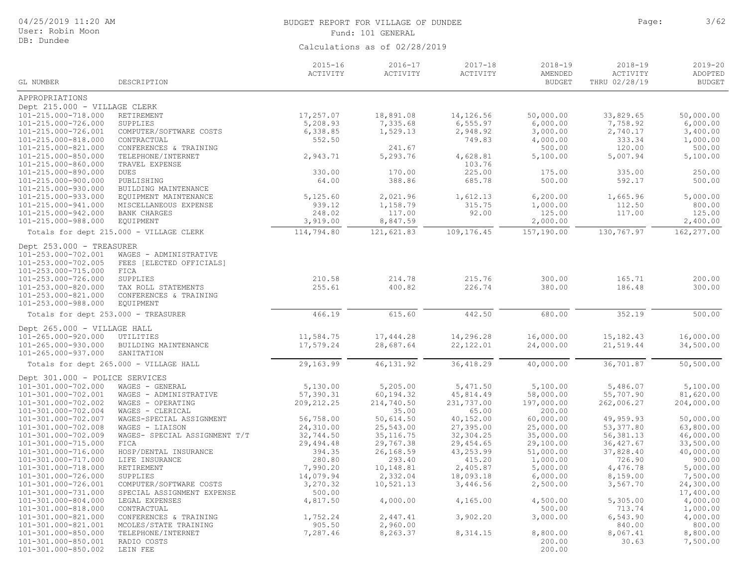BUDGET REPORT FOR VILLAGE OF DUNDEE

Fund: 101 GENERAL

Calculations as of 02/28/2019

| GL NUMBER | DESCRIPTION | 2015-16 ACTIVITY | 2016-17 ACTIVITY | 2017-18 ACTIVITY | 2018-19 AMENDED BUDGET | 2018-19 ACTIVITY THRU 02/28/19 | 2019-20 ADOPTED BUDGET |
|---|---|---|---|---|---|---|---|
| APPROPRIATIONS | | | | | | | |
| Dept 215.000 - VILLAGE CLERK | | | | | | | |
| 101-215.000-718.000 | RETIREMENT | 17,257.07 | 18,891.08 | 14,126.56 | 50,000.00 | 33,829.65 | 50,000.00 |
| 101-215.000-726.000 | SUPPLIES | 5,208.93 | 7,335.68 | 6,555.97 | 6,000.00 | 7,758.92 | 6,000.00 |
| 101-215.000-726.001 | COMPUTER/SOFTWARE COSTS | 6,338.85 | 1,529.13 | 2,948.92 | 3,000.00 | 2,740.17 | 3,400.00 |
| 101-215.000-818.000 | CONTRACTUAL | 552.50 | | 749.83 | 4,000.00 | 333.34 | 1,000.00 |
| 101-215.000-821.000 | CONFERENCES & TRAINING | | 241.67 | | 500.00 | 120.00 | 500.00 |
| 101-215.000-850.000 | TELEPHONE/INTERNET | 2,943.71 | 5,293.76 | 4,628.81 | 5,100.00 | 5,007.94 | 5,100.00 |
| 101-215.000-860.000 | TRAVEL EXPENSE | | | 103.76 | | | |
| 101-215.000-890.000 | DUES | 330.00 | 170.00 | 225.00 | 175.00 | 335.00 | 250.00 |
| 101-215.000-900.000 | PUBLISHING | 64.00 | 388.86 | 685.78 | 500.00 | 592.17 | 500.00 |
| 101-215.000-930.000 | BUILDING MAINTENANCE | | | | | | |
| 101-215.000-933.000 | EQUIPMENT MAINTENANCE | 5,125.60 | 2,021.96 | 1,612.13 | 6,200.00 | 1,665.96 | 5,000.00 |
| 101-215.000-941.000 | MISCELLANEOUS EXPENSE | 939.12 | 1,158.79 | 315.75 | 1,000.00 | 112.50 | 800.00 |
| 101-215.000-942.000 | BANK CHARGES | 248.02 | 117.00 | 92.00 | 125.00 | 117.00 | 125.00 |
| 101-215.000-988.000 | EQUIPMENT | 3,919.00 | 8,847.59 | | 2,000.00 | | 2,400.00 |
| Totals for dept 215.000 - VILLAGE CLERK | | 114,794.80 | 121,621.83 | 109,176.45 | 157,190.00 | 130,767.97 | 162,277.00 |
| Dept 253.000 - TREASURER | | | | | | | |
| 101-253.000-702.001 | WAGES - ADMINISTRATIVE | | | | | | |
| 101-253.000-702.005 | FEES [ELECTED OFFICIALS] | | | | | | |
| 101-253.000-715.000 | FICA | | | | | | |
| 101-253.000-726.000 | SUPPLIES | 210.58 | 214.78 | 215.76 | 300.00 | 165.71 | 200.00 |
| 101-253.000-820.000 | TAX ROLL STATEMENTS | 255.61 | 400.82 | 226.74 | 380.00 | 186.48 | 300.00 |
| 101-253.000-821.000 | CONFERENCES & TRAINING | | | | | | |
| 101-253.000-988.000 | EQUIPMENT | | | | | | |
| Totals for dept 253.000 - TREASURER | | 466.19 | 615.60 | 442.50 | 680.00 | 352.19 | 500.00 |
| Dept 265.000 - VILLAGE HALL | | | | | | | |
| 101-265.000-920.000 | UTILITIES | 11,584.75 | 17,444.28 | 14,296.28 | 16,000.00 | 15,182.43 | 16,000.00 |
| 101-265.000-930.000 | BUILDING MAINTENANCE | 17,579.24 | 28,687.64 | 22,122.01 | 24,000.00 | 21,519.44 | 34,500.00 |
| 101-265.000-937.000 | SANITATION | | | | | | |
| Totals for dept 265.000 - VILLAGE HALL | | 29,163.99 | 46,131.92 | 36,418.29 | 40,000.00 | 36,701.87 | 50,500.00 |
| Dept 301.000 - POLICE SERVICES | | | | | | | |
| 101-301.000-702.000 | WAGES - GENERAL | 5,130.00 | 5,205.00 | 5,471.50 | 5,100.00 | 5,486.07 | 5,100.00 |
| 101-301.000-702.001 | WAGES - ADMINISTRATIVE | 57,390.31 | 60,194.32 | 45,814.49 | 58,000.00 | 55,707.90 | 81,620.00 |
| 101-301.000-702.002 | WAGES - OPERATING | 209,212.25 | 214,740.50 | 231,737.00 | 197,000.00 | 262,006.27 | 204,000.00 |
| 101-301.000-702.004 | WAGES - CLERICAL | | 35.00 | 65.00 | 200.00 | | |
| 101-301.000-702.007 | WAGES-SPECIAL ASSIGNMENT | 56,758.00 | 50,614.50 | 40,152.00 | 60,000.00 | 49,959.93 | 50,000.00 |
| 101-301.000-702.008 | WAGES - LIAISON | 24,310.00 | 25,543.00 | 27,395.00 | 25,000.00 | 53,377.80 | 63,800.00 |
| 101-301.000-702.009 | WAGES- SPECIAL ASSIGNMENT T/T | 32,744.50 | 35,116.75 | 32,304.25 | 35,000.00 | 56,381.13 | 46,000.00 |
| 101-301.000-715.000 | FICA | 29,494.48 | 29,767.38 | 29,454.65 | 29,100.00 | 36,427.67 | 33,500.00 |
| 101-301.000-716.000 | HOSP/DENTAL INSURANCE | 394.35 | 26,168.59 | 43,253.99 | 51,000.00 | 37,828.40 | 40,000.00 |
| 101-301.000-717.000 | LIFE INSURANCE | 280.80 | 293.40 | 415.20 | 1,000.00 | 726.90 | 900.00 |
| 101-301.000-718.000 | RETIREMENT | 7,990.20 | 10,148.81 | 2,405.87 | 5,000.00 | 4,476.78 | 5,000.00 |
| 101-301.000-726.000 | SUPPLIES | 14,079.94 | 2,332.04 | 18,093.18 | 6,000.00 | 8,159.00 | 7,500.00 |
| 101-301.000-726.001 | COMPUTER/SOFTWARE COSTS | 3,270.32 | 10,521.13 | 3,446.56 | 2,500.00 | 3,567.70 | 24,300.00 |
| 101-301.000-731.000 | SPECIAL ASSIGNMENT EXPENSE | 500.00 | | | | | 17,400.00 |
| 101-301.000-804.000 | LEGAL EXPENSES | 4,817.50 | 4,000.00 | 4,165.00 | 4,500.00 | 5,305.00 | 4,000.00 |
| 101-301.000-818.000 | CONTRACTUAL | | | | 500.00 | 713.74 | 1,000.00 |
| 101-301.000-821.000 | CONFERENCES & TRAINING | 1,752.24 | 2,447.41 | 3,902.20 | 3,000.00 | 6,543.90 | 4,000.00 |
| 101-301.000-821.001 | MCOLES/STATE TRAINING | 905.50 | 2,960.00 | | | 840.00 | 800.00 |
| 101-301.000-850.000 | TELEPHONE/INTERNET | 7,287.46 | 8,263.37 | 8,314.15 | 8,800.00 | 8,067.41 | 8,800.00 |
| 101-301.000-850.001 | RADIO COSTS | | | | 200.00 | 30.63 | 7,500.00 |
| 101-301.000-850.002 | LEIN FEE | | | | 200.00 | | |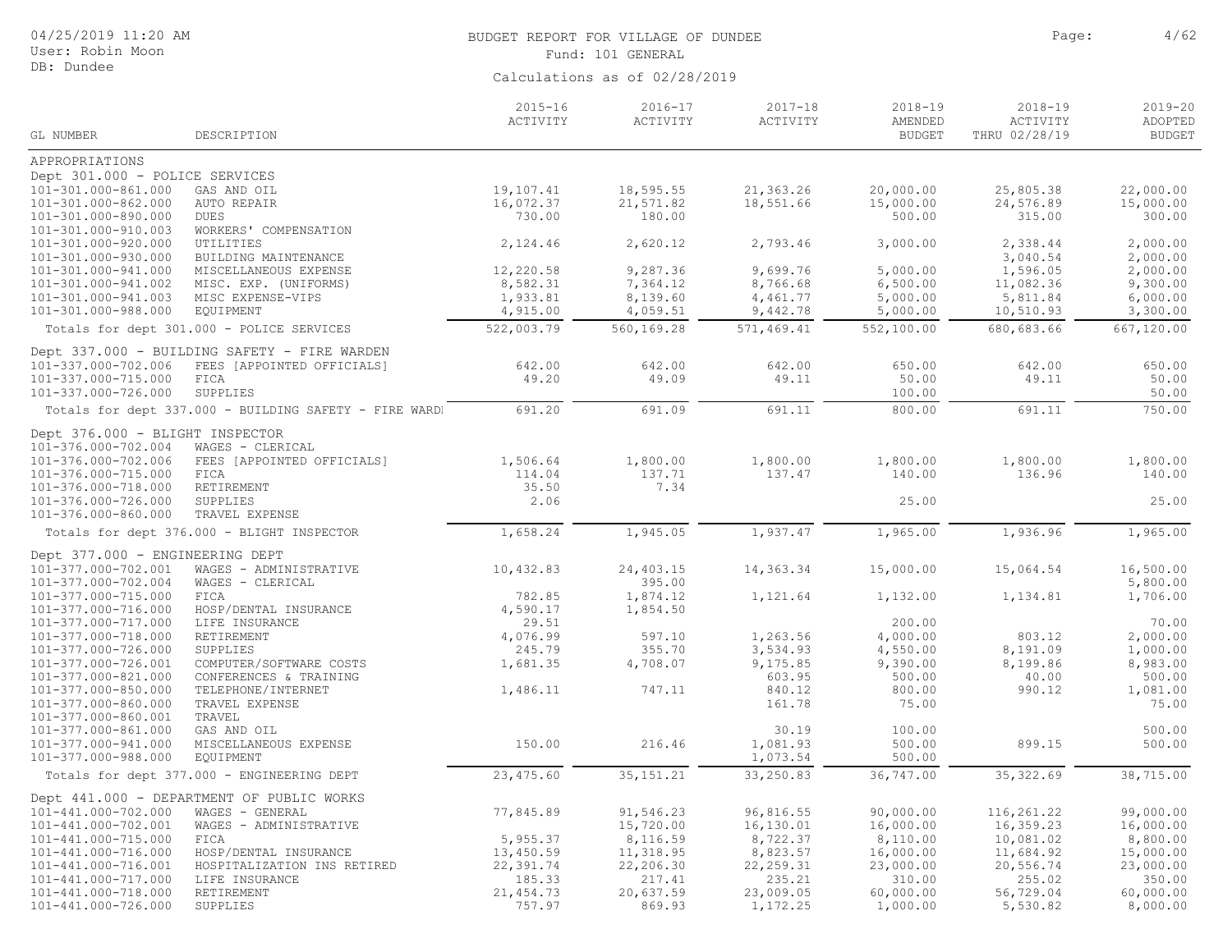BUDGET REPORT FOR VILLAGE OF DUNDEE

Fund: 101 GENERAL

Calculations as of 02/28/2019

| GL NUMBER | DESCRIPTION | 2015-16 ACTIVITY | 2016-17 ACTIVITY | 2017-18 ACTIVITY | 2018-19 AMENDED BUDGET | 2018-19 ACTIVITY THRU 02/28/19 | 2019-20 ADOPTED BUDGET |
|---|---|---|---|---|---|---|---|
| APPROPRIATIONS | | | | | | | |
| Dept 301.000 - POLICE SERVICES | | | | | | | |
| 101-301.000-861.000 | GAS AND OIL | 19,107.41 | 18,595.55 | 21,363.26 | 20,000.00 | 25,805.38 | 22,000.00 |
| 101-301.000-862.000 | AUTO REPAIR | 16,072.37 | 21,571.82 | 18,551.66 | 15,000.00 | 24,576.89 | 15,000.00 |
| 101-301.000-890.000 | DUES | 730.00 | 180.00 | | 500.00 | 315.00 | 300.00 |
| 101-301.000-910.003 | WORKERS' COMPENSATION | | | | | | |
| 101-301.000-920.000 | UTILITIES | 2,124.46 | 2,620.12 | 2,793.46 | 3,000.00 | 2,338.44 | 2,000.00 |
| 101-301.000-930.000 | BUILDING MAINTENANCE | | | | | 3,040.54 | 2,000.00 |
| 101-301.000-941.000 | MISCELLANEOUS EXPENSE | 12,220.58 | 9,287.36 | 9,699.76 | 5,000.00 | 1,596.05 | 2,000.00 |
| 101-301.000-941.002 | MISC. EXP. (UNIFORMS) | 8,582.31 | 7,364.12 | 8,766.68 | 6,500.00 | 11,082.36 | 9,300.00 |
| 101-301.000-941.003 | MISC EXPENSE-VIPS | 1,933.81 | 8,139.60 | 4,461.77 | 5,000.00 | 5,811.84 | 6,000.00 |
| 101-301.000-988.000 | EQUIPMENT | 4,915.00 | 4,059.51 | 9,442.78 | 5,000.00 | 10,510.93 | 3,300.00 |
| Totals for dept 301.000 - POLICE SERVICES | | 522,003.79 | 560,169.28 | 571,469.41 | 552,100.00 | 680,683.66 | 667,120.00 |
| Dept 337.000 - BUILDING SAFETY - FIRE WARDEN | | | | | | | |
| 101-337.000-702.006 | FEES [APPOINTED OFFICIALS] | 642.00 | 642.00 | 642.00 | 650.00 | 642.00 | 650.00 |
| 101-337.000-715.000 | FICA | 49.20 | 49.09 | 49.11 | 50.00 | 49.11 | 50.00 |
| 101-337.000-726.000 | SUPPLIES | | | | 100.00 | | 50.00 |
| Totals for dept 337.000 - BUILDING SAFETY - FIRE WARDI | | 691.20 | 691.09 | 691.11 | 800.00 | 691.11 | 750.00 |
| Dept 376.000 - BLIGHT INSPECTOR | | | | | | | |
| 101-376.000-702.004 | WAGES - CLERICAL | | | | | | |
| 101-376.000-702.006 | FEES [APPOINTED OFFICIALS] | 1,506.64 | 1,800.00 | 1,800.00 | 1,800.00 | 1,800.00 | 1,800.00 |
| 101-376.000-715.000 | FICA | 114.04 | 137.71 | 137.47 | 140.00 | 136.96 | 140.00 |
| 101-376.000-718.000 | RETIREMENT | 35.50 | 7.34 | | | | |
| 101-376.000-726.000 | SUPPLIES | 2.06 | | | 25.00 | | 25.00 |
| 101-376.000-860.000 | TRAVEL EXPENSE | | | | | | |
| Totals for dept 376.000 - BLIGHT INSPECTOR | | 1,658.24 | 1,945.05 | 1,937.47 | 1,965.00 | 1,936.96 | 1,965.00 |
| Dept 377.000 - ENGINEERING DEPT | | | | | | | |
| 101-377.000-702.001 | WAGES - ADMINISTRATIVE | 10,432.83 | 24,403.15 | 14,363.34 | 15,000.00 | 15,064.54 | 16,500.00 |
| 101-377.000-702.004 | WAGES - CLERICAL | | 395.00 | | | | 5,800.00 |
| 101-377.000-715.000 | FICA | 782.85 | 1,874.12 | 1,121.64 | 1,132.00 | 1,134.81 | 1,706.00 |
| 101-377.000-716.000 | HOSP/DENTAL INSURANCE | 4,590.17 | 1,854.50 | | | | |
| 101-377.000-717.000 | LIFE INSURANCE | 29.51 | | | 200.00 | | 70.00 |
| 101-377.000-718.000 | RETIREMENT | 4,076.99 | 597.10 | 1,263.56 | 4,000.00 | 803.12 | 2,000.00 |
| 101-377.000-726.000 | SUPPLIES | 245.79 | 355.70 | 3,534.93 | 4,550.00 | 8,191.09 | 1,000.00 |
| 101-377.000-726.001 | COMPUTER/SOFTWARE COSTS | 1,681.35 | 4,708.07 | 9,175.85 | 9,390.00 | 8,199.86 | 8,983.00 |
| 101-377.000-821.000 | CONFERENCES & TRAINING | | | 603.95 | 500.00 | 40.00 | 500.00 |
| 101-377.000-850.000 | TELEPHONE/INTERNET | 1,486.11 | 747.11 | 840.12 | 800.00 | 990.12 | 1,081.00 |
| 101-377.000-860.000 | TRAVEL EXPENSE | | | 161.78 | 75.00 | | 75.00 |
| 101-377.000-860.001 | TRAVEL | | | | | | |
| 101-377.000-861.000 | GAS AND OIL | | | 30.19 | 100.00 | | 500.00 |
| 101-377.000-941.000 | MISCELLANEOUS EXPENSE | 150.00 | 216.46 | 1,081.93 | 500.00 | 899.15 | 500.00 |
| 101-377.000-988.000 | EQUIPMENT | | | 1,073.54 | 500.00 | | |
| Totals for dept 377.000 - ENGINEERING DEPT | | 23,475.60 | 35,151.21 | 33,250.83 | 36,747.00 | 35,322.69 | 38,715.00 |
| Dept 441.000 - DEPARTMENT OF PUBLIC WORKS | | | | | | | |
| 101-441.000-702.000 | WAGES - GENERAL | 77,845.89 | 91,546.23 | 96,816.55 | 90,000.00 | 116,261.22 | 99,000.00 |
| 101-441.000-702.001 | WAGES - ADMINISTRATIVE | | 15,720.00 | 16,130.01 | 16,000.00 | 16,359.23 | 16,000.00 |
| 101-441.000-715.000 | FICA | 5,955.37 | 8,116.59 | 8,722.37 | 8,110.00 | 10,081.02 | 8,800.00 |
| 101-441.000-716.000 | HOSP/DENTAL INSURANCE | 13,450.59 | 11,318.95 | 8,823.57 | 16,000.00 | 11,684.92 | 15,000.00 |
| 101-441.000-716.001 | HOSPITALIZATION INS RETIRED | 22,391.74 | 22,206.30 | 22,259.31 | 23,000.00 | 20,556.74 | 23,000.00 |
| 101-441.000-717.000 | LIFE INSURANCE | 185.33 | 217.41 | 235.21 | 310.00 | 255.02 | 350.00 |
| 101-441.000-718.000 | RETIREMENT | 21,454.73 | 20,637.59 | 23,009.05 | 60,000.00 | 56,729.04 | 60,000.00 |
| 101-441.000-726.000 | SUPPLIES | 757.97 | 869.93 | 1,172.25 | 1,000.00 | 5,530.82 | 8,000.00 |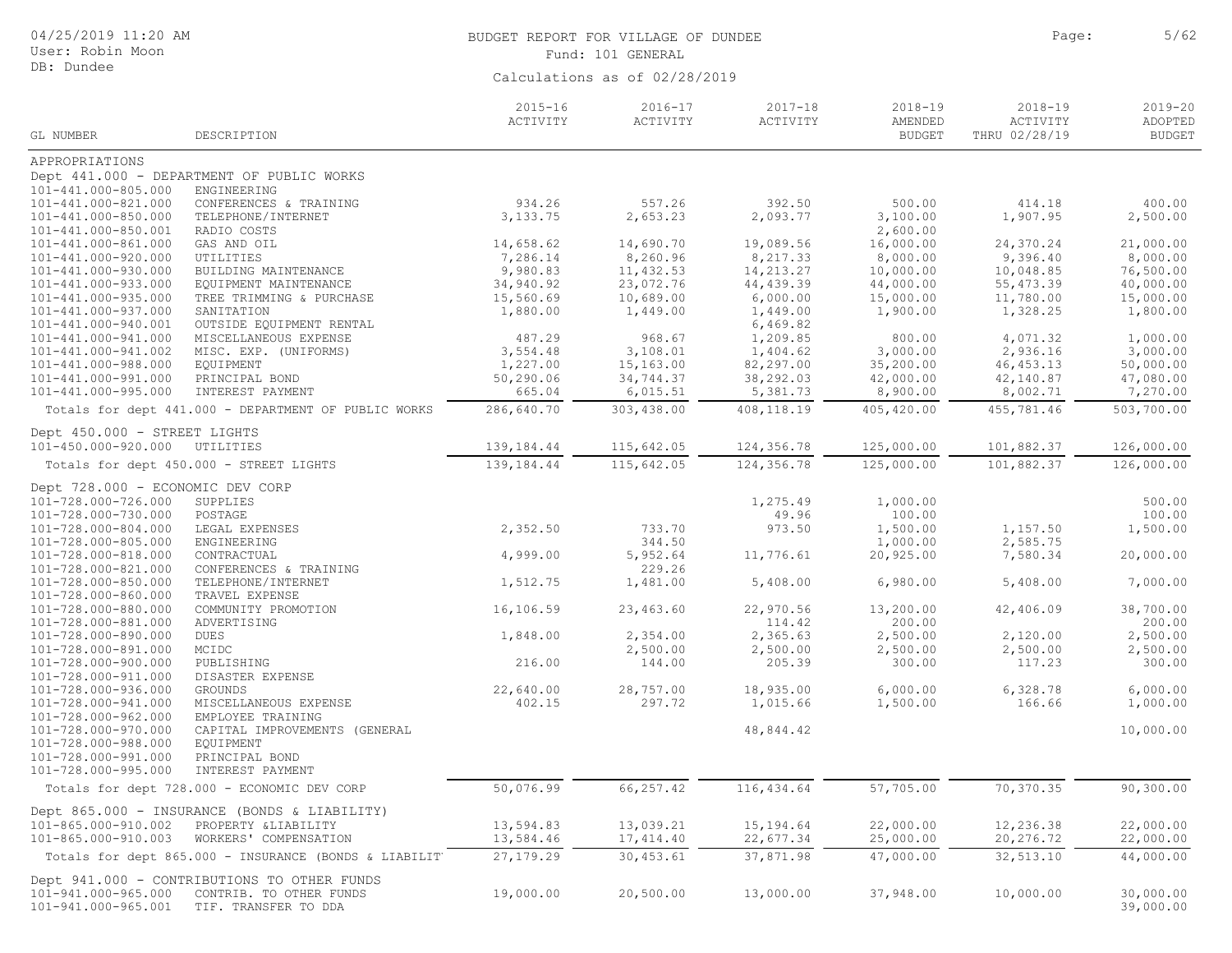# BUDGET REPORT FOR VILLAGE OF DUNDEE

Fund: 101 GENERAL

Calculations as of 02/28/2019

| GL NUMBER | DESCRIPTION | 2015-16 ACTIVITY | 2016-17 ACTIVITY | 2017-18 ACTIVITY | 2018-19 AMENDED BUDGET | 2018-19 ACTIVITY THRU 02/28/19 | 2019-20 ADOPTED BUDGET |
|---|---|---|---|---|---|---|---|
| APPROPRIATIONS | | | | | | | |
| Dept 441.000 - DEPARTMENT OF PUBLIC WORKS | | | | | | | |
| 101-441.000-805.000 | ENGINEERING | | | | | | |
| 101-441.000-821.000 | CONFERENCES & TRAINING | 934.26 | 557.26 | 392.50 | 500.00 | 414.18 | 400.00 |
| 101-441.000-850.000 | TELEPHONE/INTERNET | 3,133.75 | 2,653.23 | 2,093.77 | 3,100.00 | 1,907.95 | 2,500.00 |
| 101-441.000-850.001 | RADIO COSTS | | | | 2,600.00 | | |
| 101-441.000-861.000 | GAS AND OIL | 14,658.62 | 14,690.70 | 19,089.56 | 16,000.00 | 24,370.24 | 21,000.00 |
| 101-441.000-920.000 | UTILITIES | 7,286.14 | 8,260.96 | 8,217.33 | 8,000.00 | 9,396.40 | 8,000.00 |
| 101-441.000-930.000 | BUILDING MAINTENANCE | 9,980.83 | 11,432.53 | 14,213.27 | 10,000.00 | 10,048.85 | 76,500.00 |
| 101-441.000-933.000 | EQUIPMENT MAINTENANCE | 34,940.92 | 23,072.76 | 44,439.39 | 44,000.00 | 55,473.39 | 40,000.00 |
| 101-441.000-935.000 | TREE TRIMMING & PURCHASE | 15,560.69 | 10,689.00 | 6,000.00 | 15,000.00 | 11,780.00 | 15,000.00 |
| 101-441.000-937.000 | SANITATION | 1,880.00 | 1,449.00 | 1,449.00 | 1,900.00 | 1,328.25 | 1,800.00 |
| 101-441.000-940.001 | OUTSIDE EQUIPMENT RENTAL | | | 6,469.82 | | | |
| 101-441.000-941.000 | MISCELLANEOUS EXPENSE | 487.29 | 968.67 | 1,209.85 | 800.00 | 4,071.32 | 1,000.00 |
| 101-441.000-941.002 | MISC. EXP. (UNIFORMS) | 3,554.48 | 3,108.01 | 1,404.62 | 3,000.00 | 2,936.16 | 3,000.00 |
| 101-441.000-988.000 | EQUIPMENT | 1,227.00 | 15,163.00 | 82,297.00 | 35,200.00 | 46,453.13 | 50,000.00 |
| 101-441.000-991.000 | PRINCIPAL BOND | 50,290.06 | 34,744.37 | 38,292.03 | 42,000.00 | 42,140.87 | 47,080.00 |
| 101-441.000-995.000 | INTEREST PAYMENT | 665.04 | 6,015.51 | 5,381.73 | 8,900.00 | 8,002.71 | 7,270.00 |
| Totals for dept 441.000 - DEPARTMENT OF PUBLIC WORKS | | 286,640.70 | 303,438.00 | 408,118.19 | 405,420.00 | 455,781.46 | 503,700.00 |
| Dept 450.000 - STREET LIGHTS | | | | | | | |
| 101-450.000-920.000 | UTILITIES | 139,184.44 | 115,642.05 | 124,356.78 | 125,000.00 | 101,882.37 | 126,000.00 |
| Totals for dept 450.000 - STREET LIGHTS | | 139,184.44 | 115,642.05 | 124,356.78 | 125,000.00 | 101,882.37 | 126,000.00 |
| Dept 728.000 - ECONOMIC DEV CORP | | | | | | | |
| 101-728.000-726.000 | SUPPLIES | | | 1,275.49 | 1,000.00 | | 500.00 |
| 101-728.000-730.000 | POSTAGE | | | 49.96 | 100.00 | | 100.00 |
| 101-728.000-804.000 | LEGAL EXPENSES | 2,352.50 | 733.70 | 973.50 | 1,500.00 | 1,157.50 | 1,500.00 |
| 101-728.000-805.000 | ENGINEERING | | 344.50 | | 1,000.00 | 2,585.75 | |
| 101-728.000-818.000 | CONTRACTUAL | 4,999.00 | 5,952.64 | 11,776.61 | 20,925.00 | 7,580.34 | 20,000.00 |
| 101-728.000-821.000 | CONFERENCES & TRAINING | | 229.26 | | | | |
| 101-728.000-850.000 | TELEPHONE/INTERNET | 1,512.75 | 1,481.00 | 5,408.00 | 6,980.00 | 5,408.00 | 7,000.00 |
| 101-728.000-860.000 | TRAVEL EXPENSE | | | | | | |
| 101-728.000-880.000 | COMMUNITY PROMOTION | 16,106.59 | 23,463.60 | 22,970.56 | 13,200.00 | 42,406.09 | 38,700.00 |
| 101-728.000-881.000 | ADVERTISING | | | 114.42 | 200.00 | | 200.00 |
| 101-728.000-890.000 | DUES | 1,848.00 | 2,354.00 | 2,365.63 | 2,500.00 | 2,120.00 | 2,500.00 |
| 101-728.000-891.000 | MCIDC | | 2,500.00 | 2,500.00 | 2,500.00 | 2,500.00 | 2,500.00 |
| 101-728.000-900.000 | PUBLISHING | 216.00 | 144.00 | 205.39 | 300.00 | 117.23 | 300.00 |
| 101-728.000-911.000 | DISASTER EXPENSE | | | | | | |
| 101-728.000-936.000 | GROUNDS | 22,640.00 | 28,757.00 | 18,935.00 | 6,000.00 | 6,328.78 | 6,000.00 |
| 101-728.000-941.000 | MISCELLANEOUS EXPENSE | 402.15 | 297.72 | 1,015.66 | 1,500.00 | 166.66 | 1,000.00 |
| 101-728.000-962.000 | EMPLOYEE TRAINING | | | | | | |
| 101-728.000-970.000 | CAPITAL IMPROVEMENTS (GENERAL | | | 48,844.42 | | | 10,000.00 |
| 101-728.000-988.000 | EQUIPMENT | | | | | | |
| 101-728.000-991.000 | PRINCIPAL BOND | | | | | | |
| 101-728.000-995.000 | INTEREST PAYMENT | | | | | | |
| Totals for dept 728.000 - ECONOMIC DEV CORP | | 50,076.99 | 66,257.42 | 116,434.64 | 57,705.00 | 70,370.35 | 90,300.00 |
| Dept 865.000 - INSURANCE (BONDS & LIABILITY) | | | | | | | |
| 101-865.000-910.002 | PROPERTY &LIABILITY | 13,594.83 | 13,039.21 | 15,194.64 | 22,000.00 | 12,236.38 | 22,000.00 |
| 101-865.000-910.003 | WORKERS' COMPENSATION | 13,584.46 | 17,414.40 | 22,677.34 | 25,000.00 | 20,276.72 | 22,000.00 |
| Totals for dept 865.000 - INSURANCE (BONDS & LIABILIT | | 27,179.29 | 30,453.61 | 37,871.98 | 47,000.00 | 32,513.10 | 44,000.00 |
| Dept 941.000 - CONTRIBUTIONS TO OTHER FUNDS | | | | | | | |
| 101-941.000-965.000 | CONTRIB. TO OTHER FUNDS | 19,000.00 | 20,500.00 | 13,000.00 | 37,948.00 | 10,000.00 | 30,000.00 |
| 101-941.000-965.001 | TIF. TRANSFER TO DDA | | | | | | 39,000.00 |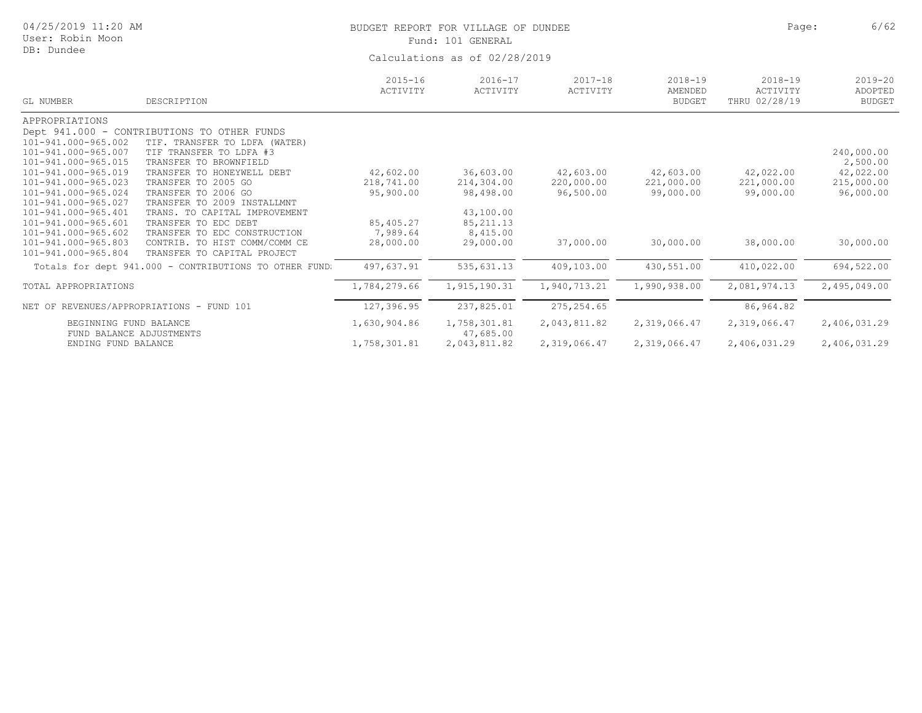# BUDGET REPORT FOR VILLAGE OF DUNDEE

Fund: 101 GENERAL

Calculations as of 02/28/2019

04/25/2019 11:20 AM
User: Robin Moon
DB: Dundee

| GL NUMBER | DESCRIPTION | 2015-16 ACTIVITY | 2016-17 ACTIVITY | 2017-18 ACTIVITY | 2018-19 AMENDED BUDGET | 2018-19 ACTIVITY THRU 02/28/19 | 2019-20 ADOPTED BUDGET |
|---|---|---|---|---|---|---|---|
| APPROPRIATIONS | | | | | | | |
| Dept 941.000 - CONTRIBUTIONS TO OTHER FUNDS | | | | | | | |
| 101-941.000-965.002 | TIF. TRANSFER TO LDFA (WATER) | | | | | | |
| 101-941.000-965.007 | TIF TRANSFER TO LDFA #3 | | | | | | 240,000.00 |
| 101-941.000-965.015 | TRANSFER TO BROWNFIELD | | | | | | 2,500.00 |
| 101-941.000-965.019 | TRANSFER TO HONEYWELL DEBT | 42,602.00 | 36,603.00 | 42,603.00 | 42,603.00 | 42,022.00 | 42,022.00 |
| 101-941.000-965.023 | TRANSFER TO 2005 GO | 218,741.00 | 214,304.00 | 220,000.00 | 221,000.00 | 221,000.00 | 215,000.00 |
| 101-941.000-965.024 | TRANSFER TO 2006 GO | 95,900.00 | 98,498.00 | 96,500.00 | 99,000.00 | 99,000.00 | 96,000.00 |
| 101-941.000-965.027 | TRANSFER TO 2009 INSTALLMNT | | | | | | |
| 101-941.000-965.401 | TRANS. TO CAPITAL IMPROVEMENT | | 43,100.00 | | | | |
| 101-941.000-965.601 | TRANSFER TO EDC DEBT | 85,405.27 | 85,211.13 | | | | |
| 101-941.000-965.602 | TRANSFER TO EDC CONSTRUCTION | 7,989.64 | 8,415.00 | | | | |
| 101-941.000-965.803 | CONTRIB. TO HIST COMM/COMM CE | 28,000.00 | 29,000.00 | 37,000.00 | 30,000.00 | 38,000.00 | 30,000.00 |
| 101-941.000-965.804 | TRANSFER TO CAPITAL PROJECT | | | | | | |
| Totals for dept 941.000 - CONTRIBUTIONS TO OTHER FUND: | | 497,637.91 | 535,631.13 | 409,103.00 | 430,551.00 | 410,022.00 | 694,522.00 |
| TOTAL APPROPRIATIONS | | 1,784,279.66 | 1,915,190.31 | 1,940,713.21 | 1,990,938.00 | 2,081,974.13 | 2,495,049.00 |
| NET OF REVENUES/APPROPRIATIONS - FUND 101 | | 127,396.95 | 237,825.01 | 275,254.65 | | 86,964.82 | |
| BEGINNING FUND BALANCE | | 1,630,904.86 | 1,758,301.81 | 2,043,811.82 | 2,319,066.47 | 2,319,066.47 | 2,406,031.29 |
| FUND BALANCE ADJUSTMENTS | | | 47,685.00 | | | | |
| ENDING FUND BALANCE | | 1,758,301.81 | 2,043,811.82 | 2,319,066.47 | 2,319,066.47 | 2,406,031.29 | 2,406,031.29 |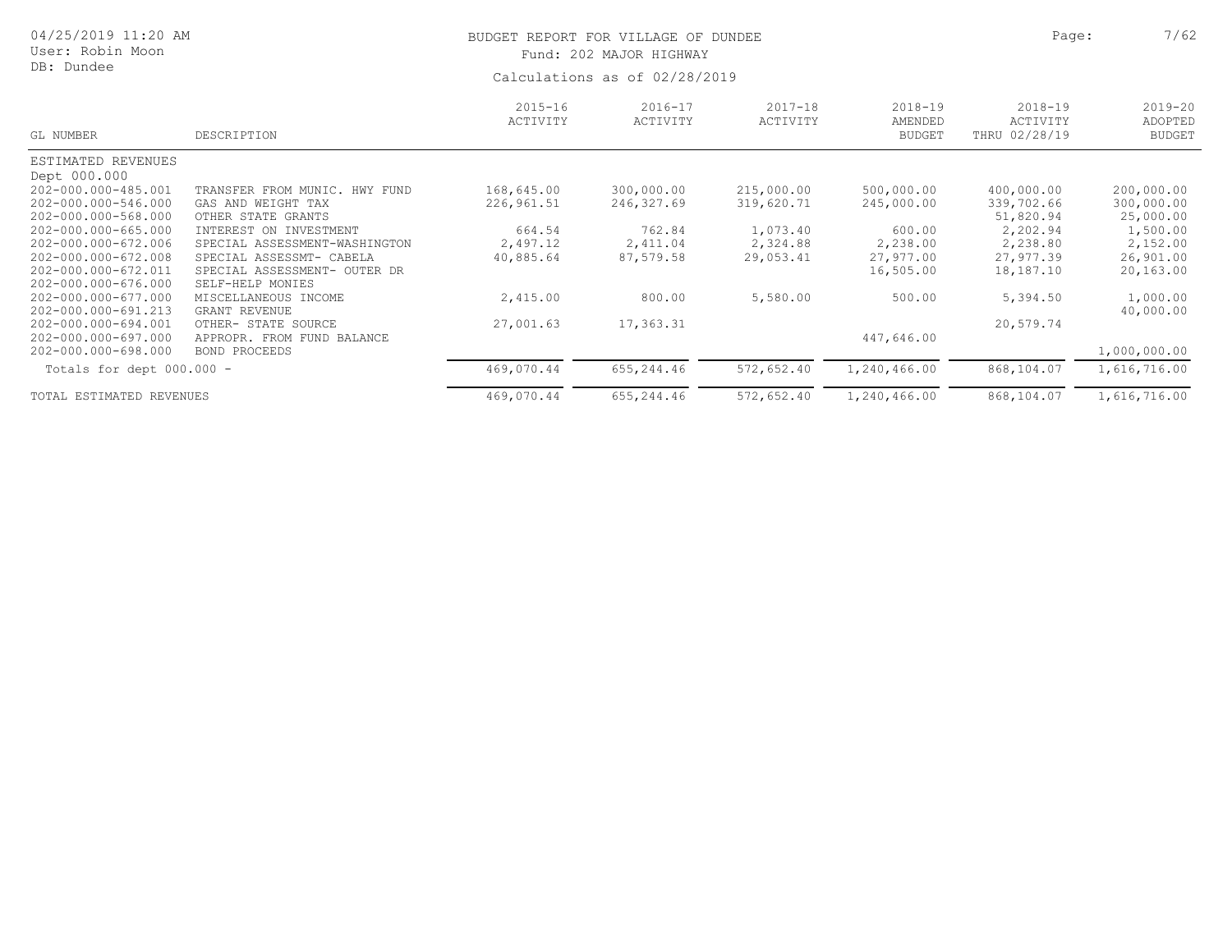# BUDGET REPORT FOR VILLAGE OF DUNDEE

Fund: 202 MAJOR HIGHWAY

Calculations as of 02/28/2019

| GL NUMBER | DESCRIPTION | 2015-16 ACTIVITY | 2016-17 ACTIVITY | 2017-18 ACTIVITY | 2018-19 AMENDED BUDGET | 2018-19 ACTIVITY THRU 02/28/19 | 2019-20 ADOPTED BUDGET |
|---|---|---|---|---|---|---|---|
| ESTIMATED REVENUES | | | | | | | |
| Dept 000.000 | | | | | | | |
| 202-000.000-485.001 | TRANSFER FROM MUNIC. HWY FUND | 168,645.00 | 300,000.00 | 215,000.00 | 500,000.00 | 400,000.00 | 200,000.00 |
| 202-000.000-546.000 | GAS AND WEIGHT TAX | 226,961.51 | 246,327.69 | 319,620.71 | 245,000.00 | 339,702.66 | 300,000.00 |
| 202-000.000-568.000 | OTHER STATE GRANTS | | | | | 51,820.94 | 25,000.00 |
| 202-000.000-665.000 | INTEREST ON INVESTMENT | 664.54 | 762.84 | 1,073.40 | 600.00 | 2,202.94 | 1,500.00 |
| 202-000.000-672.006 | SPECIAL ASSESSMENT-WASHINGTON | 2,497.12 | 2,411.04 | 2,324.88 | 2,238.00 | 2,238.80 | 2,152.00 |
| 202-000.000-672.008 | SPECIAL ASSESSMT- CABELA | 40,885.64 | 87,579.58 | 29,053.41 | 27,977.00 | 27,977.39 | 26,901.00 |
| 202-000.000-672.011 | SPECIAL ASSESSMENT- OUTER DR | | | | 16,505.00 | 18,187.10 | 20,163.00 |
| 202-000.000-676.000 | SELF-HELP MONIES | | | | | | |
| 202-000.000-677.000 | MISCELLANEOUS INCOME | 2,415.00 | 800.00 | 5,580.00 | 500.00 | 5,394.50 | 1,000.00 |
| 202-000.000-691.213 | GRANT REVENUE | | | | | | 40,000.00 |
| 202-000.000-694.001 | OTHER- STATE SOURCE | 27,001.63 | 17,363.31 | | | 20,579.74 | |
| 202-000.000-697.000 | APPROPR. FROM FUND BALANCE | | | | 447,646.00 | | |
| 202-000.000-698.000 | BOND PROCEEDS | | | | | | 1,000,000.00 |
| Totals for dept 000.000 - | | 469,070.44 | 655,244.46 | 572,652.40 | 1,240,466.00 | 868,104.07 | 1,616,716.00 |
| TOTAL ESTIMATED REVENUES | | 469,070.44 | 655,244.46 | 572,652.40 | 1,240,466.00 | 868,104.07 | 1,616,716.00 |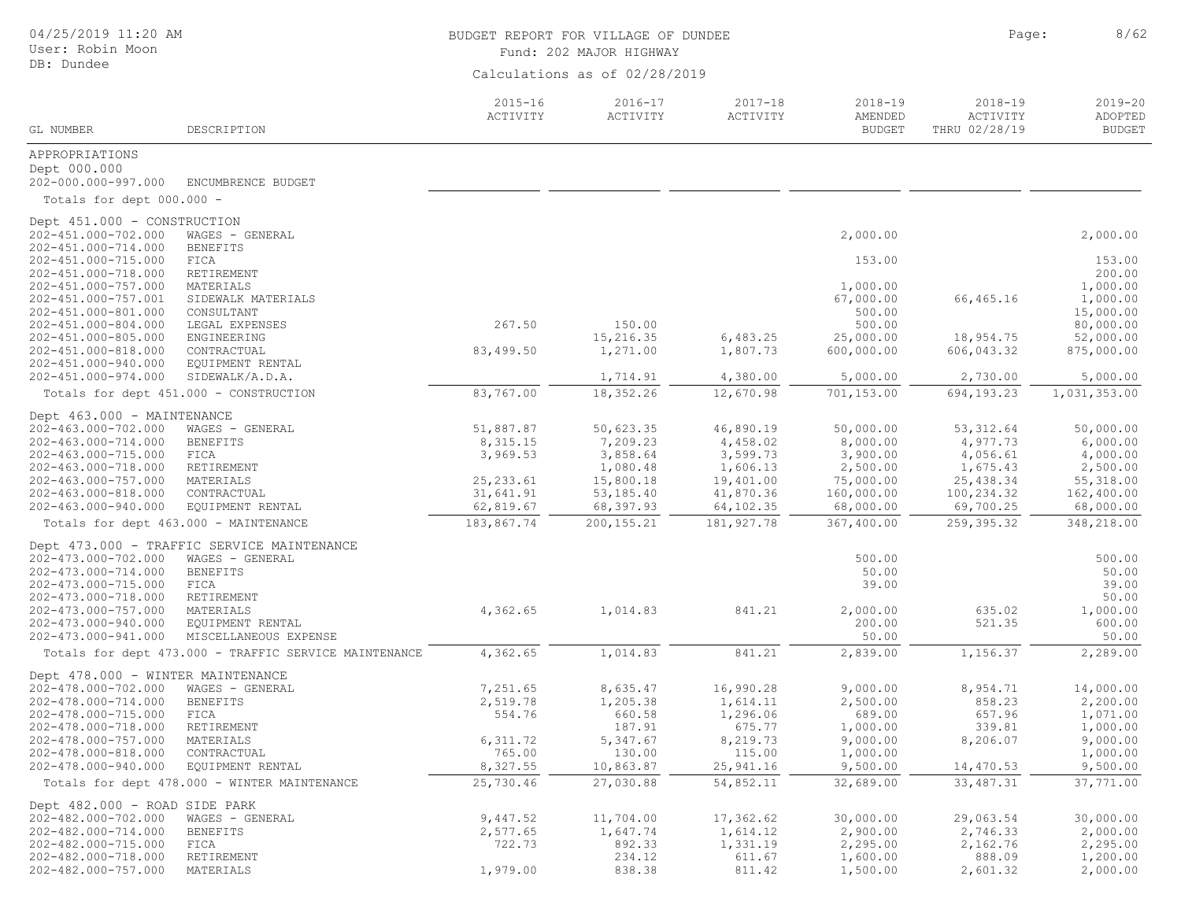BUDGET REPORT FOR VILLAGE OF DUNDEE

Fund: 202 MAJOR HIGHWAY

Calculations as of 02/28/2019

| GL NUMBER | DESCRIPTION | 2015-16 ACTIVITY | 2016-17 ACTIVITY | 2017-18 ACTIVITY | 2018-19 AMENDED BUDGET | 2018-19 ACTIVITY THRU 02/28/19 | 2019-20 ADOPTED BUDGET |
|---|---|---|---|---|---|---|---|
| APPROPRIATIONS | | | | | | | |
| Dept 000.000 | | | | | | | |
| 202-000.000-997.000 | ENCUMBRENCE BUDGET | | | | | | |
| Totals for dept 000.000 - | | | | | | | |
| Dept 451.000 - CONSTRUCTION | | | | | | | |
| 202-451.000-702.000 | WAGES - GENERAL | | | | 2,000.00 | | 2,000.00 |
| 202-451.000-714.000 | BENEFITS | | | | | | |
| 202-451.000-715.000 | FICA | | | | 153.00 | | 153.00 |
| 202-451.000-718.000 | RETIREMENT | | | | | | 200.00 |
| 202-451.000-757.000 | MATERIALS | | | | 1,000.00 | | 1,000.00 |
| 202-451.000-757.001 | SIDEWALK MATERIALS | | | | 67,000.00 | 66,465.16 | 1,000.00 |
| 202-451.000-801.000 | CONSULTANT | | | | 500.00 | | 15,000.00 |
| 202-451.000-804.000 | LEGAL EXPENSES | 267.50 | 150.00 | | 500.00 | | 80,000.00 |
| 202-451.000-805.000 | ENGINEERING | | 15,216.35 | 6,483.25 | 25,000.00 | 18,954.75 | 52,000.00 |
| 202-451.000-818.000 | CONTRACTUAL | 83,499.50 | 1,271.00 | 1,807.73 | 600,000.00 | 606,043.32 | 875,000.00 |
| 202-451.000-940.000 | EQUIPMENT RENTAL | | | | | | |
| 202-451.000-974.000 | SIDEWALK/A.D.A. | | 1,714.91 | 4,380.00 | 5,000.00 | 2,730.00 | 5,000.00 |
| Totals for dept 451.000 - CONSTRUCTION | | 83,767.00 | 18,352.26 | 12,670.98 | 701,153.00 | 694,193.23 | 1,031,353.00 |
| Dept 463.000 - MAINTENANCE | | | | | | | |
| 202-463.000-702.000 | WAGES - GENERAL | 51,887.87 | 50,623.35 | 46,890.19 | 50,000.00 | 53,312.64 | 50,000.00 |
| 202-463.000-714.000 | BENEFITS | 8,315.15 | 7,209.23 | 4,458.02 | 8,000.00 | 4,977.73 | 6,000.00 |
| 202-463.000-715.000 | FICA | 3,969.53 | 3,858.64 | 3,599.73 | 3,900.00 | 4,056.61 | 4,000.00 |
| 202-463.000-718.000 | RETIREMENT | | 1,080.48 | 1,606.13 | 2,500.00 | 1,675.43 | 2,500.00 |
| 202-463.000-757.000 | MATERIALS | 25,233.61 | 15,800.18 | 19,401.00 | 75,000.00 | 25,438.34 | 55,318.00 |
| 202-463.000-818.000 | CONTRACTUAL | 31,641.91 | 53,185.40 | 41,870.36 | 160,000.00 | 100,234.32 | 162,400.00 |
| 202-463.000-940.000 | EQUIPMENT RENTAL | 62,819.67 | 68,397.93 | 64,102.35 | 68,000.00 | 69,700.25 | 68,000.00 |
| Totals for dept 463.000 - MAINTENANCE | | 183,867.74 | 200,155.21 | 181,927.78 | 367,400.00 | 259,395.32 | 348,218.00 |
| Dept 473.000 - TRAFFIC SERVICE MAINTENANCE | | | | | | | |
| 202-473.000-702.000 | WAGES - GENERAL | | | | 500.00 | | 500.00 |
| 202-473.000-714.000 | BENEFITS | | | | 50.00 | | 50.00 |
| 202-473.000-715.000 | FICA | | | | 39.00 | | 39.00 |
| 202-473.000-718.000 | RETIREMENT | | | | | | 50.00 |
| 202-473.000-757.000 | MATERIALS | 4,362.65 | 1,014.83 | 841.21 | 2,000.00 | 635.02 | 1,000.00 |
| 202-473.000-940.000 | EQUIPMENT RENTAL | | | | 200.00 | 521.35 | 600.00 |
| 202-473.000-941.000 | MISCELLANEOUS EXPENSE | | | | 50.00 | | 50.00 |
| Totals for dept 473.000 - TRAFFIC SERVICE MAINTENANCE | | 4,362.65 | 1,014.83 | 841.21 | 2,839.00 | 1,156.37 | 2,289.00 |
| Dept 478.000 - WINTER MAINTENANCE | | | | | | | |
| 202-478.000-702.000 | WAGES - GENERAL | 7,251.65 | 8,635.47 | 16,990.28 | 9,000.00 | 8,954.71 | 14,000.00 |
| 202-478.000-714.000 | BENEFITS | 2,519.78 | 1,205.38 | 1,614.11 | 2,500.00 | 858.23 | 2,200.00 |
| 202-478.000-715.000 | FICA | 554.76 | 660.58 | 1,296.06 | 689.00 | 657.96 | 1,071.00 |
| 202-478.000-718.000 | RETIREMENT | | 187.91 | 675.77 | 1,000.00 | 339.81 | 1,000.00 |
| 202-478.000-757.000 | MATERIALS | 6,311.72 | 5,347.67 | 8,219.73 | 9,000.00 | 8,206.07 | 9,000.00 |
| 202-478.000-818.000 | CONTRACTUAL | 765.00 | 130.00 | 115.00 | 1,000.00 | | 1,000.00 |
| 202-478.000-940.000 | EQUIPMENT RENTAL | 8,327.55 | 10,863.87 | 25,941.16 | 9,500.00 | 14,470.53 | 9,500.00 |
| Totals for dept 478.000 - WINTER MAINTENANCE | | 25,730.46 | 27,030.88 | 54,852.11 | 32,689.00 | 33,487.31 | 37,771.00 |
| Dept 482.000 - ROAD SIDE PARK | | | | | | | |
| 202-482.000-702.000 | WAGES - GENERAL | 9,447.52 | 11,704.00 | 17,362.62 | 30,000.00 | 29,063.54 | 30,000.00 |
| 202-482.000-714.000 | BENEFITS | 2,577.65 | 1,647.74 | 1,614.12 | 2,900.00 | 2,746.33 | 2,000.00 |
| 202-482.000-715.000 | FICA | 722.73 | 892.33 | 1,331.19 | 2,295.00 | 2,162.76 | 2,295.00 |
| 202-482.000-718.000 | RETIREMENT | | 234.12 | 611.67 | 1,600.00 | 888.09 | 1,200.00 |
| 202-482.000-757.000 | MATERIALS | 1,979.00 | 838.38 | 811.42 | 1,500.00 | 2,601.32 | 2,000.00 |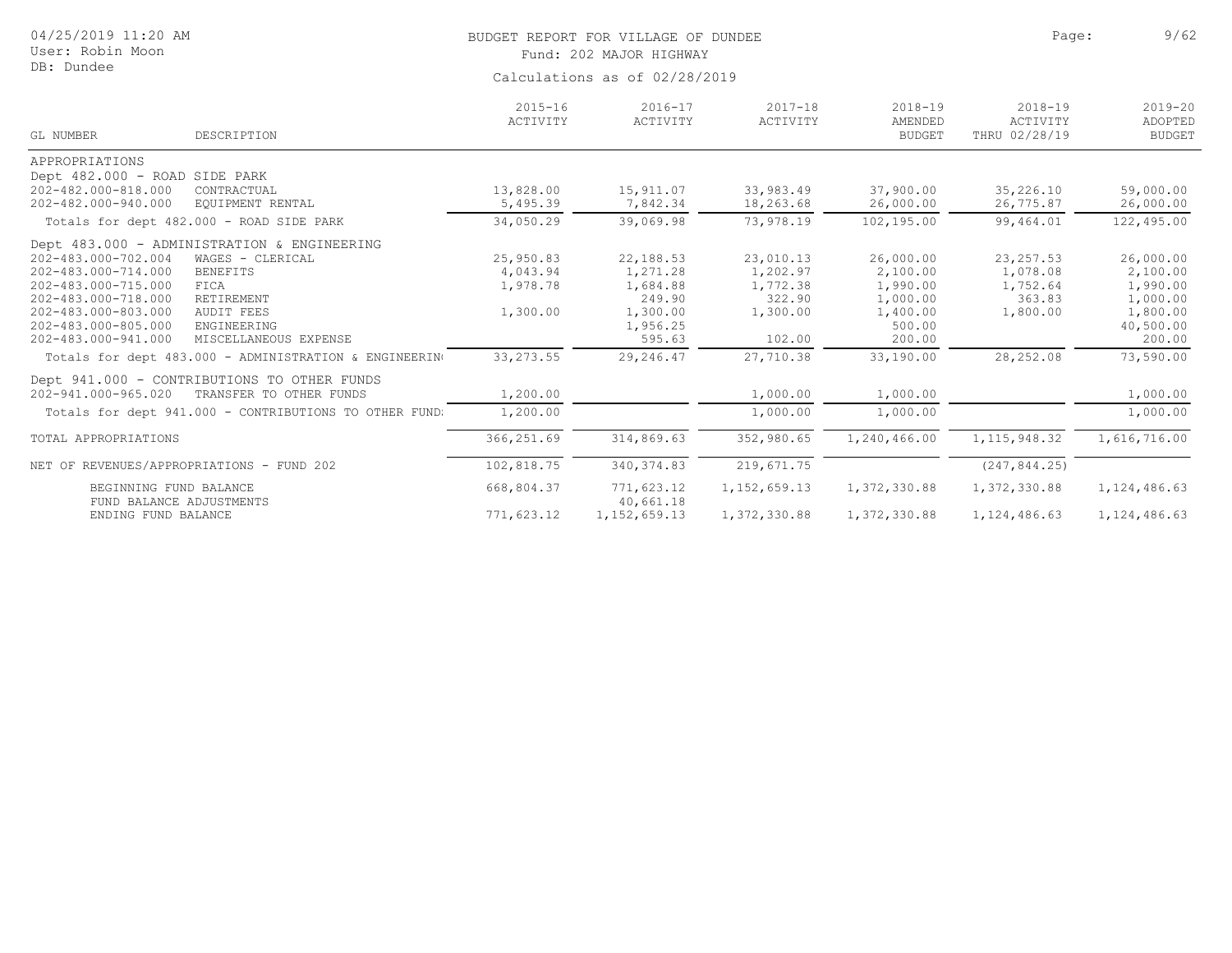# BUDGET REPORT FOR VILLAGE OF DUNDEE

Fund: 202 MAJOR HIGHWAY

Calculations as of 02/28/2019

| GL NUMBER | DESCRIPTION | 2015-16 ACTIVITY | 2016-17 ACTIVITY | 2017-18 ACTIVITY | 2018-19 AMENDED BUDGET | 2018-19 ACTIVITY THRU 02/28/19 | 2019-20 ADOPTED BUDGET |
|---|---|---|---|---|---|---|---|
| APPROPRIATIONS | | | | | | | |
| Dept 482.000 - ROAD SIDE PARK | | | | | | | |
| 202-482.000-818.000 | CONTRACTUAL | 13,828.00 | 15,911.07 | 33,983.49 | 37,900.00 | 35,226.10 | 59,000.00 |
| 202-482.000-940.000 | EQUIPMENT RENTAL | 5,495.39 | 7,842.34 | 18,263.68 | 26,000.00 | 26,775.87 | 26,000.00 |
| Totals for dept 482.000 - ROAD SIDE PARK | | 34,050.29 | 39,069.98 | 73,978.19 | 102,195.00 | 99,464.01 | 122,495.00 |
| Dept 483.000 - ADMINISTRATION & ENGINEERING | | | | | | | |
| 202-483.000-702.004 | WAGES - CLERICAL | 25,950.83 | 22,188.53 | 23,010.13 | 26,000.00 | 23,257.53 | 26,000.00 |
| 202-483.000-714.000 | BENEFITS | 4,043.94 | 1,271.28 | 1,202.97 | 2,100.00 | 1,078.08 | 2,100.00 |
| 202-483.000-715.000 | FICA | 1,978.78 | 1,684.88 | 1,772.38 | 1,990.00 | 1,752.64 | 1,990.00 |
| 202-483.000-718.000 | RETIREMENT | | 249.90 | 322.90 | 1,000.00 | 363.83 | 1,000.00 |
| 202-483.000-803.000 | AUDIT FEES | 1,300.00 | 1,300.00 | 1,300.00 | 1,400.00 | 1,800.00 | 1,800.00 |
| 202-483.000-805.000 | ENGINEERING | | 1,956.25 | | 500.00 | | 40,500.00 |
| 202-483.000-941.000 | MISCELLANEOUS EXPENSE | | 595.63 | 102.00 | 200.00 | | 200.00 |
| Totals for dept 483.000 - ADMINISTRATION & ENGINEERIN | | 33,273.55 | 29,246.47 | 27,710.38 | 33,190.00 | 28,252.08 | 73,590.00 |
| Dept 941.000 - CONTRIBUTIONS TO OTHER FUNDS | | | | | | | |
| 202-941.000-965.020 | TRANSFER TO OTHER FUNDS | 1,200.00 | | 1,000.00 | 1,000.00 | | 1,000.00 |
| Totals for dept 941.000 - CONTRIBUTIONS TO OTHER FUND | | 1,200.00 | | 1,000.00 | 1,000.00 | | 1,000.00 |
| TOTAL APPROPRIATIONS | | 366,251.69 | 314,869.63 | 352,980.65 | 1,240,466.00 | 1,115,948.32 | 1,616,716.00 |
| NET OF REVENUES/APPROPRIATIONS - FUND 202 | | 102,818.75 | 340,374.83 | 219,671.75 | | (247,844.25) | |
| BEGINNING FUND BALANCE | | 668,804.37 | 771,623.12 | 1,152,659.13 | 1,372,330.88 | 1,372,330.88 | 1,124,486.63 |
| FUND BALANCE ADJUSTMENTS | | | 40,661.18 | | | | |
| ENDING FUND BALANCE | | 771,623.12 | 1,152,659.13 | 1,372,330.88 | 1,372,330.88 | 1,124,486.63 | 1,124,486.63 |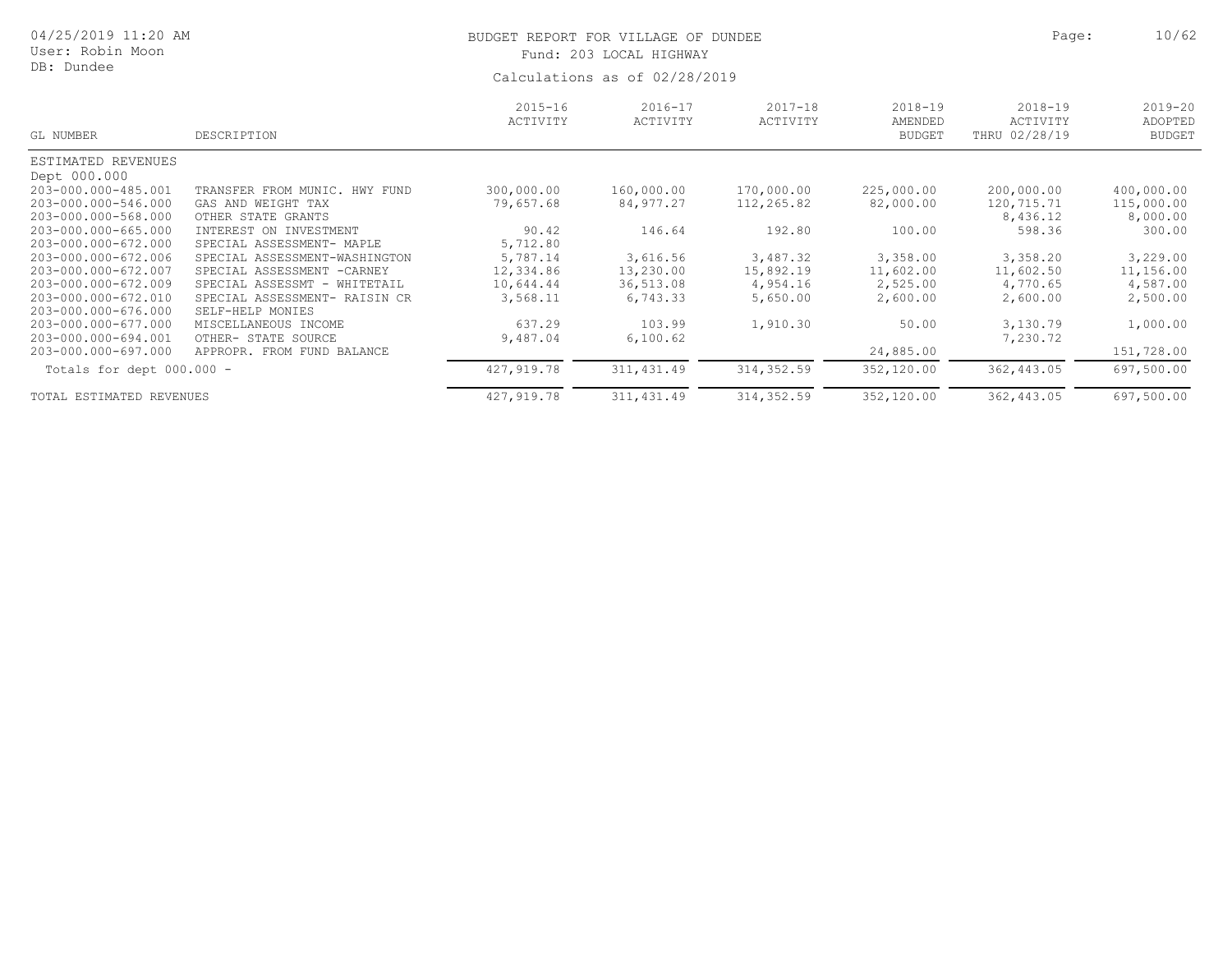# BUDGET REPORT FOR VILLAGE OF DUNDEE

Fund: 203 LOCAL HIGHWAY

Calculations as of 02/28/2019

04/25/2019 11:20 AM
User: Robin Moon
DB: Dundee

| GL NUMBER | DESCRIPTION | 2015-16 ACTIVITY | 2016-17 ACTIVITY | 2017-18 ACTIVITY | 2018-19 AMENDED BUDGET | 2018-19 ACTIVITY THRU 02/28/19 | 2019-20 ADOPTED BUDGET |
|---|---|---|---|---|---|---|---|
| ESTIMATED REVENUES | | | | | | | |
| Dept 000.000 | | | | | | | |
| 203-000.000-485.001 | TRANSFER FROM MUNIC. HWY FUND | 300,000.00 | 160,000.00 | 170,000.00 | 225,000.00 | 200,000.00 | 400,000.00 |
| 203-000.000-546.000 | GAS AND WEIGHT TAX | 79,657.68 | 84,977.27 | 112,265.82 | 82,000.00 | 120,715.71 | 115,000.00 |
| 203-000.000-568.000 | OTHER STATE GRANTS | | | | | 8,436.12 | 8,000.00 |
| 203-000.000-665.000 | INTEREST ON INVESTMENT | 90.42 | 146.64 | 192.80 | 100.00 | 598.36 | 300.00 |
| 203-000.000-672.000 | SPECIAL ASSESSMENT- MAPLE | 5,712.80 | | | | | |
| 203-000.000-672.006 | SPECIAL ASSESSMENT-WASHINGTON | 5,787.14 | 3,616.56 | 3,487.32 | 3,358.00 | 3,358.20 | 3,229.00 |
| 203-000.000-672.007 | SPECIAL ASSESSMENT -CARNEY | 12,334.86 | 13,230.00 | 15,892.19 | 11,602.00 | 11,602.50 | 11,156.00 |
| 203-000.000-672.009 | SPECIAL ASSESSMT - WHITETAIL | 10,644.44 | 36,513.08 | 4,954.16 | 2,525.00 | 4,770.65 | 4,587.00 |
| 203-000.000-672.010 | SPECIAL ASSESSMENT- RAISIN CR | 3,568.11 | 6,743.33 | 5,650.00 | 2,600.00 | 2,600.00 | 2,500.00 |
| 203-000.000-676.000 | SELF-HELP MONIES | | | | | | |
| 203-000.000-677.000 | MISCELLANEOUS INCOME | 637.29 | 103.99 | 1,910.30 | 50.00 | 3,130.79 | 1,000.00 |
| 203-000.000-694.001 | OTHER- STATE SOURCE | 9,487.04 | 6,100.62 | | | 7,230.72 | |
| 203-000.000-697.000 | APPROPR. FROM FUND BALANCE | | | | 24,885.00 | | 151,728.00 |
| Totals for dept 000.000 - | | 427,919.78 | 311,431.49 | 314,352.59 | 352,120.00 | 362,443.05 | 697,500.00 |
| TOTAL ESTIMATED REVENUES | | 427,919.78 | 311,431.49 | 314,352.59 | 352,120.00 | 362,443.05 | 697,500.00 |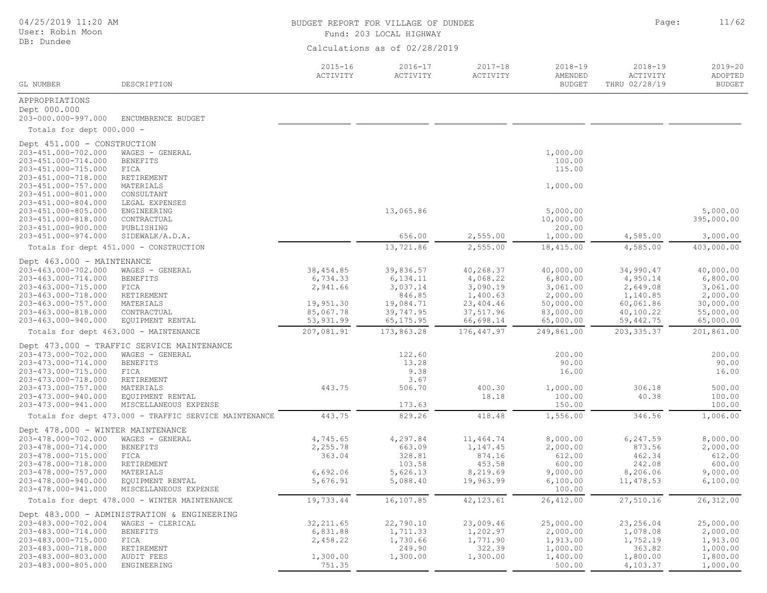BUDGET REPORT FOR VILLAGE OF DUNDEE

Fund: 203 LOCAL HIGHWAY

Calculations as of 02/28/2019

| GL NUMBER | DESCRIPTION | 2015-16 ACTIVITY | 2016-17 ACTIVITY | 2017-18 ACTIVITY | 2018-19 AMENDED BUDGET | 2018-19 ACTIVITY THRU 02/28/19 | 2019-20 ADOPTED BUDGET |
|---|---|---|---|---|---|---|---|
| APPROPRIATIONS | | | | | | | |
| Dept 000.000 | | | | | | | |
| 203-000.000-997.000 | ENCUMBRENCE BUDGET | | | | | | |
| Totals for dept 000.000 - | | | | | | | |
| Dept 451.000 - CONSTRUCTION | | | | | | | |
| 203-451.000-702.000 | WAGES - GENERAL | | | | 1,000.00 | | |
| 203-451.000-714.000 | BENEFITS | | | | 100.00 | | |
| 203-451.000-715.000 | FICA | | | | 115.00 | | |
| 203-451.000-718.000 | RETIREMENT | | | | | | |
| 203-451.000-757.000 | MATERIALS | | | | 1,000.00 | | |
| 203-451.000-801.000 | CONSULTANT | | | | | | |
| 203-451.000-804.000 | LEGAL EXPENSES | | | | | | |
| 203-451.000-805.000 | ENGINEERING | | 13,065.86 | | 5,000.00 | | 5,000.00 |
| 203-451.000-818.000 | CONTRACTUAL | | | | 10,000.00 | | 395,000.00 |
| 203-451.000-900.000 | PUBLISHING | | | | 200.00 | | |
| 203-451.000-974.000 | SIDEWALK/A.D.A. | | 656.00 | 2,555.00 | 1,000.00 | 4,585.00 | 3,000.00 |
| Totals for dept 451.000 - CONSTRUCTION | | | 13,721.86 | 2,555.00 | 18,415.00 | 4,585.00 | 403,000.00 |
| Dept 463.000 - MAINTENANCE | | | | | | | |
| 203-463.000-702.000 | WAGES - GENERAL | 38,454.85 | 39,836.57 | 40,268.37 | 40,000.00 | 34,990.47 | 40,000.00 |
| 203-463.000-714.000 | BENEFITS | 6,734.33 | 6,134.11 | 4,068.22 | 6,800.00 | 4,950.14 | 6,800.00 |
| 203-463.000-715.000 | FICA | 2,941.66 | 3,037.14 | 3,090.19 | 3,061.00 | 2,649.08 | 3,061.00 |
| 203-463.000-718.000 | RETIREMENT | | 846.85 | 1,400.63 | 2,000.00 | 1,140.85 | 2,000.00 |
| 203-463.000-757.000 | MATERIALS | 19,951.30 | 19,084.71 | 23,404.46 | 50,000.00 | 60,061.86 | 30,000.00 |
| 203-463.000-818.000 | CONTRACTUAL | 85,067.78 | 39,747.95 | 37,517.96 | 83,000.00 | 40,100.22 | 55,000.00 |
| 203-463.000-940.000 | EQUIPMENT RENTAL | 53,931.99 | 65,175.95 | 66,698.14 | 65,000.00 | 59,442.75 | 65,000.00 |
| Totals for dept 463.000 - MAINTENANCE | | 207,081.91 | 173,863.28 | 176,447.97 | 249,861.00 | 203,335.37 | 201,861.00 |
| Dept 473.000 - TRAFFIC SERVICE MAINTENANCE | | | | | | | |
| 203-473.000-702.000 | WAGES - GENERAL | | 122.60 | | 200.00 | | 200.00 |
| 203-473.000-714.000 | BENEFITS | | 13.28 | | 90.00 | | 90.00 |
| 203-473.000-715.000 | FICA | | 9.38 | | 16.00 | | 16.00 |
| 203-473.000-718.000 | RETIREMENT | | 3.67 | | | | |
| 203-473.000-757.000 | MATERIALS | 443.75 | 506.70 | 400.30 | 1,000.00 | 306.18 | 500.00 |
| 203-473.000-940.000 | EQUIPMENT RENTAL | | | 18.18 | 100.00 | 40.38 | 100.00 |
| 203-473.000-941.000 | MISCELLANEOUS EXPENSE | | 173.63 | | 150.00 | | 100.00 |
| Totals for dept 473.000 - TRAFFIC SERVICE MAINTENANCE | | 443.75 | 829.26 | 418.48 | 1,556.00 | 346.56 | 1,006.00 |
| Dept 478.000 - WINTER MAINTENANCE | | | | | | | |
| 203-478.000-702.000 | WAGES - GENERAL | 4,745.65 | 4,297.84 | 11,464.74 | 8,000.00 | 6,247.59 | 8,000.00 |
| 203-478.000-714.000 | BENEFITS | 2,255.78 | 663.09 | 1,147.45 | 2,000.00 | 873.56 | 2,000.00 |
| 203-478.000-715.000 | FICA | 363.04 | 328.81 | 874.16 | 612.00 | 462.34 | 612.00 |
| 203-478.000-718.000 | RETIREMENT | | 103.58 | 453.58 | 600.00 | 242.08 | 600.00 |
| 203-478.000-757.000 | MATERIALS | 6,692.06 | 5,626.13 | 8,219.69 | 9,000.00 | 8,206.06 | 9,000.00 |
| 203-478.000-940.000 | EQUIPMENT RENTAL | 5,676.91 | 5,088.40 | 19,963.99 | 6,100.00 | 11,478.53 | 6,100.00 |
| 203-478.000-941.000 | MISCELLANEOUS EXPENSE | | | | 100.00 | | |
| Totals for dept 478.000 - WINTER MAINTENANCE | | 19,733.44 | 16,107.85 | 42,123.61 | 26,412.00 | 27,510.16 | 26,312.00 |
| Dept 483.000 - ADMINISTRATION & ENGINEERING | | | | | | | |
| 203-483.000-702.004 | WAGES - CLERICAL | 32,211.65 | 22,790.10 | 23,009.46 | 25,000.00 | 23,256.04 | 25,000.00 |
| 203-483.000-714.000 | BENEFITS | 6,831.88 | 1,711.33 | 1,202.97 | 2,000.00 | 1,078.08 | 2,000.00 |
| 203-483.000-715.000 | FICA | 2,458.22 | 1,730.66 | 1,771.90 | 1,913.00 | 1,752.19 | 1,913.00 |
| 203-483.000-718.000 | RETIREMENT | | 249.90 | 322.39 | 1,000.00 | 363.82 | 1,000.00 |
| 203-483.000-803.000 | AUDIT FEES | 1,300.00 | 1,300.00 | 1,300.00 | 1,400.00 | 1,800.00 | 1,800.00 |
| 203-483.000-805.000 | ENGINEERING | 751.35 | | | 500.00 | 4,103.37 | 1,000.00 |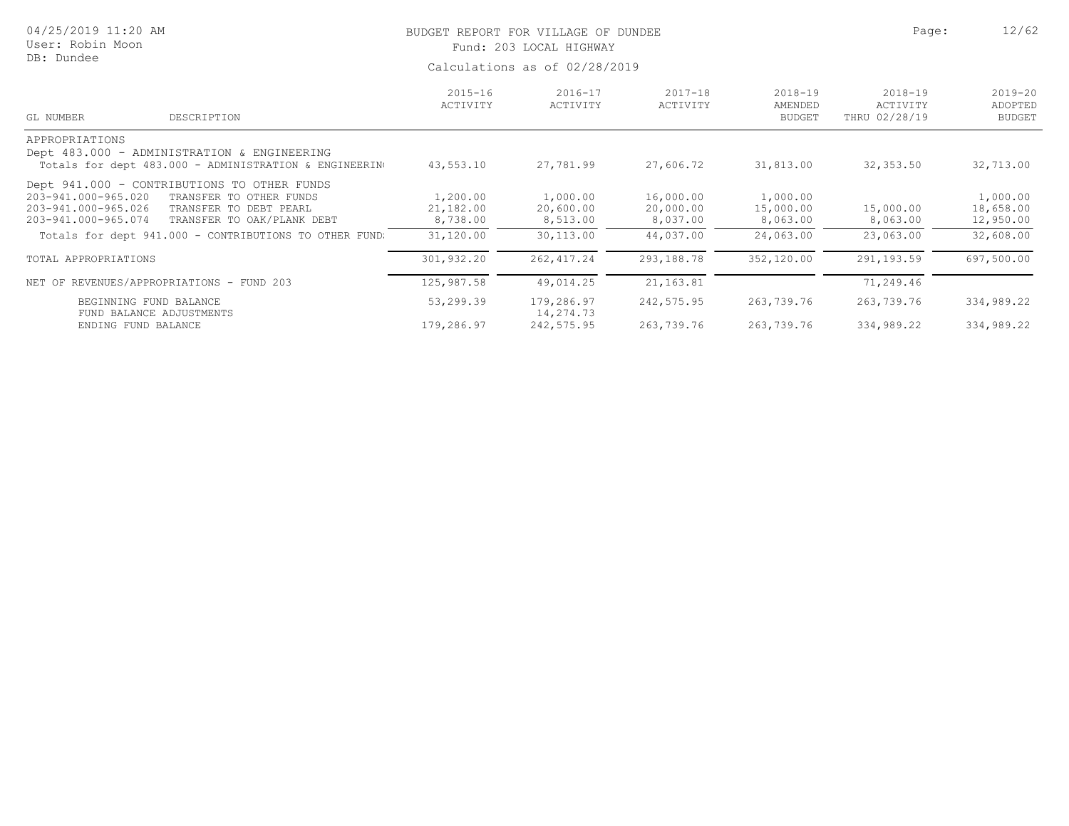BUDGET REPORT FOR VILLAGE OF DUNDEE
Fund: 203 LOCAL HIGHWAY

Calculations as of 02/28/2019

| GL NUMBER | DESCRIPTION | 2015-16 ACTIVITY | 2016-17 ACTIVITY | 2017-18 ACTIVITY | 2018-19 AMENDED BUDGET | 2018-19 ACTIVITY THRU 02/28/19 | 2019-20 ADOPTED BUDGET |
|---|---|---|---|---|---|---|---|
| APPROPRIATIONS | | | | | | | |
| Dept 483.000 - ADMINISTRATION & ENGINEERING | | | | | | | |
| Totals for dept 483.000 - ADMINISTRATION & ENGINEERIN | | 43,553.10 | 27,781.99 | 27,606.72 | 31,813.00 | 32,353.50 | 32,713.00 |
| Dept 941.000 - CONTRIBUTIONS TO OTHER FUNDS | | | | | | | |
| 203-941.000-965.020 | TRANSFER TO OTHER FUNDS | 1,200.00 | 1,000.00 | 16,000.00 | 1,000.00 | | 1,000.00 |
| 203-941.000-965.026 | TRANSFER TO DEBT PEARL | 21,182.00 | 20,600.00 | 20,000.00 | 15,000.00 | 15,000.00 | 18,658.00 |
| 203-941.000-965.074 | TRANSFER TO OAK/PLANK DEBT | 8,738.00 | 8,513.00 | 8,037.00 | 8,063.00 | 8,063.00 | 12,950.00 |
| Totals for dept 941.000 - CONTRIBUTIONS TO OTHER FUND | | 31,120.00 | 30,113.00 | 44,037.00 | 24,063.00 | 23,063.00 | 32,608.00 |
| TOTAL APPROPRIATIONS | | 301,932.20 | 262,417.24 | 293,188.78 | 352,120.00 | 291,193.59 | 697,500.00 |
| NET OF REVENUES/APPROPRIATIONS - FUND 203 | | 125,987.58 | 49,014.25 | 21,163.81 | | 71,249.46 | |
| BEGINNING FUND BALANCE | | 53,299.39 | 179,286.97 | 242,575.95 | 263,739.76 | 263,739.76 | 334,989.22 |
| FUND BALANCE ADJUSTMENTS | | | 14,274.73 | | | | |
| ENDING FUND BALANCE | | 179,286.97 | 242,575.95 | 263,739.76 | 263,739.76 | 334,989.22 | 334,989.22 |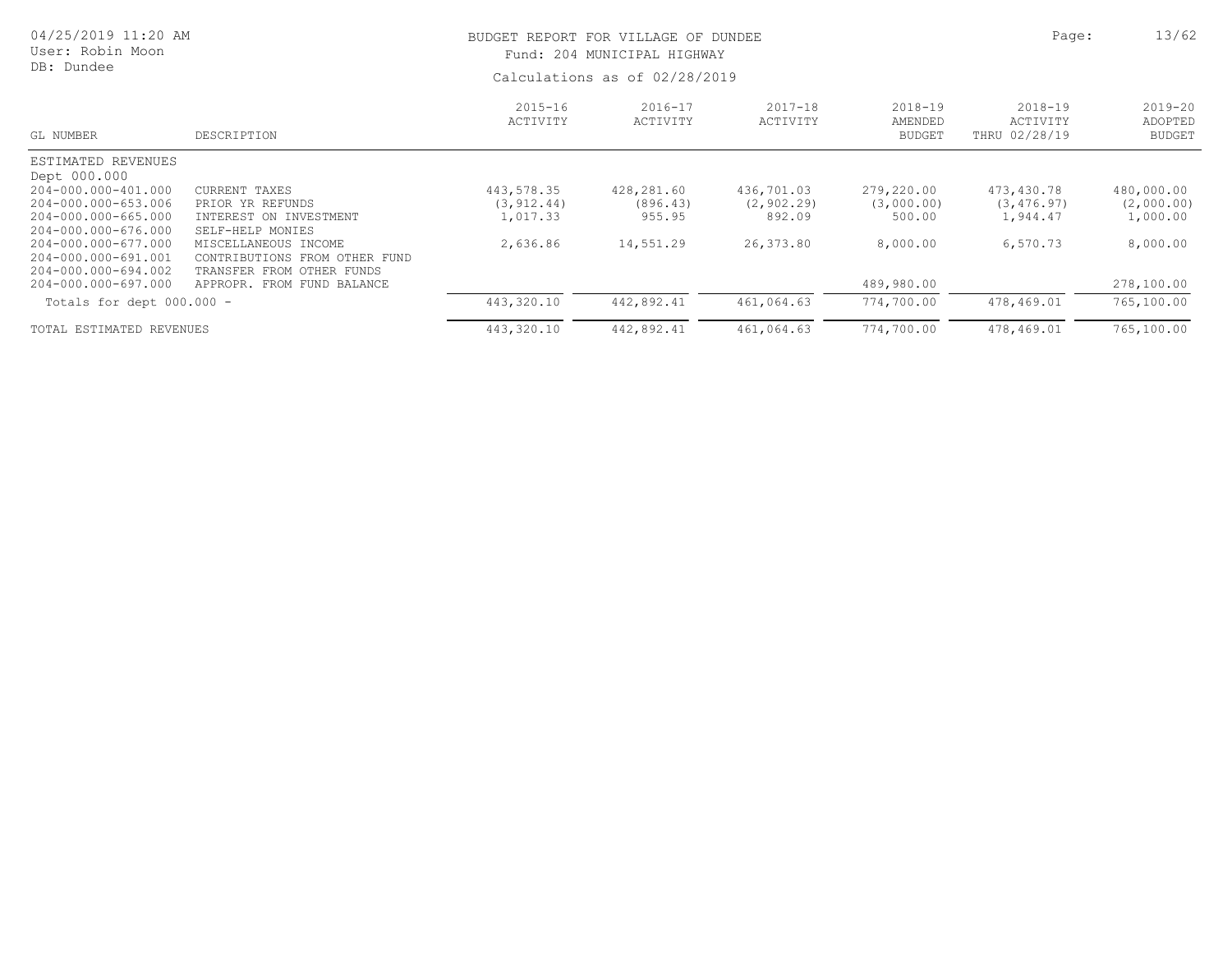BUDGET REPORT FOR VILLAGE OF DUNDEE
Fund: 204 MUNICIPAL HIGHWAY
Calculations as of 02/28/2019

04/25/2019 11:20 AM
User: Robin Moon
DB: Dundee

| GL NUMBER | DESCRIPTION | 2015-16 ACTIVITY | 2016-17 ACTIVITY | 2017-18 ACTIVITY | 2018-19 AMENDED BUDGET | 2018-19 ACTIVITY THRU 02/28/19 | 2019-20 ADOPTED BUDGET |
|---|---|---|---|---|---|---|---|
| ESTIMATED REVENUES | | | | | | | |
| Dept 000.000 | | | | | | | |
| 204-000.000-401.000 | CURRENT TAXES | 443,578.35 | 428,281.60 | 436,701.03 | 279,220.00 | 473,430.78 | 480,000.00 |
| 204-000.000-653.006 | PRIOR YR REFUNDS | (3,912.44) | (896.43) | (2,902.29) | (3,000.00) | (3,476.97) | (2,000.00) |
| 204-000.000-665.000 | INTEREST ON INVESTMENT | 1,017.33 | 955.95 | 892.09 | 500.00 | 1,944.47 | 1,000.00 |
| 204-000.000-676.000 | SELF-HELP MONIES | | | | | | |
| 204-000.000-677.000 | MISCELLANEOUS INCOME | 2,636.86 | 14,551.29 | 26,373.80 | 8,000.00 | 6,570.73 | 8,000.00 |
| 204-000.000-691.001 | CONTRIBUTIONS FROM OTHER FUND | | | | | | |
| 204-000.000-694.002 | TRANSFER FROM OTHER FUNDS | | | | | | |
| 204-000.000-697.000 | APPROPR. FROM FUND BALANCE | | | | 489,980.00 | | 278,100.00 |
| Totals for dept 000.000 - | | 443,320.10 | 442,892.41 | 461,064.63 | 774,700.00 | 478,469.01 | 765,100.00 |
| TOTAL ESTIMATED REVENUES | | 443,320.10 | 442,892.41 | 461,064.63 | 774,700.00 | 478,469.01 | 765,100.00 |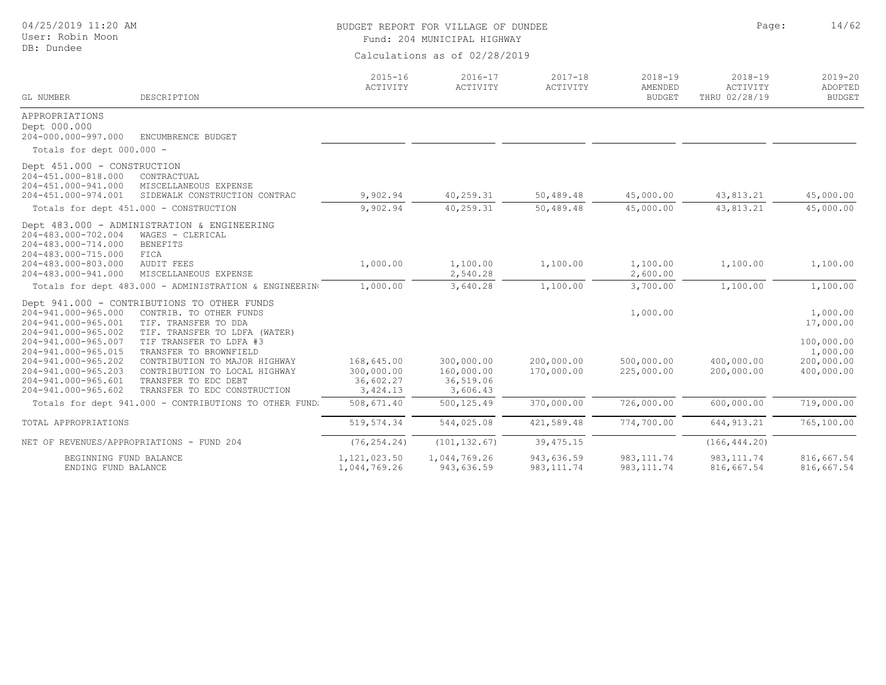# BUDGET REPORT FOR VILLAGE OF DUNDEE

Fund: 204 MUNICIPAL HIGHWAY

Calculations as of 02/28/2019

04/25/2019 11:20 AM
User: Robin Moon
DB: Dundee

| GL NUMBER | DESCRIPTION | 2015-16 ACTIVITY | 2016-17 ACTIVITY | 2017-18 ACTIVITY | 2018-19 AMENDED BUDGET | 2018-19 ACTIVITY THRU 02/28/19 | 2019-20 ADOPTED BUDGET |
|---|---|---|---|---|---|---|---|
| APPROPRIATIONS | | | | | | | |
| Dept 000.000 | | | | | | | |
| 204-000.000-997.000 | ENCUMBRENCE BUDGET | | | | | | |
| Totals for dept 000.000 - | | | | | | | |
| Dept 451.000 - CONSTRUCTION | | | | | | | |
| 204-451.000-818.000 | CONTRACTUAL | | | | | | |
| 204-451.000-941.000 | MISCELLANEOUS EXPENSE | | | | | | |
| 204-451.000-974.001 | SIDEWALK CONSTRUCTION CONTRAC | 9,902.94 | 40,259.31 | 50,489.48 | 45,000.00 | 43,813.21 | 45,000.00 |
| Totals for dept 451.000 - CONSTRUCTION | | 9,902.94 | 40,259.31 | 50,489.48 | 45,000.00 | 43,813.21 | 45,000.00 |
| Dept 483.000 - ADMINISTRATION & ENGINEERING | | | | | | | |
| 204-483.000-702.004 | WAGES - CLERICAL | | | | | | |
| 204-483.000-714.000 | BENEFITS | | | | | | |
| 204-483.000-715.000 | FICA | | | | | | |
| 204-483.000-803.000 | AUDIT FEES | 1,000.00 | 1,100.00 | 1,100.00 | 1,100.00 | 1,100.00 | 1,100.00 |
| 204-483.000-941.000 | MISCELLANEOUS EXPENSE | | 2,540.28 | | 2,600.00 | | |
| Totals for dept 483.000 - ADMINISTRATION & ENGINEERING | | 1,000.00 | 3,640.28 | 1,100.00 | 3,700.00 | 1,100.00 | 1,100.00 |
| Dept 941.000 - CONTRIBUTIONS TO OTHER FUNDS | | | | | | | |
| 204-941.000-965.000 | CONTRIB. TO OTHER FUNDS | | | | 1,000.00 | | 1,000.00 |
| 204-941.000-965.001 | TIF. TRANSFER TO DDA | | | | | | 17,000.00 |
| 204-941.000-965.002 | TIF. TRANSFER TO LDFA (WATER) | | | | | | |
| 204-941.000-965.007 | TIF TRANSFER TO LDFA #3 | | | | | | 100,000.00 |
| 204-941.000-965.015 | TRANSFER TO BROWNFIELD | | | | | | 1,000.00 |
| 204-941.000-965.202 | CONTRIBUTION TO MAJOR HIGHWAY | 168,645.00 | 300,000.00 | 200,000.00 | 500,000.00 | 400,000.00 | 200,000.00 |
| 204-941.000-965.203 | CONTRIBUTION TO LOCAL HIGHWAY | 300,000.00 | 160,000.00 | 170,000.00 | 225,000.00 | 200,000.00 | 400,000.00 |
| 204-941.000-965.601 | TRANSFER TO EDC DEBT | 36,602.27 | 36,519.06 | | | | |
| 204-941.000-965.602 | TRANSFER TO EDC CONSTRUCTION | 3,424.13 | 3,606.43 | | | | |
| Totals for dept 941.000 - CONTRIBUTIONS TO OTHER FUNDS | | 508,671.40 | 500,125.49 | 370,000.00 | 726,000.00 | 600,000.00 | 719,000.00 |
| TOTAL APPROPRIATIONS | | 519,574.34 | 544,025.08 | 421,589.48 | 774,700.00 | 644,913.21 | 765,100.00 |
| NET OF REVENUES/APPROPRIATIONS - FUND 204 | | (76,254.24) | (101,132.67) | 39,475.15 | | (166,444.20) | |
| BEGINNING FUND BALANCE | | 1,121,023.50 | 1,044,769.26 | 943,636.59 | 983,111.74 | 983,111.74 | 816,667.54 |
| ENDING FUND BALANCE | | 1,044,769.26 | 943,636.59 | 983,111.74 | 983,111.74 | 816,667.54 | 816,667.54 |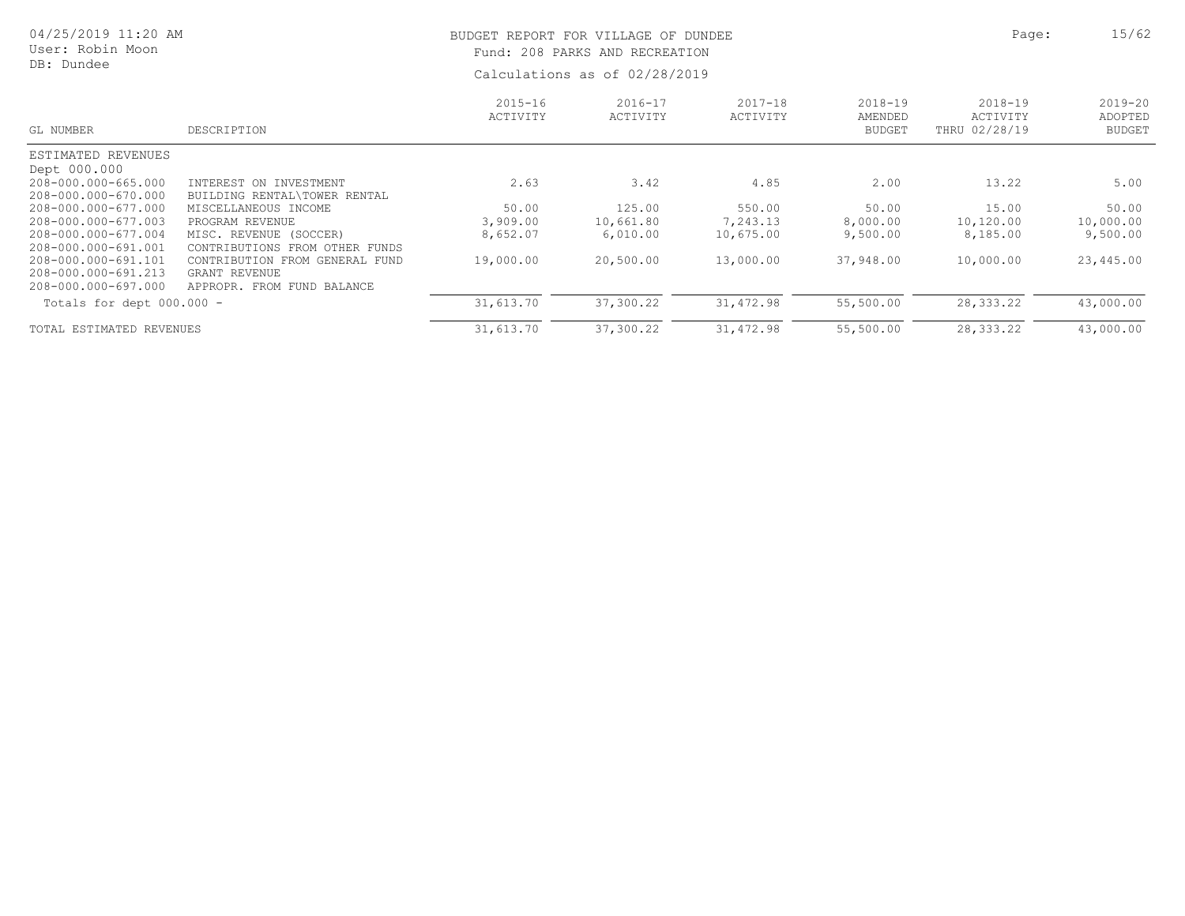BUDGET REPORT FOR VILLAGE OF DUNDEE

Fund: 208 PARKS AND RECREATION

Calculations as of 02/28/2019

04/25/2019 11:20 AM
User: Robin Moon
DB: Dundee

| GL NUMBER | DESCRIPTION | 2015-16 ACTIVITY | 2016-17 ACTIVITY | 2017-18 ACTIVITY | 2018-19 AMENDED BUDGET | 2018-19 ACTIVITY THRU 02/28/19 | 2019-20 ADOPTED BUDGET |
|---|---|---|---|---|---|---|---|
| ESTIMATED REVENUES | | | | | | | |
| Dept 000.000 | | | | | | | |
| 208-000.000-665.000 | INTEREST ON INVESTMENT | 2.63 | 3.42 | 4.85 | 2.00 | 13.22 | 5.00 |
| 208-000.000-670.000 | BUILDING RENTAL\TOWER RENTAL | | | | | | |
| 208-000.000-677.000 | MISCELLANEOUS INCOME | 50.00 | 125.00 | 550.00 | 50.00 | 15.00 | 50.00 |
| 208-000.000-677.003 | PROGRAM REVENUE | 3,909.00 | 10,661.80 | 7,243.13 | 8,000.00 | 10,120.00 | 10,000.00 |
| 208-000.000-677.004 | MISC. REVENUE (SOCCER) | 8,652.07 | 6,010.00 | 10,675.00 | 9,500.00 | 8,185.00 | 9,500.00 |
| 208-000.000-691.001 | CONTRIBUTIONS FROM OTHER FUNDS | | | | | | |
| 208-000.000-691.101 | CONTRIBUTION FROM GENERAL FUND | 19,000.00 | 20,500.00 | 13,000.00 | 37,948.00 | 10,000.00 | 23,445.00 |
| 208-000.000-691.213 | GRANT REVENUE | | | | | | |
| 208-000.000-697.000 | APPROPR. FROM FUND BALANCE | | | | | | |
| Totals for dept 000.000 - | | 31,613.70 | 37,300.22 | 31,472.98 | 55,500.00 | 28,333.22 | 43,000.00 |
| TOTAL ESTIMATED REVENUES | | 31,613.70 | 37,300.22 | 31,472.98 | 55,500.00 | 28,333.22 | 43,000.00 |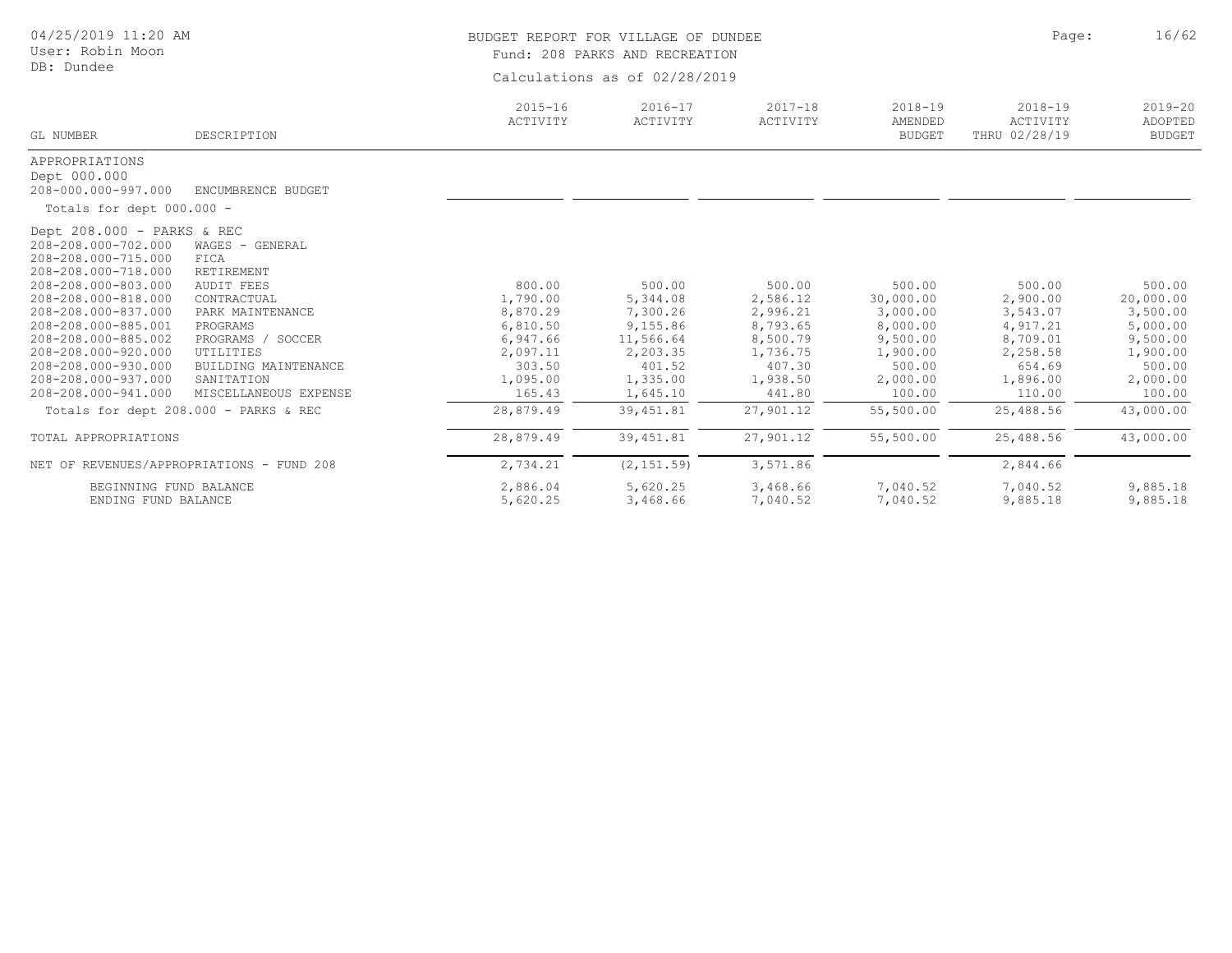BUDGET REPORT FOR VILLAGE OF DUNDEE
Fund: 208 PARKS AND RECREATION
Calculations as of 02/28/2019

04/25/2019 11:20 AM
User: Robin Moon
DB: Dundee

| GL NUMBER | DESCRIPTION | 2015-16 ACTIVITY | 2016-17 ACTIVITY | 2017-18 ACTIVITY | 2018-19 AMENDED BUDGET | 2018-19 ACTIVITY THRU 02/28/19 | 2019-20 ADOPTED BUDGET |
|---|---|---|---|---|---|---|---|
| APPROPRIATIONS | | | | | | | |
| Dept 000.000 | | | | | | | |
| 208-000.000-997.000 | ENCUMBRENCE BUDGET | | | | | | |
| Totals for dept 000.000 - | | | | | | | |
| Dept 208.000 - PARKS & REC | | | | | | | |
| 208-208.000-702.000 | WAGES - GENERAL | | | | | | |
| 208-208.000-715.000 | FICA | | | | | | |
| 208-208.000-718.000 | RETIREMENT | | | | | | |
| 208-208.000-803.000 | AUDIT FEES | 800.00 | 500.00 | 500.00 | 500.00 | 500.00 | 500.00 |
| 208-208.000-818.000 | CONTRACTUAL | 1,790.00 | 5,344.08 | 2,586.12 | 30,000.00 | 2,900.00 | 20,000.00 |
| 208-208.000-837.000 | PARK MAINTENANCE | 8,870.29 | 7,300.26 | 2,996.21 | 3,000.00 | 3,543.07 | 3,500.00 |
| 208-208.000-885.001 | PROGRAMS | 6,810.50 | 9,155.86 | 8,793.65 | 8,000.00 | 4,917.21 | 5,000.00 |
| 208-208.000-885.002 | PROGRAMS / SOCCER | 6,947.66 | 11,566.64 | 8,500.79 | 9,500.00 | 8,709.01 | 9,500.00 |
| 208-208.000-920.000 | UTILITIES | 2,097.11 | 2,203.35 | 1,736.75 | 1,900.00 | 2,258.58 | 1,900.00 |
| 208-208.000-930.000 | BUILDING MAINTENANCE | 303.50 | 401.52 | 407.30 | 500.00 | 654.69 | 500.00 |
| 208-208.000-937.000 | SANITATION | 1,095.00 | 1,335.00 | 1,938.50 | 2,000.00 | 1,896.00 | 2,000.00 |
| 208-208.000-941.000 | MISCELLANEOUS EXPENSE | 165.43 | 1,645.10 | 441.80 | 100.00 | 110.00 | 100.00 |
| Totals for dept 208.000 - PARKS & REC | | 28,879.49 | 39,451.81 | 27,901.12 | 55,500.00 | 25,488.56 | 43,000.00 |
| TOTAL APPROPRIATIONS | | 28,879.49 | 39,451.81 | 27,901.12 | 55,500.00 | 25,488.56 | 43,000.00 |
| NET OF REVENUES/APPROPRIATIONS - FUND 208 | | 2,734.21 | (2,151.59) | 3,571.86 | | 2,844.66 | |
| BEGINNING FUND BALANCE | | 2,886.04 | 5,620.25 | 3,468.66 | 7,040.52 | 7,040.52 | 9,885.18 |
| ENDING FUND BALANCE | | 5,620.25 | 3,468.66 | 7,040.52 | 7,040.52 | 9,885.18 | 9,885.18 |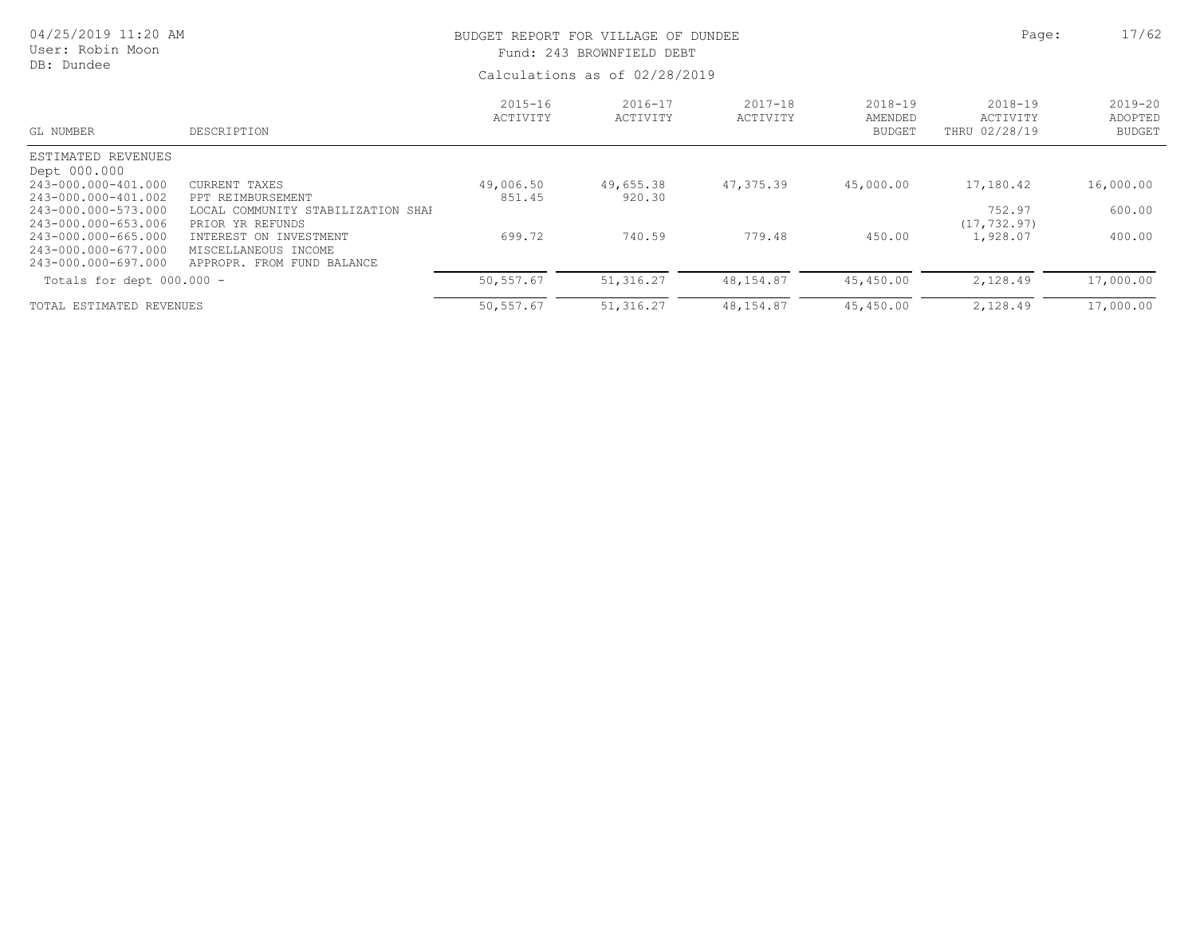BUDGET REPORT FOR VILLAGE OF DUNDEE
Fund: 243 BROWNFIELD DEBT

Calculations as of 02/28/2019

| GL NUMBER | DESCRIPTION | 2015-16 ACTIVITY | 2016-17 ACTIVITY | 2017-18 ACTIVITY | 2018-19 AMENDED BUDGET | 2018-19 ACTIVITY THRU 02/28/19 | 2019-20 ADOPTED BUDGET |
|---|---|---|---|---|---|---|---|
| ESTIMATED REVENUES | | | | | | | |
| Dept 000.000 | | | | | | | |
| 243-000.000-401.000 | CURRENT TAXES | 49,006.50 | 49,655.38 | 47,375.39 | 45,000.00 | 17,180.42 | 16,000.00 |
| 243-000.000-401.002 | PPT REIMBURSEMENT | 851.45 | 920.30 | | | | |
| 243-000.000-573.000 | LOCAL COMMUNITY STABILIZATION SHAI | | | | | 752.97 | 600.00 |
| 243-000.000-653.006 | PRIOR YR REFUNDS | | | | | (17,732.97) | |
| 243-000.000-665.000 | INTEREST ON INVESTMENT | 699.72 | 740.59 | 779.48 | 450.00 | 1,928.07 | 400.00 |
| 243-000.000-677.000 | MISCELLANEOUS INCOME | | | | | | |
| 243-000.000-697.000 | APPROPR. FROM FUND BALANCE | | | | | | |
| Totals for dept 000.000 - | | 50,557.67 | 51,316.27 | 48,154.87 | 45,450.00 | 2,128.49 | 17,000.00 |
| TOTAL ESTIMATED REVENUES | | 50,557.67 | 51,316.27 | 48,154.87 | 45,450.00 | 2,128.49 | 17,000.00 |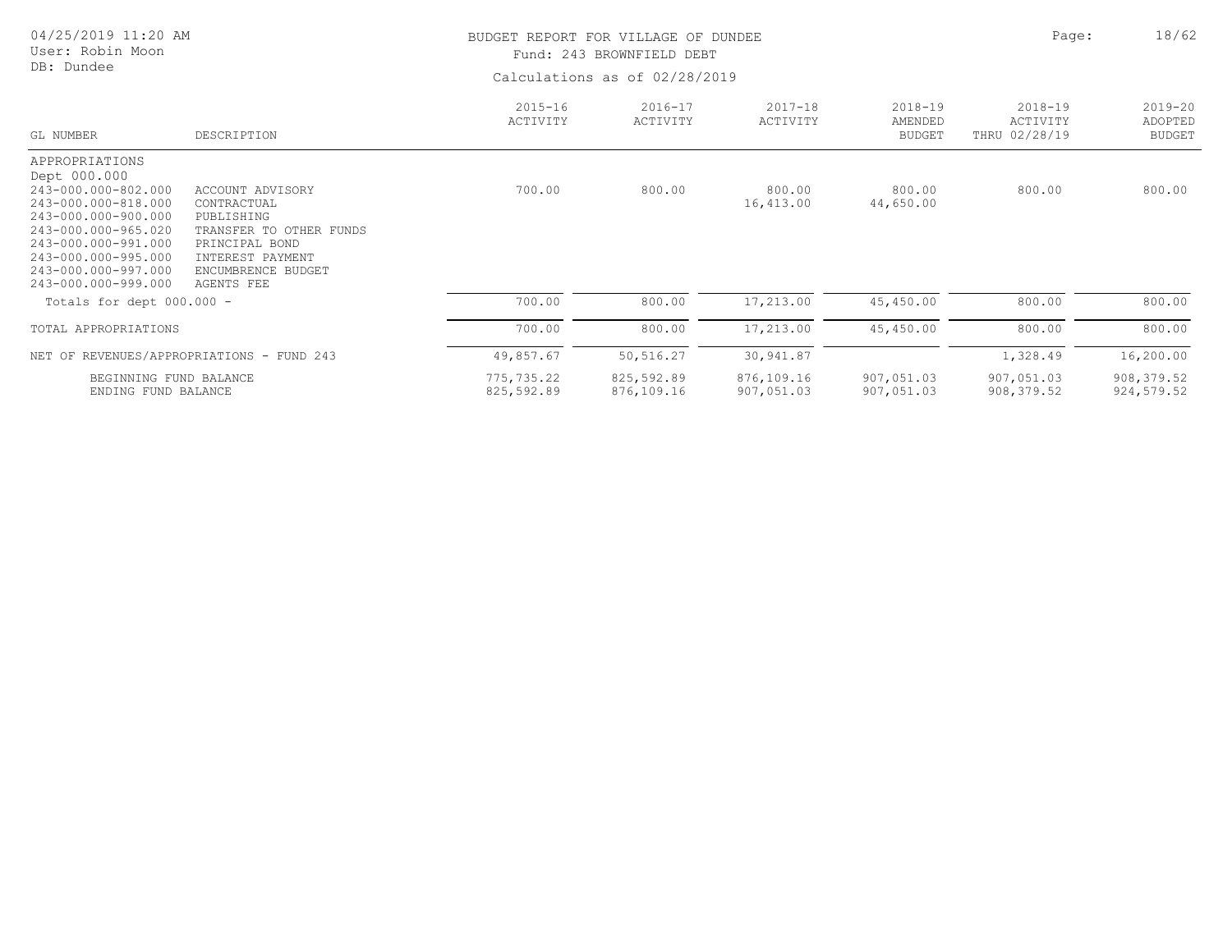# BUDGET REPORT FOR VILLAGE OF DUNDEE

Fund: 243 BROWNFIELD DEBT

Calculations as of 02/28/2019

04/25/2019 11:20 AM
User: Robin Moon
DB: Dundee

| GL NUMBER | DESCRIPTION | 2015-16 ACTIVITY | 2016-17 ACTIVITY | 2017-18 ACTIVITY | 2018-19 AMENDED BUDGET | 2018-19 ACTIVITY THRU 02/28/19 | 2019-20 ADOPTED BUDGET |
|---|---|---|---|---|---|---|---|
| APPROPRIATIONS | | | | | | | |
| Dept 000.000 | | | | | | | |
| 243-000.000-802.000 | ACCOUNT ADVISORY | 700.00 | 800.00 | 800.00 | 800.00 | 800.00 | 800.00 |
| 243-000.000-818.000 | CONTRACTUAL | | | 16,413.00 | 44,650.00 | | |
| 243-000.000-900.000 | PUBLISHING | | | | | | |
| 243-000.000-965.020 | TRANSFER TO OTHER FUNDS | | | | | | |
| 243-000.000-991.000 | PRINCIPAL BOND | | | | | | |
| 243-000.000-995.000 | INTEREST PAYMENT | | | | | | |
| 243-000.000-997.000 | ENCUMBRENCE BUDGET | | | | | | |
| 243-000.000-999.000 | AGENTS FEE | | | | | | |
| Totals for dept 000.000 - | | 700.00 | 800.00 | 17,213.00 | 45,450.00 | 800.00 | 800.00 |
| TOTAL APPROPRIATIONS | | 700.00 | 800.00 | 17,213.00 | 45,450.00 | 800.00 | 800.00 |
| NET OF REVENUES/APPROPRIATIONS - FUND 243 | | 49,857.67 | 50,516.27 | 30,941.87 | | 1,328.49 | 16,200.00 |
| BEGINNING FUND BALANCE | | 775,735.22 | 825,592.89 | 876,109.16 | 907,051.03 | 907,051.03 | 908,379.52 |
| ENDING FUND BALANCE | | 825,592.89 | 876,109.16 | 907,051.03 | 907,051.03 | 908,379.52 | 924,579.52 |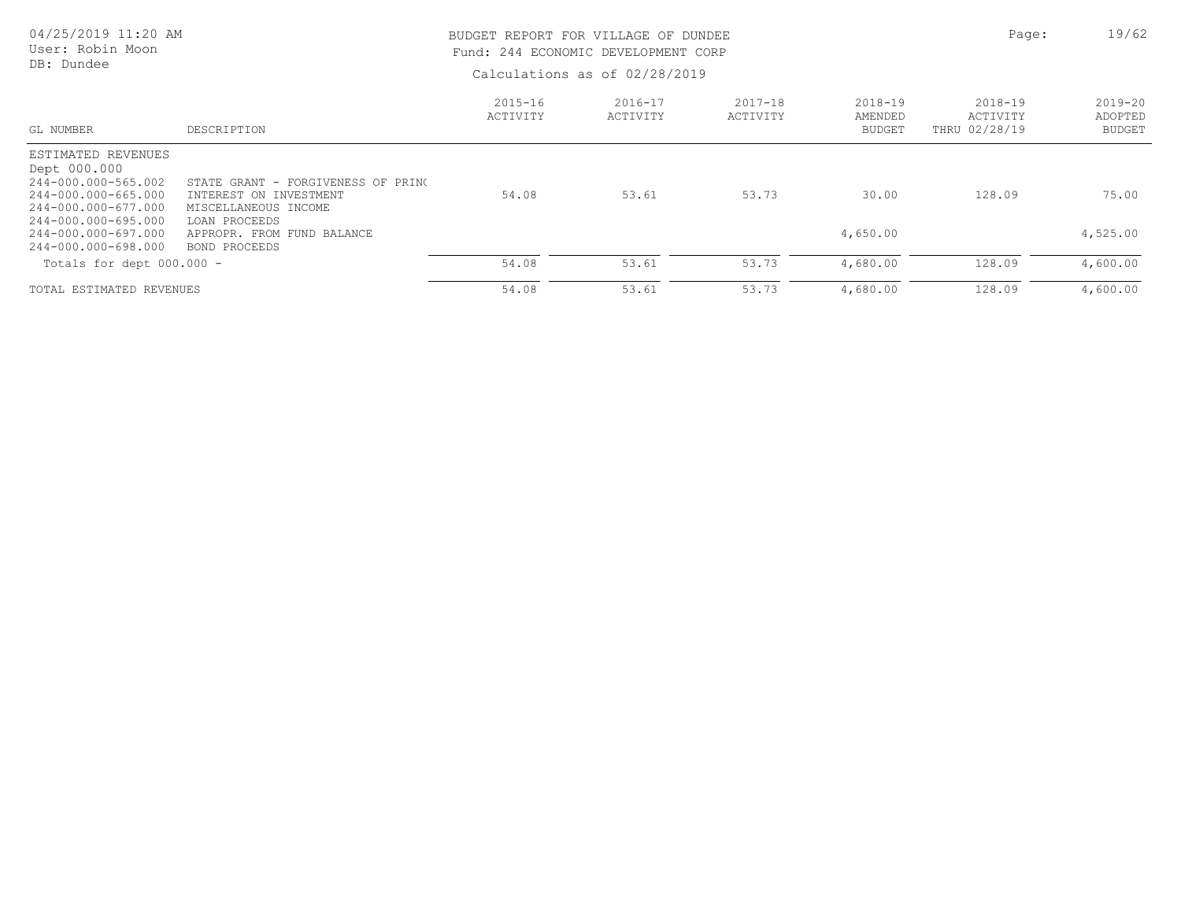BUDGET REPORT FOR VILLAGE OF DUNDEE
Fund: 244 ECONOMIC DEVELOPMENT CORP
Calculations as of 02/28/2019

| GL NUMBER | DESCRIPTION | 2015-16 ACTIVITY | 2016-17 ACTIVITY | 2017-18 ACTIVITY | 2018-19 AMENDED BUDGET | 2018-19 ACTIVITY THRU 02/28/19 | 2019-20 ADOPTED BUDGET |
|---|---|---|---|---|---|---|---|
| ESTIMATED REVENUES | | | | | | | |
| Dept 000.000 | | | | | | | |
| 244-000.000-565.002 | STATE GRANT - FORGIVENESS OF PRIN( | | | | | | |
| 244-000.000-665.000 | INTEREST ON INVESTMENT | 54.08 | 53.61 | 53.73 | 30.00 | 128.09 | 75.00 |
| 244-000.000-677.000 | MISCELLANEOUS INCOME | | | | | | |
| 244-000.000-695.000 | LOAN PROCEEDS | | | | | | |
| 244-000.000-697.000 | APPROPR. FROM FUND BALANCE | | | | 4,650.00 | | 4,525.00 |
| 244-000.000-698.000 | BOND PROCEEDS | | | | | | |
| Totals for dept 000.000 - | | 54.08 | 53.61 | 53.73 | 4,680.00 | 128.09 | 4,600.00 |
| TOTAL ESTIMATED REVENUES | | 54.08 | 53.61 | 53.73 | 4,680.00 | 128.09 | 4,600.00 |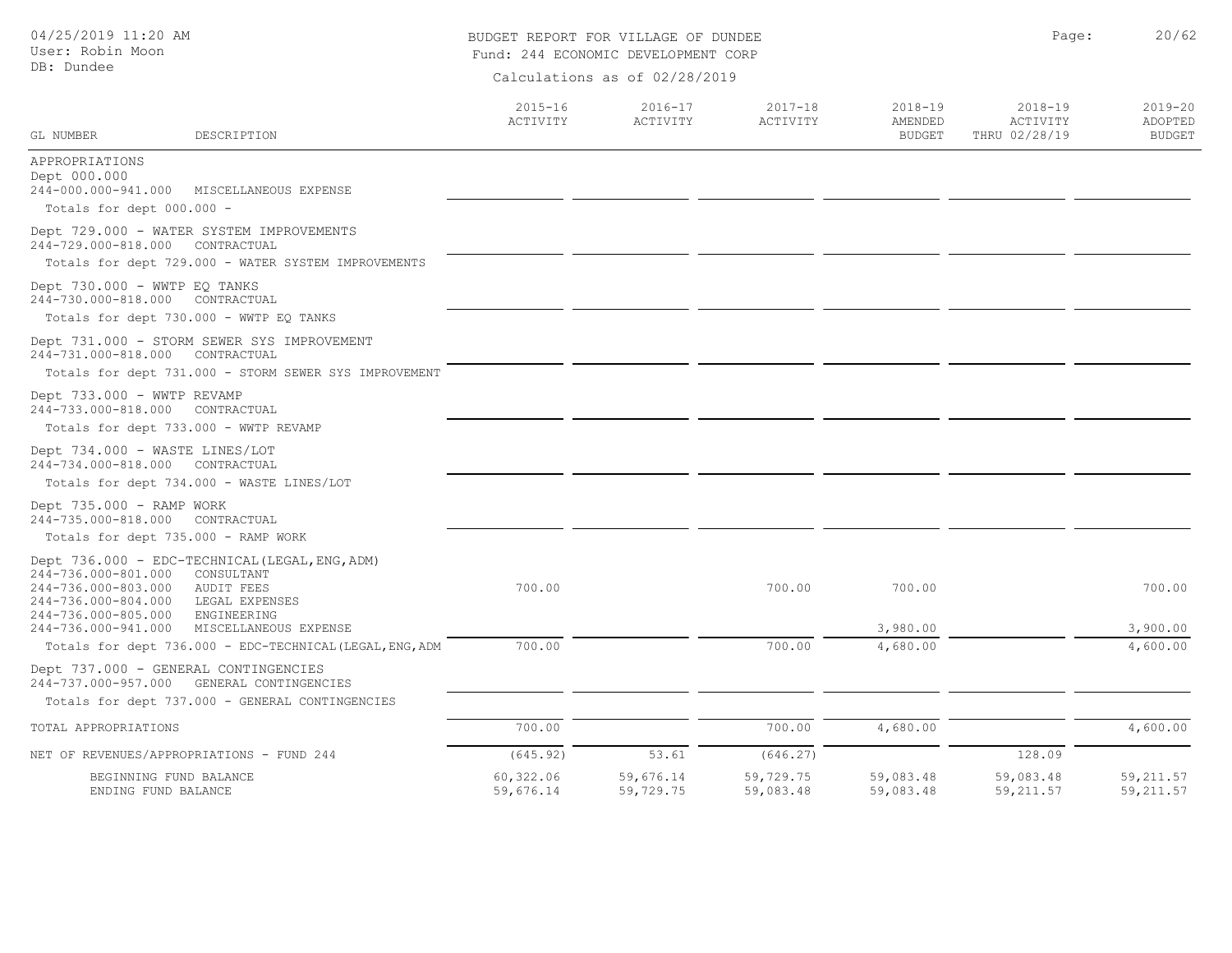BUDGET REPORT FOR VILLAGE OF DUNDEE
Fund: 244 ECONOMIC DEVELOPMENT CORP
Calculations as of 02/28/2019

04/25/2019 11:20 AM
User: Robin Moon
DB: Dundee

| GL NUMBER | DESCRIPTION | 2015-16 ACTIVITY | 2016-17 ACTIVITY | 2017-18 ACTIVITY | 2018-19 AMENDED BUDGET | 2018-19 ACTIVITY THRU 02/28/19 | 2019-20 ADOPTED BUDGET |
|---|---|---|---|---|---|---|---|
| APPROPRIATIONS | | | | | | | |
| Dept 000.000 | | | | | | | |
| 244-000.000-941.000 | MISCELLANEOUS EXPENSE | | | | | | |
| Totals for dept 000.000 - | | | | | | | |
| Dept 729.000 - WATER SYSTEM IMPROVEMENTS | | | | | | | |
| 244-729.000-818.000 | CONTRACTUAL | | | | | | |
| Totals for dept 729.000 - WATER SYSTEM IMPROVEMENTS | | | | | | | |
| Dept 730.000 - WWTP EQ TANKS | | | | | | | |
| 244-730.000-818.000 | CONTRACTUAL | | | | | | |
| Totals for dept 730.000 - WWTP EQ TANKS | | | | | | | |
| Dept 731.000 - STORM SEWER SYS IMPROVEMENT | | | | | | | |
| 244-731.000-818.000 | CONTRACTUAL | | | | | | |
| Totals for dept 731.000 - STORM SEWER SYS IMPROVEMENT | | | | | | | |
| Dept 733.000 - WWTP REVAMP | | | | | | | |
| 244-733.000-818.000 | CONTRACTUAL | | | | | | |
| Totals for dept 733.000 - WWTP REVAMP | | | | | | | |
| Dept 734.000 - WASTE LINES/LOT | | | | | | | |
| 244-734.000-818.000 | CONTRACTUAL | | | | | | |
| Totals for dept 734.000 - WASTE LINES/LOT | | | | | | | |
| Dept 735.000 - RAMP WORK | | | | | | | |
| 244-735.000-818.000 | CONTRACTUAL | | | | | | |
| Totals for dept 735.000 - RAMP WORK | | | | | | | |
| Dept 736.000 - EDC-TECHNICAL(LEGAL,ENG,ADM) | | | | | | | |
| 244-736.000-801.000 | CONSULTANT | | | | | | |
| 244-736.000-803.000 | AUDIT FEES | 700.00 | | 700.00 | 700.00 | | 700.00 |
| 244-736.000-804.000 | LEGAL EXPENSES | | | | | | |
| 244-736.000-805.000 | ENGINEERING | | | | | | |
| 244-736.000-941.000 | MISCELLANEOUS EXPENSE | | | | 3,980.00 | | 3,900.00 |
| Totals for dept 736.000 - EDC-TECHNICAL(LEGAL,ENG,ADM | | 700.00 | | 700.00 | 4,680.00 | | 4,600.00 |
| Dept 737.000 - GENERAL CONTINGENCIES | | | | | | | |
| 244-737.000-957.000 | GENERAL CONTINGENCIES | | | | | | |
| Totals for dept 737.000 - GENERAL CONTINGENCIES | | | | | | | |
| TOTAL APPROPRIATIONS | | 700.00 | | 700.00 | 4,680.00 | | 4,600.00 |
| NET OF REVENUES/APPROPRIATIONS - FUND 244 | | (645.92) | 53.61 | (646.27) | | 128.09 | |
| BEGINNING FUND BALANCE | | 60,322.06 | 59,676.14 | 59,729.75 | 59,083.48 | 59,083.48 | 59,211.57 |
| ENDING FUND BALANCE | | 59,676.14 | 59,729.75 | 59,083.48 | 59,083.48 | 59,211.57 | 59,211.57 |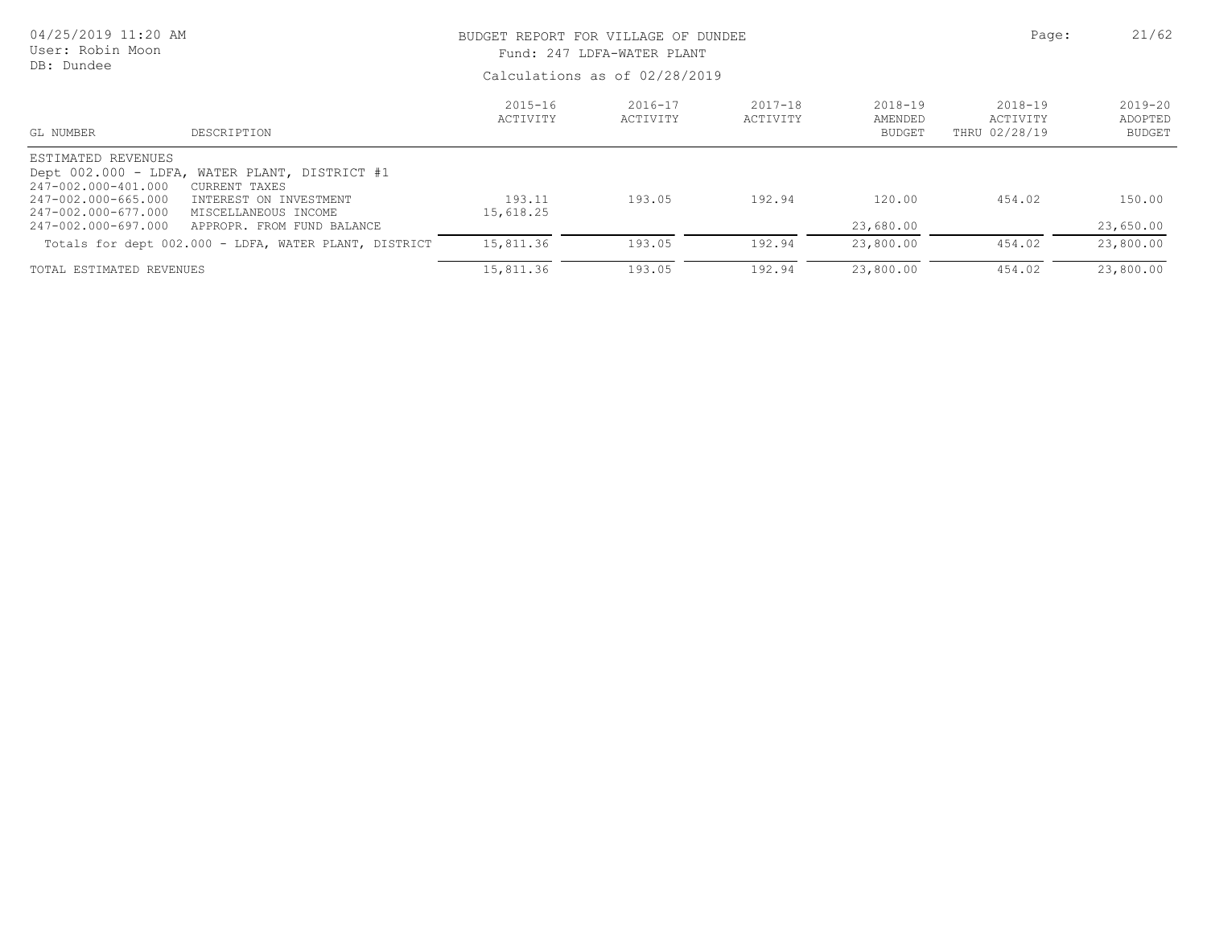BUDGET REPORT FOR VILLAGE OF DUNDEE

Fund: 247 LDFA-WATER PLANT

Calculations as of 02/28/2019

04/25/2019 11:20 AM
User: Robin Moon
DB: Dundee

| GL NUMBER | DESCRIPTION | 2015-16 ACTIVITY | 2016-17 ACTIVITY | 2017-18 ACTIVITY | 2018-19 AMENDED BUDGET | 2018-19 ACTIVITY THRU 02/28/19 | 2019-20 ADOPTED BUDGET |
|---|---|---|---|---|---|---|---|
| ESTIMATED REVENUES | | | | | | | |
| Dept 002.000 - LDFA, WATER PLANT, DISTRICT #1 | | | | | | | |
| 247-002.000-401.000 | CURRENT TAXES | | | | | | |
| 247-002.000-665.000 | INTEREST ON INVESTMENT | 193.11 | 193.05 | 192.94 | 120.00 | 454.02 | 150.00 |
| 247-002.000-677.000 | MISCELLANEOUS INCOME | 15,618.25 | | | | | |
| 247-002.000-697.000 | APPROPR. FROM FUND BALANCE | | | | 23,680.00 | | 23,650.00 |
| Totals for dept 002.000 - LDFA, WATER PLANT, DISTRICT | | 15,811.36 | 193.05 | 192.94 | 23,800.00 | 454.02 | 23,800.00 |
| TOTAL ESTIMATED REVENUES | | 15,811.36 | 193.05 | 192.94 | 23,800.00 | 454.02 | 23,800.00 |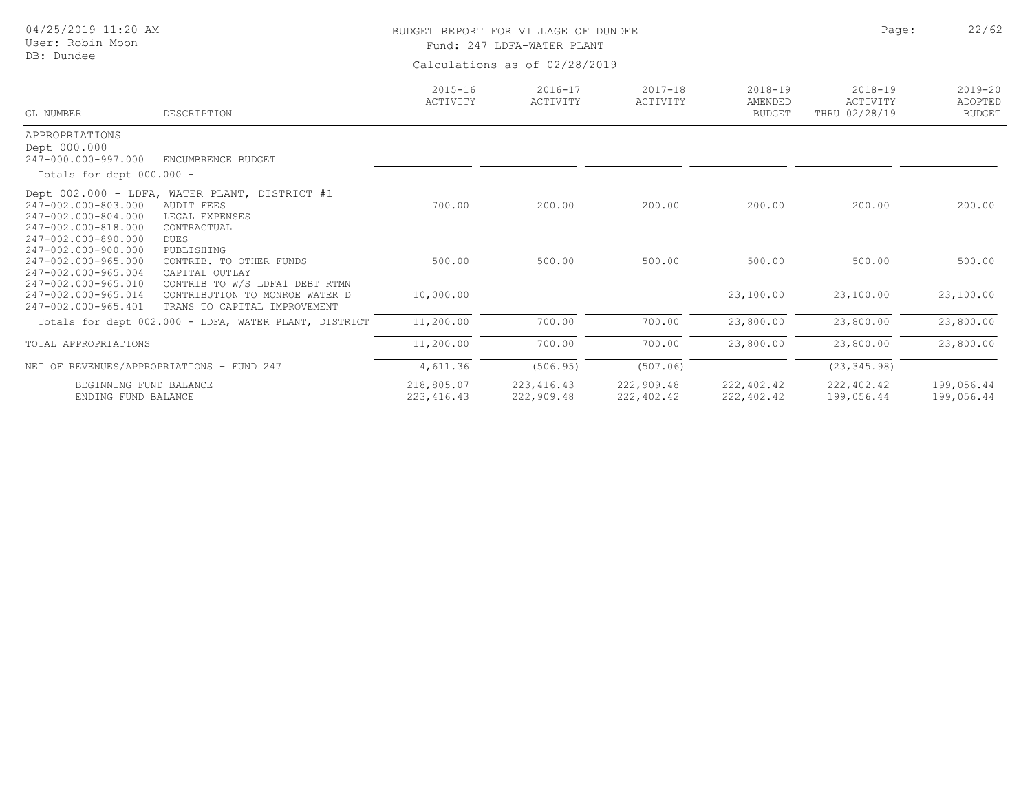# BUDGET REPORT FOR VILLAGE OF DUNDEE

Fund: 247 LDFA-WATER PLANT

Calculations as of 02/28/2019

04/25/2019 11:20 AM
User: Robin Moon
DB: Dundee

| GL NUMBER | DESCRIPTION | 2015-16 ACTIVITY | 2016-17 ACTIVITY | 2017-18 ACTIVITY | 2018-19 AMENDED BUDGET | 2018-19 ACTIVITY THRU 02/28/19 | 2019-20 ADOPTED BUDGET |
|---|---|---|---|---|---|---|---|
| APPROPRIATIONS | | | | | | | |
| Dept 000.000 | | | | | | | |
| 247-000.000-997.000 | ENCUMBRENCE BUDGET | | | | | | |
| Totals for dept 000.000 - | | | | | | | |
| Dept 002.000 - LDFA, WATER PLANT, DISTRICT #1 | | | | | | | |
| 247-002.000-803.000 | AUDIT FEES | 700.00 | 200.00 | 200.00 | 200.00 | 200.00 | 200.00 |
| 247-002.000-804.000 | LEGAL EXPENSES | | | | | | |
| 247-002.000-818.000 | CONTRACTUAL | | | | | | |
| 247-002.000-890.000 | DUES | | | | | | |
| 247-002.000-900.000 | PUBLISHING | | | | | | |
| 247-002.000-965.000 | CONTRIB. TO OTHER FUNDS | 500.00 | 500.00 | 500.00 | 500.00 | 500.00 | 500.00 |
| 247-002.000-965.004 | CAPITAL OUTLAY | | | | | | |
| 247-002.000-965.010 | CONTRIB TO W/S LDFA1 DEBT RTMN | | | | | | |
| 247-002.000-965.014 | CONTRIBUTION TO MONROE WATER D | 10,000.00 | | | 23,100.00 | 23,100.00 | 23,100.00 |
| 247-002.000-965.401 | TRANS TO CAPITAL IMPROVEMENT | | | | | | |
| Totals for dept 002.000 - LDFA, WATER PLANT, DISTRICT | | 11,200.00 | 700.00 | 700.00 | 23,800.00 | 23,800.00 | 23,800.00 |
| TOTAL APPROPRIATIONS | | 11,200.00 | 700.00 | 700.00 | 23,800.00 | 23,800.00 | 23,800.00 |
| NET OF REVENUES/APPROPRIATIONS - FUND 247 | | 4,611.36 | (506.95) | (507.06) | | (23,345.98) | |
| BEGINNING FUND BALANCE | | 218,805.07 | 223,416.43 | 222,909.48 | 222,402.42 | 222,402.42 | 199,056.44 |
| ENDING FUND BALANCE | | 223,416.43 | 222,909.48 | 222,402.42 | 222,402.42 | 199,056.44 | 199,056.44 |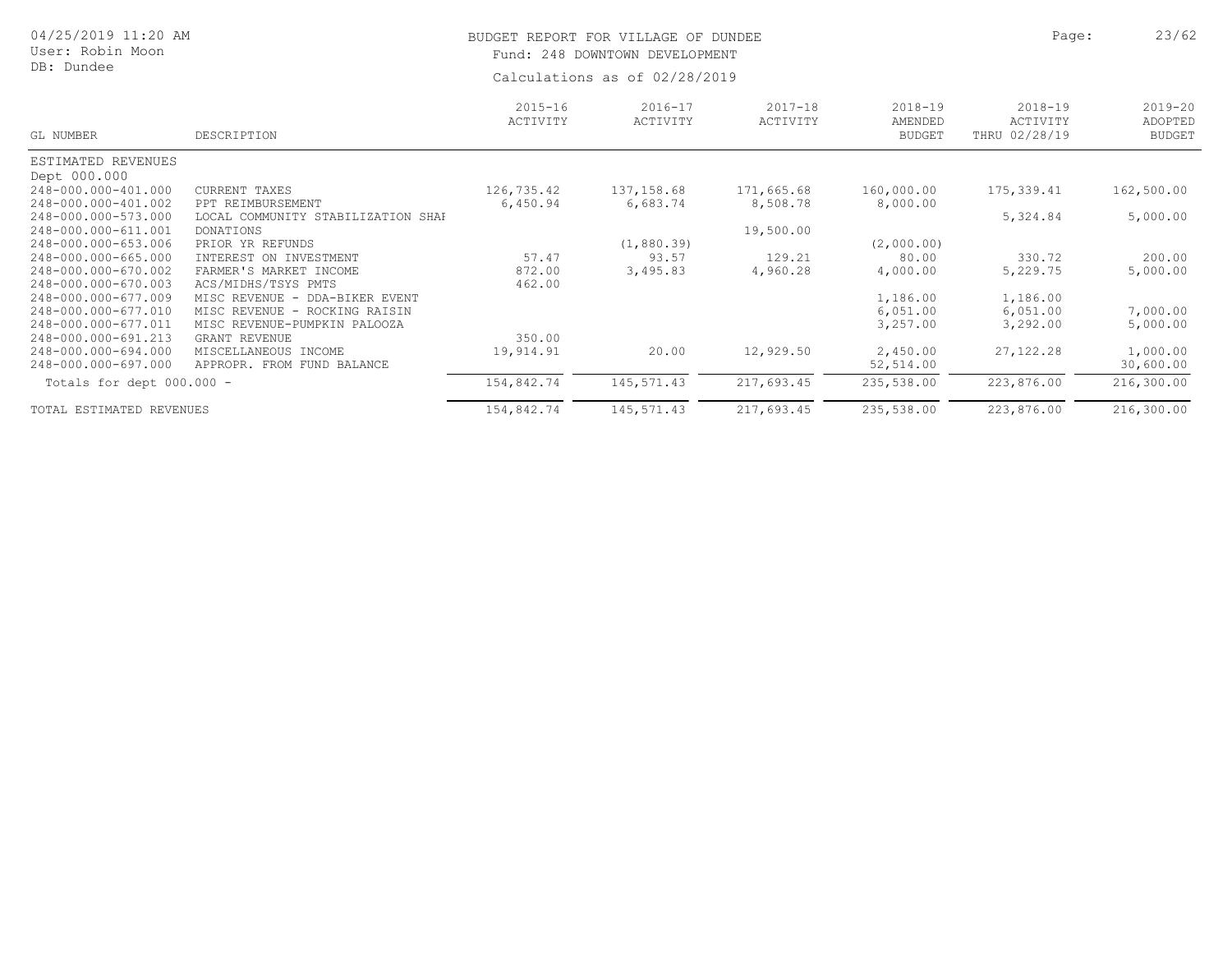# BUDGET REPORT FOR VILLAGE OF DUNDEE

Fund: 248 DOWNTOWN DEVELOPMENT

Calculations as of 02/28/2019

04/25/2019 11:20 AM
User: Robin Moon
DB: Dundee

| GL NUMBER | DESCRIPTION | 2015-16 ACTIVITY | 2016-17 ACTIVITY | 2017-18 ACTIVITY | 2018-19 AMENDED BUDGET | 2018-19 ACTIVITY THRU 02/28/19 | 2019-20 ADOPTED BUDGET |
|---|---|---|---|---|---|---|---|
| ESTIMATED REVENUES | | | | | | | |
| Dept 000.000 | | | | | | | |
| 248-000.000-401.000 | CURRENT TAXES | 126,735.42 | 137,158.68 | 171,665.68 | 160,000.00 | 175,339.41 | 162,500.00 |
| 248-000.000-401.002 | PPT REIMBURSEMENT | 6,450.94 | 6,683.74 | 8,508.78 | 8,000.00 | | |
| 248-000.000-573.000 | LOCAL COMMUNITY STABILIZATION SHAI | | | | | 5,324.84 | 5,000.00 |
| 248-000.000-611.001 | DONATIONS | | | 19,500.00 | | | |
| 248-000.000-653.006 | PRIOR YR REFUNDS | | (1,880.39) | | (2,000.00) | | |
| 248-000.000-665.000 | INTEREST ON INVESTMENT | 57.47 | 93.57 | 129.21 | 80.00 | 330.72 | 200.00 |
| 248-000.000-670.002 | FARMER'S MARKET INCOME | 872.00 | 3,495.83 | 4,960.28 | 4,000.00 | 5,229.75 | 5,000.00 |
| 248-000.000-670.003 | ACS/MIDHS/TSYS PMTS | 462.00 | | | | | |
| 248-000.000-677.009 | MISC REVENUE - DDA-BIKER EVENT | | | | 1,186.00 | 1,186.00 | |
| 248-000.000-677.010 | MISC REVENUE - ROCKING RAISIN | | | | 6,051.00 | 6,051.00 | 7,000.00 |
| 248-000.000-677.011 | MISC REVENUE-PUMPKIN PALOOZA | | | | 3,257.00 | 3,292.00 | 5,000.00 |
| 248-000.000-691.213 | GRANT REVENUE | 350.00 | | | | | |
| 248-000.000-694.000 | MISCELLANEOUS INCOME | 19,914.91 | 20.00 | 12,929.50 | 2,450.00 | 27,122.28 | 1,000.00 |
| 248-000.000-697.000 | APPROPR. FROM FUND BALANCE | | | | 52,514.00 | | 30,600.00 |
| Totals for dept 000.000 - | | 154,842.74 | 145,571.43 | 217,693.45 | 235,538.00 | 223,876.00 | 216,300.00 |
| TOTAL ESTIMATED REVENUES | | 154,842.74 | 145,571.43 | 217,693.45 | 235,538.00 | 223,876.00 | 216,300.00 |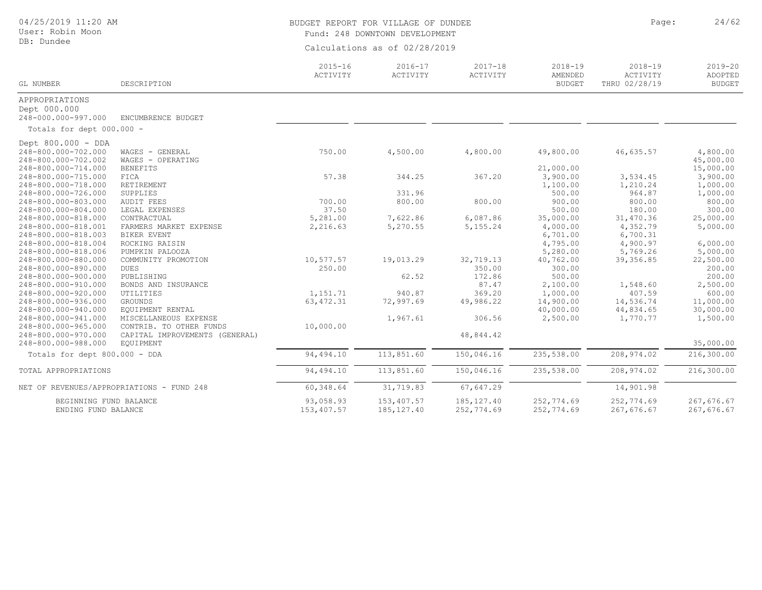# BUDGET REPORT FOR VILLAGE OF DUNDEE

Fund: 248 DOWNTOWN DEVELOPMENT

Calculations as of 02/28/2019

04/25/2019 11:20 AM
User: Robin Moon
DB: Dundee

| GL NUMBER | DESCRIPTION | 2015-16 ACTIVITY | 2016-17 ACTIVITY | 2017-18 ACTIVITY | 2018-19 AMENDED BUDGET | 2018-19 ACTIVITY THRU 02/28/19 | 2019-20 ADOPTED BUDGET |
|---|---|---|---|---|---|---|---|
| APPROPRIATIONS | | | | | | | |
| Dept 000.000 | | | | | | | |
| 248-000.000-997.000 | ENCUMBRENCE BUDGET | | | | | | |
| Totals for dept 000.000 - | | | | | | | |
| Dept 800.000 - DDA | | | | | | | |
| 248-800.000-702.000 | WAGES - GENERAL | 750.00 | 4,500.00 | 4,800.00 | 49,800.00 | 46,635.57 | 4,800.00 |
| 248-800.000-702.002 | WAGES - OPERATING | | | | | | 45,000.00 |
| 248-800.000-714.000 | BENEFITS | | | | 21,000.00 | | 15,000.00 |
| 248-800.000-715.000 | FICA | 57.38 | 344.25 | 367.20 | 3,900.00 | 3,534.45 | 3,900.00 |
| 248-800.000-718.000 | RETIREMENT | | | | 1,100.00 | 1,210.24 | 1,000.00 |
| 248-800.000-726.000 | SUPPLIES | | 331.96 | | 500.00 | 964.87 | 1,000.00 |
| 248-800.000-803.000 | AUDIT FEES | 700.00 | 800.00 | 800.00 | 900.00 | 800.00 | 800.00 |
| 248-800.000-804.000 | LEGAL EXPENSES | 37.50 | | | 500.00 | 180.00 | 300.00 |
| 248-800.000-818.000 | CONTRACTUAL | 5,281.00 | 7,622.86 | 6,087.86 | 35,000.00 | 31,470.36 | 25,000.00 |
| 248-800.000-818.001 | FARMERS MARKET EXPENSE | 2,216.63 | 5,270.55 | 5,155.24 | 4,000.00 | 4,352.79 | 5,000.00 |
| 248-800.000-818.003 | BIKER EVENT | | | | 6,701.00 | 6,700.31 | |
| 248-800.000-818.004 | ROCKING RAISIN | | | | 4,795.00 | 4,900.97 | 6,000.00 |
| 248-800.000-818.006 | PUMPKIN PALOOZA | | | | 5,280.00 | 5,769.26 | 5,000.00 |
| 248-800.000-880.000 | COMMUNITY PROMOTION | 10,577.57 | 19,013.29 | 32,719.13 | 40,762.00 | 39,356.85 | 22,500.00 |
| 248-800.000-890.000 | DUES | 250.00 | | 350.00 | 300.00 | | 200.00 |
| 248-800.000-900.000 | PUBLISHING | | 62.52 | 172.86 | 500.00 | | 200.00 |
| 248-800.000-910.000 | BONDS AND INSURANCE | | | 87.47 | 2,100.00 | 1,548.60 | 2,500.00 |
| 248-800.000-920.000 | UTILITIES | 1,151.71 | 940.87 | 369.20 | 1,000.00 | 407.59 | 600.00 |
| 248-800.000-936.000 | GROUNDS | 63,472.31 | 72,997.69 | 49,986.22 | 14,900.00 | 14,536.74 | 11,000.00 |
| 248-800.000-940.000 | EQUIPMENT RENTAL | | | | 40,000.00 | 44,834.65 | 30,000.00 |
| 248-800.000-941.000 | MISCELLANEOUS EXPENSE | | 1,967.61 | 306.56 | 2,500.00 | 1,770.77 | 1,500.00 |
| 248-800.000-965.000 | CONTRIB. TO OTHER FUNDS | 10,000.00 | | | | | |
| 248-800.000-970.000 | CAPITAL IMPROVEMENTS (GENERAL) | | | 48,844.42 | | | |
| 248-800.000-988.000 | EQUIPMENT | | | | | | 35,000.00 |
| Totals for dept 800.000 - DDA | | 94,494.10 | 113,851.60 | 150,046.16 | 235,538.00 | 208,974.02 | 216,300.00 |
| TOTAL APPROPRIATIONS | | 94,494.10 | 113,851.60 | 150,046.16 | 235,538.00 | 208,974.02 | 216,300.00 |
| NET OF REVENUES/APPROPRIATIONS - FUND 248 | | 60,348.64 | 31,719.83 | 67,647.29 | | 14,901.98 | |
| BEGINNING FUND BALANCE | | 93,058.93 | 153,407.57 | 185,127.40 | 252,774.69 | 252,774.69 | 267,676.67 |
| ENDING FUND BALANCE | | 153,407.57 | 185,127.40 | 252,774.69 | 252,774.69 | 267,676.67 | 267,676.67 |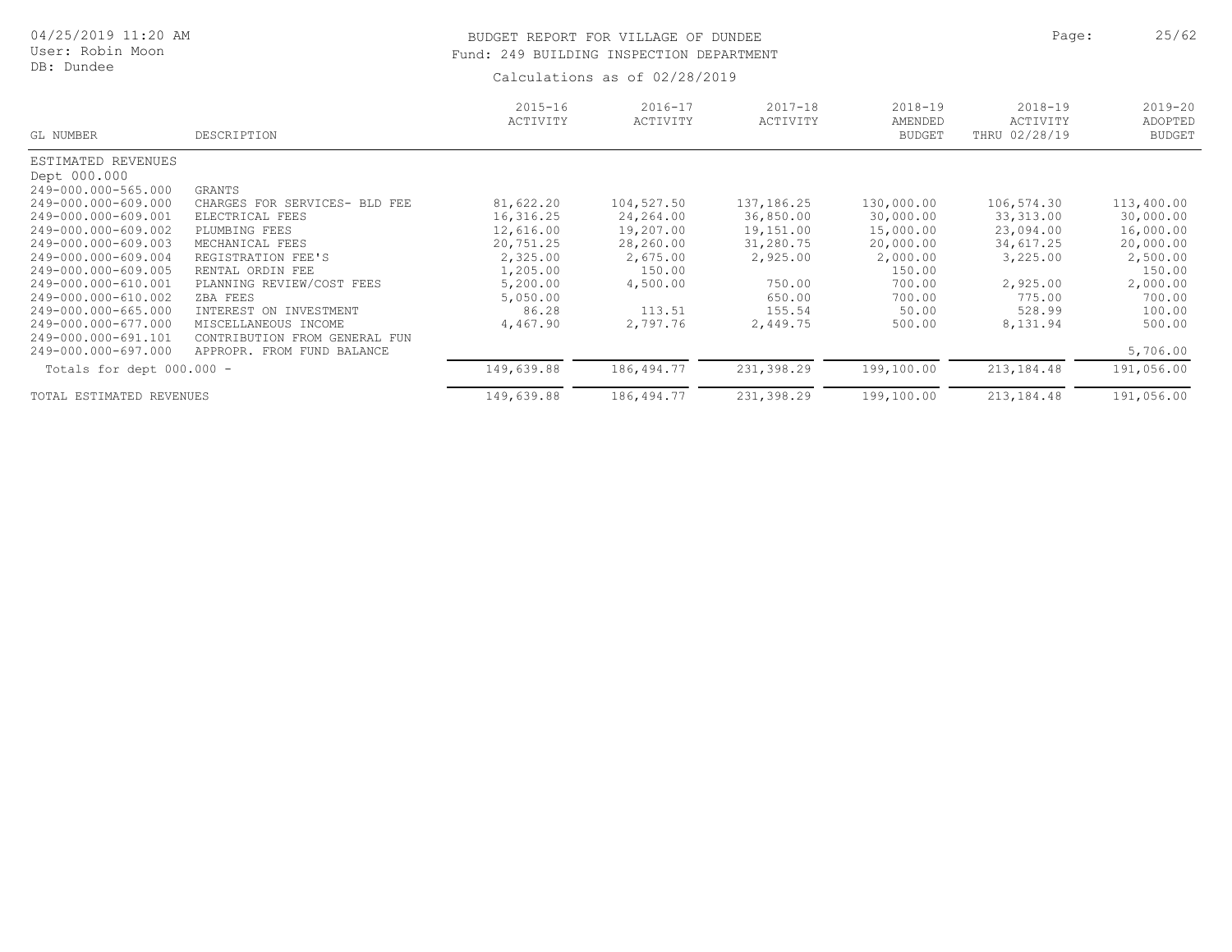BUDGET REPORT FOR VILLAGE OF DUNDEE
Fund: 249 BUILDING INSPECTION DEPARTMENT

Calculations as of 02/28/2019

| GL NUMBER | DESCRIPTION | 2015-16 ACTIVITY | 2016-17 ACTIVITY | 2017-18 ACTIVITY | 2018-19 AMENDED BUDGET | 2018-19 ACTIVITY THRU 02/28/19 | 2019-20 ADOPTED BUDGET |
|---|---|---|---|---|---|---|---|
| ESTIMATED REVENUES | | | | | | | |
| Dept 000.000 | | | | | | | |
| 249-000.000-565.000 | GRANTS | | | | | | |
| 249-000.000-609.000 | CHARGES FOR SERVICES- BLD FEE | 81,622.20 | 104,527.50 | 137,186.25 | 130,000.00 | 106,574.30 | 113,400.00 |
| 249-000.000-609.001 | ELECTRICAL FEES | 16,316.25 | 24,264.00 | 36,850.00 | 30,000.00 | 33,313.00 | 30,000.00 |
| 249-000.000-609.002 | PLUMBING FEES | 12,616.00 | 19,207.00 | 19,151.00 | 15,000.00 | 23,094.00 | 16,000.00 |
| 249-000.000-609.003 | MECHANICAL FEES | 20,751.25 | 28,260.00 | 31,280.75 | 20,000.00 | 34,617.25 | 20,000.00 |
| 249-000.000-609.004 | REGISTRATION FEE'S | 2,325.00 | 2,675.00 | 2,925.00 | 2,000.00 | 3,225.00 | 2,500.00 |
| 249-000.000-609.005 | RENTAL ORDIN FEE | 1,205.00 | 150.00 | | 150.00 | | 150.00 |
| 249-000.000-610.001 | PLANNING REVIEW/COST FEES | 5,200.00 | 4,500.00 | 750.00 | 700.00 | 2,925.00 | 2,000.00 |
| 249-000.000-610.002 | ZBA FEES | 5,050.00 | | 650.00 | 700.00 | 775.00 | 700.00 |
| 249-000.000-665.000 | INTEREST ON INVESTMENT | 86.28 | 113.51 | 155.54 | 50.00 | 528.99 | 100.00 |
| 249-000.000-677.000 | MISCELLANEOUS INCOME | 4,467.90 | 2,797.76 | 2,449.75 | 500.00 | 8,131.94 | 500.00 |
| 249-000.000-691.101 | CONTRIBUTION FROM GENERAL FUN | | | | | | |
| 249-000.000-697.000 | APPROPR. FROM FUND BALANCE | | | | | | 5,706.00 |
| Totals for dept 000.000 - | | 149,639.88 | 186,494.77 | 231,398.29 | 199,100.00 | 213,184.48 | 191,056.00 |
| TOTAL ESTIMATED REVENUES | | 149,639.88 | 186,494.77 | 231,398.29 | 199,100.00 | 213,184.48 | 191,056.00 |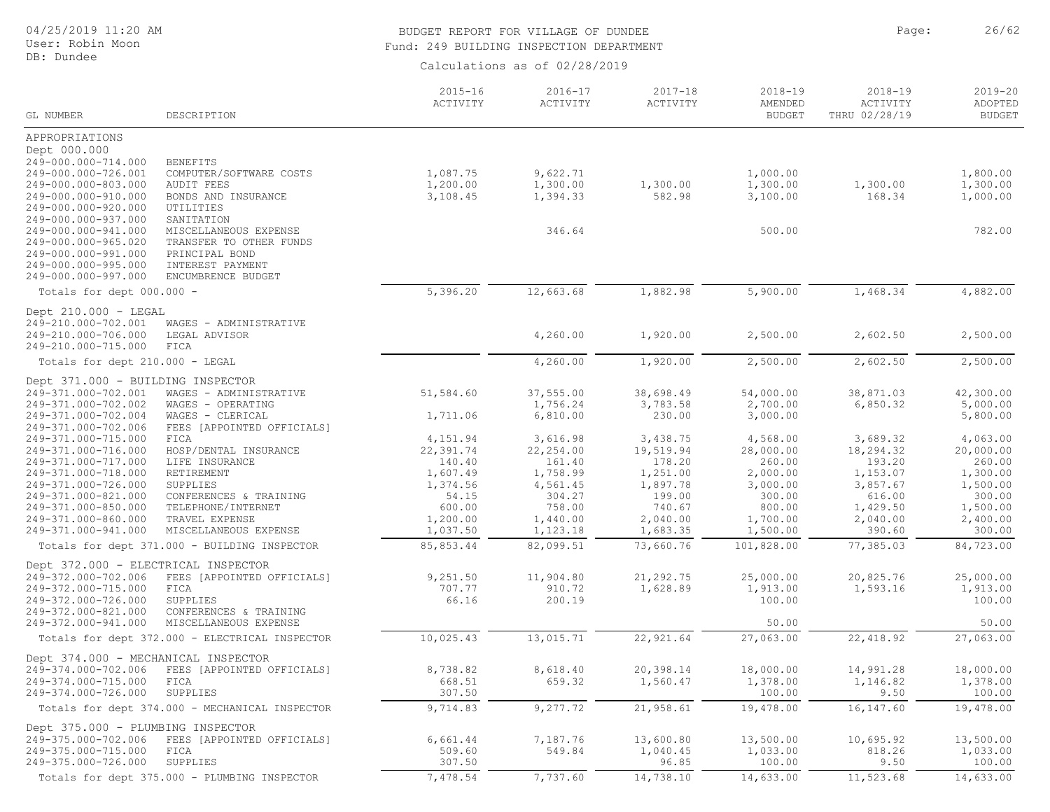# BUDGET REPORT FOR VILLAGE OF DUNDEE

Fund: 249 BUILDING INSPECTION DEPARTMENT

Calculations as of 02/28/2019

04/25/2019 11:20 AM
User: Robin Moon
DB: Dundee

| GL NUMBER | DESCRIPTION | 2015-16 ACTIVITY | 2016-17 ACTIVITY | 2017-18 ACTIVITY | 2018-19 AMENDED BUDGET | 2018-19 ACTIVITY THRU 02/28/19 | 2019-20 ADOPTED BUDGET |
|---|---|---|---|---|---|---|---|
| APPROPRIATIONS | | | | | | | |
| Dept 000.000 | | | | | | | |
| 249-000.000-714.000 | BENEFITS | | | | | | |
| 249-000.000-726.001 | COMPUTER/SOFTWARE COSTS | 1,087.75 | 9,622.71 | | 1,000.00 | | 1,800.00 |
| 249-000.000-803.000 | AUDIT FEES | 1,200.00 | 1,300.00 | 1,300.00 | 1,300.00 | 1,300.00 | 1,300.00 |
| 249-000.000-910.000 | BONDS AND INSURANCE | 3,108.45 | 1,394.33 | 582.98 | 3,100.00 | 168.34 | 1,000.00 |
| 249-000.000-920.000 | UTILITIES | | | | | | |
| 249-000.000-937.000 | SANITATION | | | | | | |
| 249-000.000-941.000 | MISCELLANEOUS EXPENSE | | 346.64 | | 500.00 | | 782.00 |
| 249-000.000-965.020 | TRANSFER TO OTHER FUNDS | | | | | | |
| 249-000.000-991.000 | PRINCIPAL BOND | | | | | | |
| 249-000.000-995.000 | INTEREST PAYMENT | | | | | | |
| 249-000.000-997.000 | ENCUMBRENCE BUDGET | | | | | | |
| Totals for dept 000.000 - | | 5,396.20 | 12,663.68 | 1,882.98 | 5,900.00 | 1,468.34 | 4,882.00 |
| Dept 210.000 - LEGAL | | | | | | | |
| 249-210.000-702.001 | WAGES - ADMINISTRATIVE | | | | | | |
| 249-210.000-706.000 | LEGAL ADVISOR | | 4,260.00 | 1,920.00 | 2,500.00 | 2,602.50 | 2,500.00 |
| 249-210.000-715.000 | FICA | | | | | | |
| Totals for dept 210.000 - LEGAL | | | 4,260.00 | 1,920.00 | 2,500.00 | 2,602.50 | 2,500.00 |
| Dept 371.000 - BUILDING INSPECTOR | | | | | | | |
| 249-371.000-702.001 | WAGES - ADMINISTRATIVE | 51,584.60 | 37,555.00 | 38,698.49 | 54,000.00 | 38,871.03 | 42,300.00 |
| 249-371.000-702.002 | WAGES - OPERATING | | 1,756.24 | 3,783.58 | 2,700.00 | 6,850.32 | 5,000.00 |
| 249-371.000-702.004 | WAGES - CLERICAL | 1,711.06 | 6,810.00 | 230.00 | 3,000.00 | | 5,800.00 |
| 249-371.000-702.006 | FEES [APPOINTED OFFICIALS] | | | | | | |
| 249-371.000-715.000 | FICA | 4,151.94 | 3,616.98 | 3,438.75 | 4,568.00 | 3,689.32 | 4,063.00 |
| 249-371.000-716.000 | HOSP/DENTAL INSURANCE | 22,391.74 | 22,254.00 | 19,519.94 | 28,000.00 | 18,294.32 | 20,000.00 |
| 249-371.000-717.000 | LIFE INSURANCE | 140.40 | 161.40 | 178.20 | 260.00 | 193.20 | 260.00 |
| 249-371.000-718.000 | RETIREMENT | 1,607.49 | 1,758.99 | 1,251.00 | 2,000.00 | 1,153.07 | 1,300.00 |
| 249-371.000-726.000 | SUPPLIES | 1,374.56 | 4,561.45 | 1,897.78 | 3,000.00 | 3,857.67 | 1,500.00 |
| 249-371.000-821.000 | CONFERENCES & TRAINING | 54.15 | 304.27 | 199.00 | 300.00 | 616.00 | 300.00 |
| 249-371.000-850.000 | TELEPHONE/INTERNET | 600.00 | 758.00 | 740.67 | 800.00 | 1,429.50 | 1,500.00 |
| 249-371.000-860.000 | TRAVEL EXPENSE | 1,200.00 | 1,440.00 | 2,040.00 | 1,700.00 | 2,040.00 | 2,400.00 |
| 249-371.000-941.000 | MISCELLANEOUS EXPENSE | 1,037.50 | 1,123.18 | 1,683.35 | 1,500.00 | 390.60 | 300.00 |
| Totals for dept 371.000 - BUILDING INSPECTOR | | 85,853.44 | 82,099.51 | 73,660.76 | 101,828.00 | 77,385.03 | 84,723.00 |
| Dept 372.000 - ELECTRICAL INSPECTOR | | | | | | | |
| 249-372.000-702.006 | FEES [APPOINTED OFFICIALS] | 9,251.50 | 11,904.80 | 21,292.75 | 25,000.00 | 20,825.76 | 25,000.00 |
| 249-372.000-715.000 | FICA | 707.77 | 910.72 | 1,628.89 | 1,913.00 | 1,593.16 | 1,913.00 |
| 249-372.000-726.000 | SUPPLIES | 66.16 | 200.19 | | 100.00 | | 100.00 |
| 249-372.000-821.000 | CONFERENCES & TRAINING | | | | | | |
| 249-372.000-941.000 | MISCELLANEOUS EXPENSE | | | | 50.00 | | 50.00 |
| Totals for dept 372.000 - ELECTRICAL INSPECTOR | | 10,025.43 | 13,015.71 | 22,921.64 | 27,063.00 | 22,418.92 | 27,063.00 |
| Dept 374.000 - MECHANICAL INSPECTOR | | | | | | | |
| 249-374.000-702.006 | FEES [APPOINTED OFFICIALS] | 8,738.82 | 8,618.40 | 20,398.14 | 18,000.00 | 14,991.28 | 18,000.00 |
| 249-374.000-715.000 | FICA | 668.51 | 659.32 | 1,560.47 | 1,378.00 | 1,146.82 | 1,378.00 |
| 249-374.000-726.000 | SUPPLIES | 307.50 | | | 100.00 | 9.50 | 100.00 |
| Totals for dept 374.000 - MECHANICAL INSPECTOR | | 9,714.83 | 9,277.72 | 21,958.61 | 19,478.00 | 16,147.60 | 19,478.00 |
| Dept 375.000 - PLUMBING INSPECTOR | | | | | | | |
| 249-375.000-702.006 | FEES [APPOINTED OFFICIALS] | 6,661.44 | 7,187.76 | 13,600.80 | 13,500.00 | 10,695.92 | 13,500.00 |
| 249-375.000-715.000 | FICA | 509.60 | 549.84 | 1,040.45 | 1,033.00 | 818.26 | 1,033.00 |
| 249-375.000-726.000 | SUPPLIES | 307.50 | | 96.85 | 100.00 | 9.50 | 100.00 |
| Totals for dept 375.000 - PLUMBING INSPECTOR | | 7,478.54 | 7,737.60 | 14,738.10 | 14,633.00 | 11,523.68 | 14,633.00 |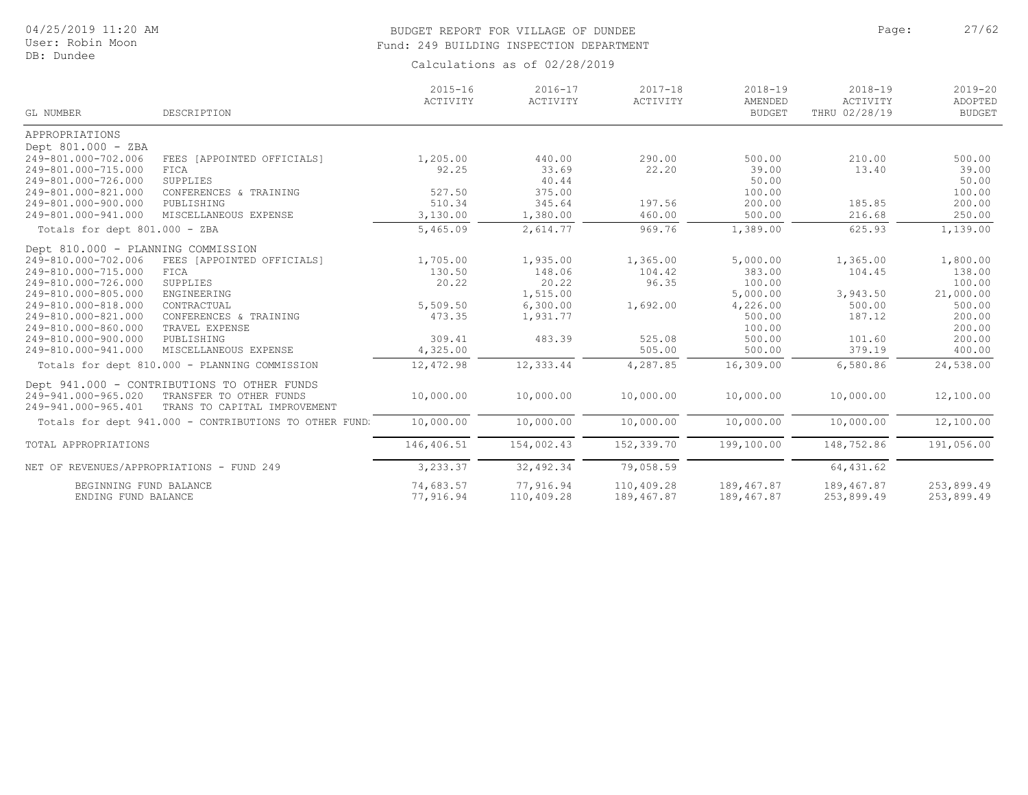BUDGET REPORT FOR VILLAGE OF DUNDEE
Fund: 249 BUILDING INSPECTION DEPARTMENT

Calculations as of 02/28/2019

04/25/2019 11:20 AM
User: Robin Moon
DB: Dundee

| GL NUMBER | DESCRIPTION | 2015-16 ACTIVITY | 2016-17 ACTIVITY | 2017-18 ACTIVITY | 2018-19 AMENDED BUDGET | 2018-19 ACTIVITY THRU 02/28/19 | 2019-20 ADOPTED BUDGET |
|---|---|---|---|---|---|---|---|
| APPROPRIATIONS | | | | | | | |
| Dept 801.000 - ZBA | | | | | | | |
| 249-801.000-702.006 | FEES [APPOINTED OFFICIALS] | 1,205.00 | 440.00 | 290.00 | 500.00 | 210.00 | 500.00 |
| 249-801.000-715.000 | FICA | 92.25 | 33.69 | 22.20 | 39.00 | 13.40 | 39.00 |
| 249-801.000-726.000 | SUPPLIES | | 40.44 | | 50.00 | | 50.00 |
| 249-801.000-821.000 | CONFERENCES & TRAINING | 527.50 | 375.00 | | 100.00 | | 100.00 |
| 249-801.000-900.000 | PUBLISHING | 510.34 | 345.64 | 197.56 | 200.00 | 185.85 | 200.00 |
| 249-801.000-941.000 | MISCELLANEOUS EXPENSE | 3,130.00 | 1,380.00 | 460.00 | 500.00 | 216.68 | 250.00 |
| Totals for dept 801.000 - ZBA | | 5,465.09 | 2,614.77 | 969.76 | 1,389.00 | 625.93 | 1,139.00 |
| Dept 810.000 - PLANNING COMMISSION | | | | | | | |
| 249-810.000-702.006 | FEES [APPOINTED OFFICIALS] | 1,705.00 | 1,935.00 | 1,365.00 | 5,000.00 | 1,365.00 | 1,800.00 |
| 249-810.000-715.000 | FICA | 130.50 | 148.06 | 104.42 | 383.00 | 104.45 | 138.00 |
| 249-810.000-726.000 | SUPPLIES | 20.22 | 20.22 | 96.35 | 100.00 | | 100.00 |
| 249-810.000-805.000 | ENGINEERING | | 1,515.00 | | 5,000.00 | 3,943.50 | 21,000.00 |
| 249-810.000-818.000 | CONTRACTUAL | 5,509.50 | 6,300.00 | 1,692.00 | 4,226.00 | 500.00 | 500.00 |
| 249-810.000-821.000 | CONFERENCES & TRAINING | 473.35 | 1,931.77 | | 500.00 | 187.12 | 200.00 |
| 249-810.000-860.000 | TRAVEL EXPENSE | | | | 100.00 | | 200.00 |
| 249-810.000-900.000 | PUBLISHING | 309.41 | 483.39 | 525.08 | 500.00 | 101.60 | 200.00 |
| 249-810.000-941.000 | MISCELLANEOUS EXPENSE | 4,325.00 | | 505.00 | 500.00 | 379.19 | 400.00 |
| Totals for dept 810.000 - PLANNING COMMISSION | | 12,472.98 | 12,333.44 | 4,287.85 | 16,309.00 | 6,580.86 | 24,538.00 |
| Dept 941.000 - CONTRIBUTIONS TO OTHER FUNDS | | | | | | | |
| 249-941.000-965.020 | TRANSFER TO OTHER FUNDS | 10,000.00 | 10,000.00 | 10,000.00 | 10,000.00 | 10,000.00 | 12,100.00 |
| 249-941.000-965.401 | TRANS TO CAPITAL IMPROVEMENT | | | | | | |
| Totals for dept 941.000 - CONTRIBUTIONS TO OTHER FUNDS | | 10,000.00 | 10,000.00 | 10,000.00 | 10,000.00 | 10,000.00 | 12,100.00 |
| TOTAL APPROPRIATIONS | | 146,406.51 | 154,002.43 | 152,339.70 | 199,100.00 | 148,752.86 | 191,056.00 |
| NET OF REVENUES/APPROPRIATIONS - FUND 249 | | 3,233.37 | 32,492.34 | 79,058.59 | | 64,431.62 | |
| BEGINNING FUND BALANCE | | 74,683.57 | 77,916.94 | 110,409.28 | 189,467.87 | 189,467.87 | 253,899.49 |
| ENDING FUND BALANCE | | 77,916.94 | 110,409.28 | 189,467.87 | 189,467.87 | 253,899.49 | 253,899.49 |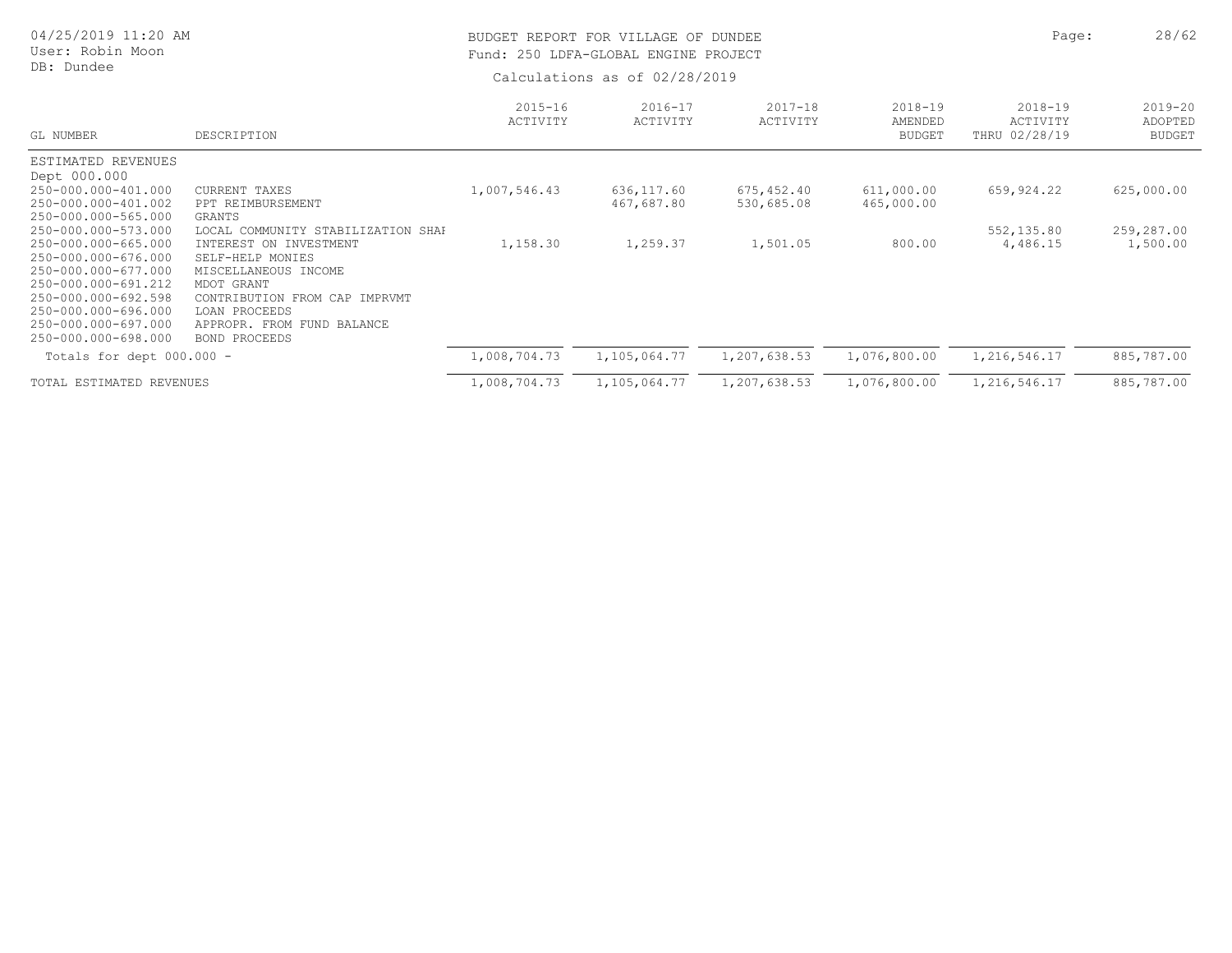# BUDGET REPORT FOR VILLAGE OF DUNDEE

Fund: 250 LDFA-GLOBAL ENGINE PROJECT

Calculations as of 02/28/2019

04/25/2019 11:20 AM
User: Robin Moon
DB: Dundee

| GL NUMBER | DESCRIPTION | 2015-16 ACTIVITY | 2016-17 ACTIVITY | 2017-18 ACTIVITY | 2018-19 AMENDED BUDGET | 2018-19 ACTIVITY THRU 02/28/19 | 2019-20 ADOPTED BUDGET |
|---|---|---|---|---|---|---|---|
| ESTIMATED REVENUES | | | | | | | |
| Dept 000.000 | | | | | | | |
| 250-000.000-401.000 | CURRENT TAXES | 1,007,546.43 | 636,117.60 | 675,452.40 | 611,000.00 | 659,924.22 | 625,000.00 |
| 250-000.000-401.002 | PPT REIMBURSEMENT | | 467,687.80 | 530,685.08 | 465,000.00 | | |
| 250-000.000-565.000 | GRANTS | | | | | | |
| 250-000.000-573.000 | LOCAL COMMUNITY STABILIZATION SHAI | | | | | 552,135.80 | 259,287.00 |
| 250-000.000-665.000 | INTEREST ON INVESTMENT | 1,158.30 | 1,259.37 | 1,501.05 | 800.00 | 4,486.15 | 1,500.00 |
| 250-000.000-676.000 | SELF-HELP MONIES | | | | | | |
| 250-000.000-677.000 | MISCELLANEOUS INCOME | | | | | | |
| 250-000.000-691.212 | MDOT GRANT | | | | | | |
| 250-000.000-692.598 | CONTRIBUTION FROM CAP IMPRVMT | | | | | | |
| 250-000.000-696.000 | LOAN PROCEEDS | | | | | | |
| 250-000.000-697.000 | APPROPR. FROM FUND BALANCE | | | | | | |
| 250-000.000-698.000 | BOND PROCEEDS | | | | | | |
| Totals for dept 000.000 - | | 1,008,704.73 | 1,105,064.77 | 1,207,638.53 | 1,076,800.00 | 1,216,546.17 | 885,787.00 |
| TOTAL ESTIMATED REVENUES | | 1,008,704.73 | 1,105,064.77 | 1,207,638.53 | 1,076,800.00 | 1,216,546.17 | 885,787.00 |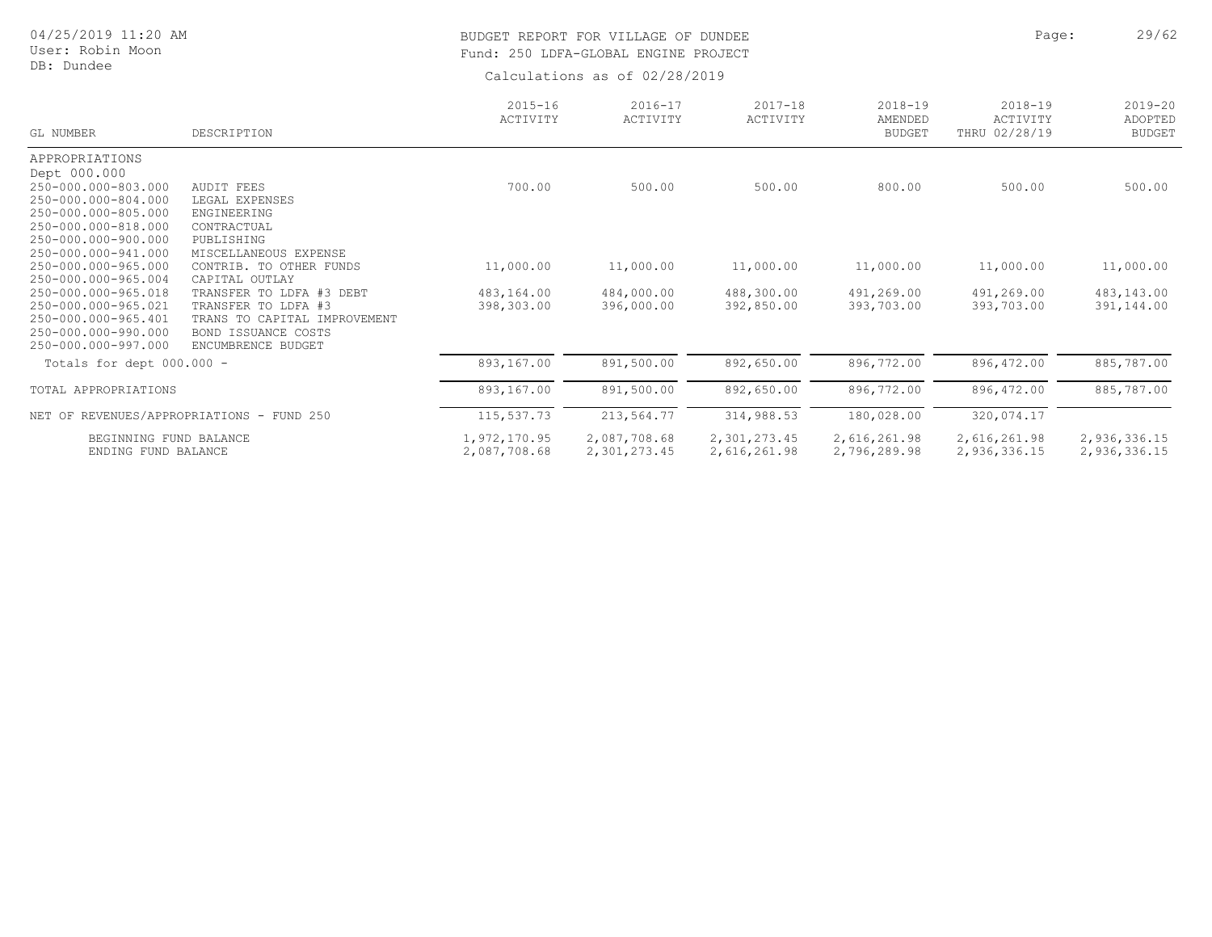BUDGET REPORT FOR VILLAGE OF DUNDEE
Fund: 250 LDFA-GLOBAL ENGINE PROJECT

Calculations as of 02/28/2019

| GL NUMBER | DESCRIPTION | 2015-16 ACTIVITY | 2016-17 ACTIVITY | 2017-18 ACTIVITY | 2018-19 AMENDED BUDGET | 2018-19 ACTIVITY THRU 02/28/19 | 2019-20 ADOPTED BUDGET |
|---|---|---|---|---|---|---|---|
| APPROPRIATIONS | | | | | | | |
| Dept 000.000 | | | | | | | |
| 250-000.000-803.000 | AUDIT FEES | 700.00 | 500.00 | 500.00 | 800.00 | 500.00 | 500.00 |
| 250-000.000-804.000 | LEGAL EXPENSES | | | | | | |
| 250-000.000-805.000 | ENGINEERING | | | | | | |
| 250-000.000-818.000 | CONTRACTUAL | | | | | | |
| 250-000.000-900.000 | PUBLISHING | | | | | | |
| 250-000.000-941.000 | MISCELLANEOUS EXPENSE | | | | | | |
| 250-000.000-965.000 | CONTRIB. TO OTHER FUNDS | 11,000.00 | 11,000.00 | 11,000.00 | 11,000.00 | 11,000.00 | 11,000.00 |
| 250-000.000-965.004 | CAPITAL OUTLAY | | | | | | |
| 250-000.000-965.018 | TRANSFER TO LDFA #3 DEBT | 483,164.00 | 484,000.00 | 488,300.00 | 491,269.00 | 491,269.00 | 483,143.00 |
| 250-000.000-965.021 | TRANSFER TO LDFA #3 | 398,303.00 | 396,000.00 | 392,850.00 | 393,703.00 | 393,703.00 | 391,144.00 |
| 250-000.000-965.401 | TRANS TO CAPITAL IMPROVEMENT | | | | | | |
| 250-000.000-990.000 | BOND ISSUANCE COSTS | | | | | | |
| 250-000.000-997.000 | ENCUMBRENCE BUDGET | | | | | | |
| Totals for dept 000.000 - | | 893,167.00 | 891,500.00 | 892,650.00 | 896,772.00 | 896,472.00 | 885,787.00 |
| TOTAL APPROPRIATIONS | | 893,167.00 | 891,500.00 | 892,650.00 | 896,772.00 | 896,472.00 | 885,787.00 |
| NET OF REVENUES/APPROPRIATIONS - FUND 250 | | 115,537.73 | 213,564.77 | 314,988.53 | 180,028.00 | 320,074.17 | |
| BEGINNING FUND BALANCE | | 1,972,170.95 | 2,087,708.68 | 2,301,273.45 | 2,616,261.98 | 2,616,261.98 | 2,936,336.15 |
| ENDING FUND BALANCE | | 2,087,708.68 | 2,301,273.45 | 2,616,261.98 | 2,796,289.98 | 2,936,336.15 | 2,936,336.15 |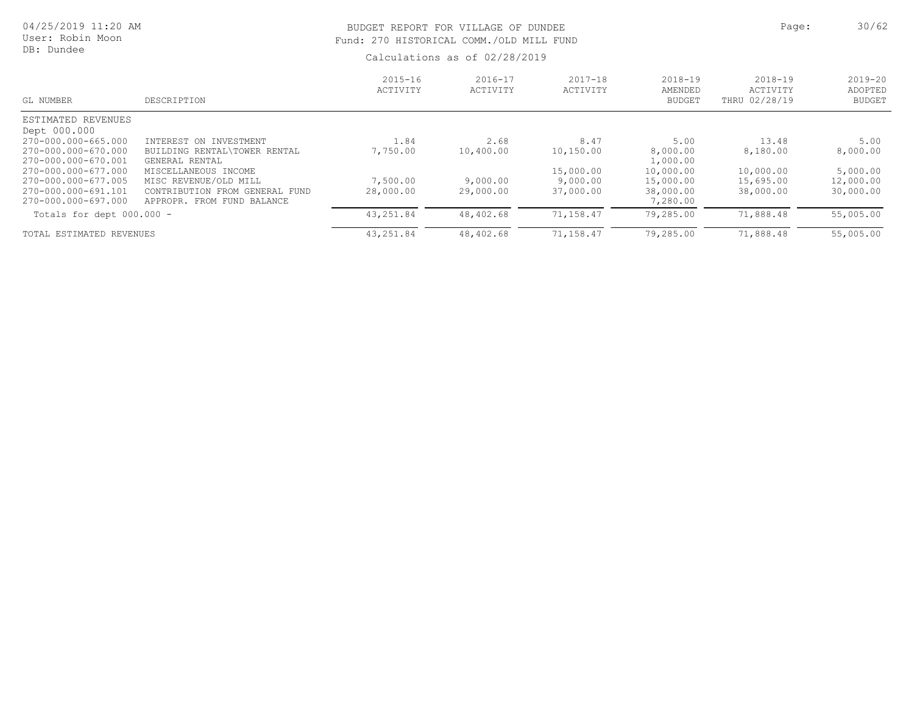04/25/2019 11:20 AM
User: Robin Moon
DB: Dundee

# BUDGET REPORT FOR VILLAGE OF DUNDEE
## Fund: 270 HISTORICAL COMM./OLD MILL FUND
Calculations as of 02/28/2019

| GL NUMBER | DESCRIPTION | 2015-16 ACTIVITY | 2016-17 ACTIVITY | 2017-18 ACTIVITY | 2018-19 AMENDED BUDGET | 2018-19 ACTIVITY THRU 02/28/19 | 2019-20 ADOPTED BUDGET |
|---|---|---|---|---|---|---|---|
| ESTIMATED REVENUES | | | | | | | |
| Dept 000.000 | | | | | | | |
| 270-000.000-665.000 | INTEREST ON INVESTMENT | 1.84 | 2.68 | 8.47 | 5.00 | 13.48 | 5.00 |
| 270-000.000-670.000 | BUILDING RENTAL\TOWER RENTAL | 7,750.00 | 10,400.00 | 10,150.00 | 8,000.00 | 8,180.00 | 8,000.00 |
| 270-000.000-670.001 | GENERAL RENTAL | | | | 1,000.00 | | |
| 270-000.000-677.000 | MISCELLANEOUS INCOME | | | 15,000.00 | 10,000.00 | 10,000.00 | 5,000.00 |
| 270-000.000-677.005 | MISC REVENUE/OLD MILL | 7,500.00 | 9,000.00 | 9,000.00 | 15,000.00 | 15,695.00 | 12,000.00 |
| 270-000.000-691.101 | CONTRIBUTION FROM GENERAL FUND | 28,000.00 | 29,000.00 | 37,000.00 | 38,000.00 | 38,000.00 | 30,000.00 |
| 270-000.000-697.000 | APPROPR. FROM FUND BALANCE | | | | 7,280.00 | | |
| Totals for dept 000.000 - | | 43,251.84 | 48,402.68 | 71,158.47 | 79,285.00 | 71,888.48 | 55,005.00 |
| TOTAL ESTIMATED REVENUES | | 43,251.84 | 48,402.68 | 71,158.47 | 79,285.00 | 71,888.48 | 55,005.00 |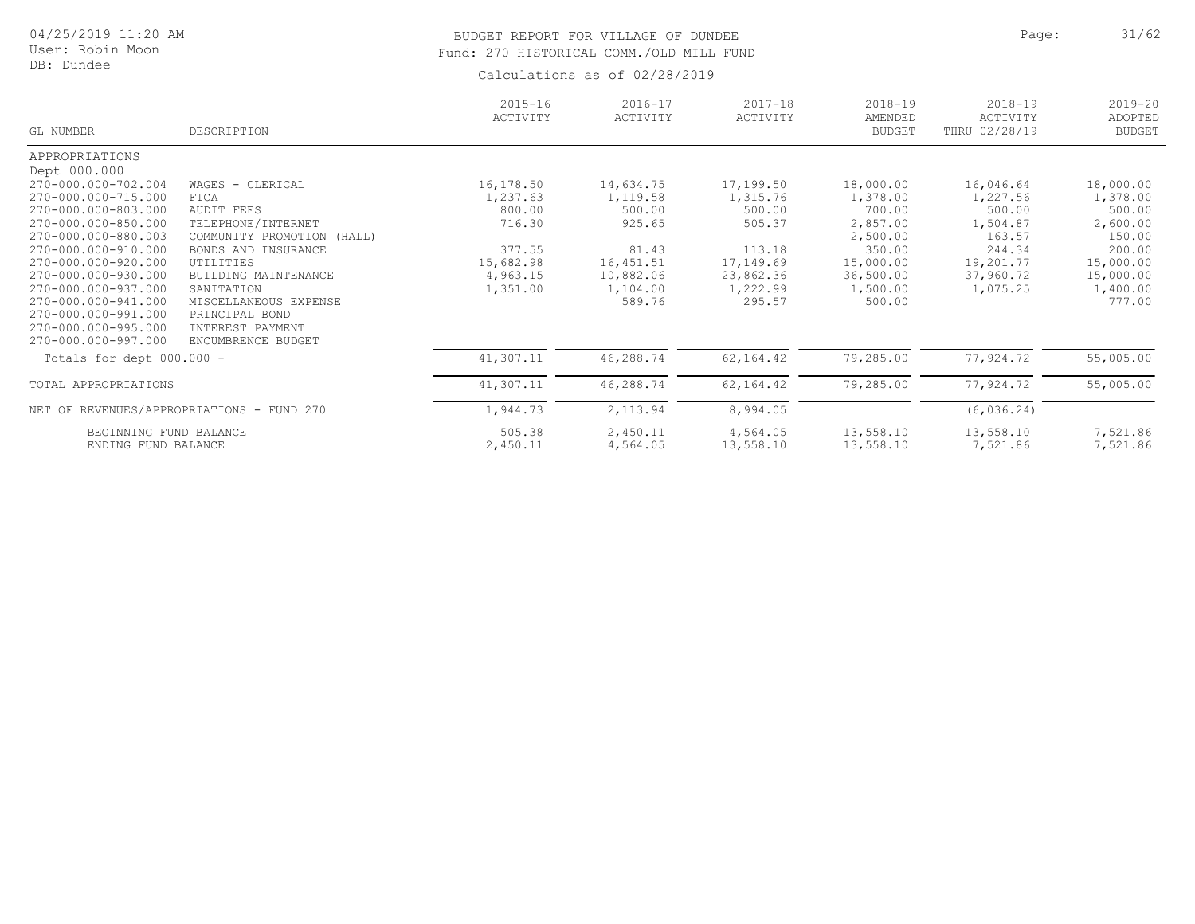# BUDGET REPORT FOR VILLAGE OF DUNDEE

Fund: 270 HISTORICAL COMM./OLD MILL FUND

Calculations as of 02/28/2019

04/25/2019 11:20 AM
User: Robin Moon
DB: Dundee

| GL NUMBER | DESCRIPTION | 2015-16 ACTIVITY | 2016-17 ACTIVITY | 2017-18 ACTIVITY | 2018-19 AMENDED BUDGET | 2018-19 ACTIVITY THRU 02/28/19 | 2019-20 ADOPTED BUDGET |
|---|---|---|---|---|---|---|---|
| APPROPRIATIONS | | | | | | | |
| Dept 000.000 | | | | | | | |
| 270-000.000-702.004 | WAGES - CLERICAL | 16,178.50 | 14,634.75 | 17,199.50 | 18,000.00 | 16,046.64 | 18,000.00 |
| 270-000.000-715.000 | FICA | 1,237.63 | 1,119.58 | 1,315.76 | 1,378.00 | 1,227.56 | 1,378.00 |
| 270-000.000-803.000 | AUDIT FEES | 800.00 | 500.00 | 500.00 | 700.00 | 500.00 | 500.00 |
| 270-000.000-850.000 | TELEPHONE/INTERNET | 716.30 | 925.65 | 505.37 | 2,857.00 | 1,504.87 | 2,600.00 |
| 270-000.000-880.003 | COMMUNITY PROMOTION (HALL) | | | | 2,500.00 | 163.57 | 150.00 |
| 270-000.000-910.000 | BONDS AND INSURANCE | 377.55 | 81.43 | 113.18 | 350.00 | 244.34 | 200.00 |
| 270-000.000-920.000 | UTILITIES | 15,682.98 | 16,451.51 | 17,149.69 | 15,000.00 | 19,201.77 | 15,000.00 |
| 270-000.000-930.000 | BUILDING MAINTENANCE | 4,963.15 | 10,882.06 | 23,862.36 | 36,500.00 | 37,960.72 | 15,000.00 |
| 270-000.000-937.000 | SANITATION | 1,351.00 | 1,104.00 | 1,222.99 | 1,500.00 | 1,075.25 | 1,400.00 |
| 270-000.000-941.000 | MISCELLANEOUS EXPENSE | | 589.76 | 295.57 | 500.00 | | 777.00 |
| 270-000.000-991.000 | PRINCIPAL BOND | | | | | | |
| 270-000.000-995.000 | INTEREST PAYMENT | | | | | | |
| 270-000.000-997.000 | ENCUMBRENCE BUDGET | | | | | | |
| Totals for dept 000.000 - | | 41,307.11 | 46,288.74 | 62,164.42 | 79,285.00 | 77,924.72 | 55,005.00 |
| TOTAL APPROPRIATIONS | | 41,307.11 | 46,288.74 | 62,164.42 | 79,285.00 | 77,924.72 | 55,005.00 |
| NET OF REVENUES/APPROPRIATIONS - FUND 270 | | 1,944.73 | 2,113.94 | 8,994.05 | | (6,036.24) | |
| BEGINNING FUND BALANCE | | 505.38 | 2,450.11 | 4,564.05 | 13,558.10 | 13,558.10 | 7,521.86 |
| ENDING FUND BALANCE | | 2,450.11 | 4,564.05 | 13,558.10 | 13,558.10 | 7,521.86 | 7,521.86 |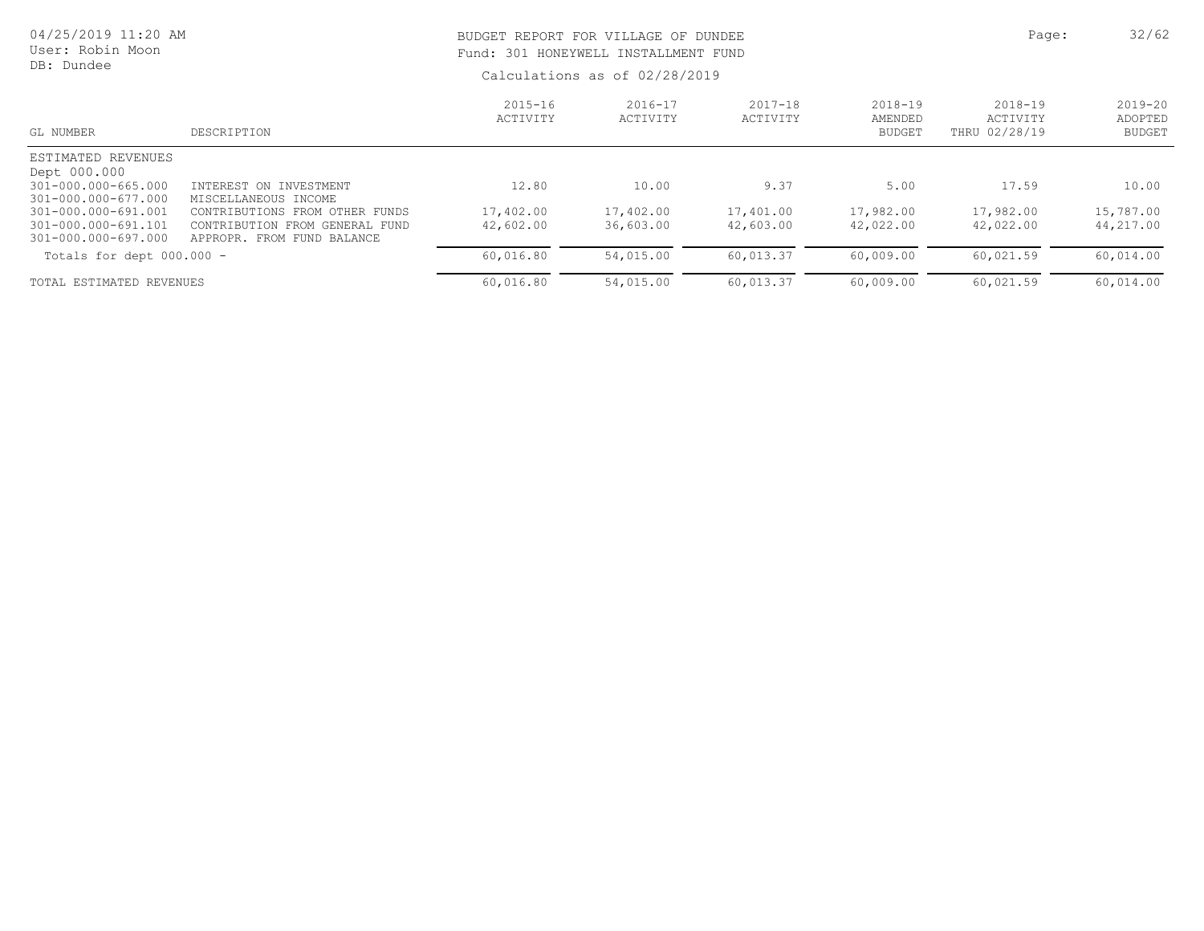BUDGET REPORT FOR VILLAGE OF DUNDEE
Fund: 301 HONEYWELL INSTALLMENT FUND

Calculations as of 02/28/2019

04/25/2019 11:20 AM
User: Robin Moon
DB: Dundee

| GL NUMBER | DESCRIPTION | 2015-16 ACTIVITY | 2016-17 ACTIVITY | 2017-18 ACTIVITY | 2018-19 AMENDED BUDGET | 2018-19 ACTIVITY THRU 02/28/19 | 2019-20 ADOPTED BUDGET |
|---|---|---|---|---|---|---|---|
| ESTIMATED REVENUES | | | | | | | |
| Dept 000.000 | | | | | | | |
| 301-000.000-665.000 | INTEREST ON INVESTMENT | 12.80 | 10.00 | 9.37 | 5.00 | 17.59 | 10.00 |
| 301-000.000-677.000 | MISCELLANEOUS INCOME | | | | | | |
| 301-000.000-691.001 | CONTRIBUTIONS FROM OTHER FUNDS | 17,402.00 | 17,402.00 | 17,401.00 | 17,982.00 | 17,982.00 | 15,787.00 |
| 301-000.000-691.101 | CONTRIBUTION FROM GENERAL FUND | 42,602.00 | 36,603.00 | 42,603.00 | 42,022.00 | 42,022.00 | 44,217.00 |
| 301-000.000-697.000 | APPROPR. FROM FUND BALANCE | | | | | | |
| Totals for dept 000.000 - | | 60,016.80 | 54,015.00 | 60,013.37 | 60,009.00 | 60,021.59 | 60,014.00 |
| TOTAL ESTIMATED REVENUES | | 60,016.80 | 54,015.00 | 60,013.37 | 60,009.00 | 60,021.59 | 60,014.00 |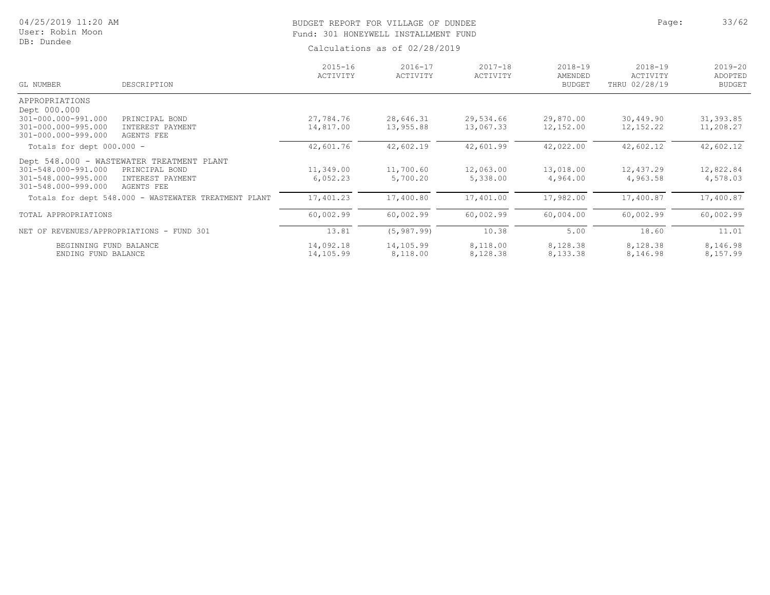BUDGET REPORT FOR VILLAGE OF DUNDEE

Fund: 301 HONEYWELL INSTALLMENT FUND

Calculations as of 02/28/2019

04/25/2019 11:20 AM
User: Robin Moon
DB: Dundee

| GL NUMBER | DESCRIPTION | 2015-16 ACTIVITY | 2016-17 ACTIVITY | 2017-18 ACTIVITY | 2018-19 AMENDED BUDGET | 2018-19 ACTIVITY THRU 02/28/19 | 2019-20 ADOPTED BUDGET |
|---|---|---|---|---|---|---|---|
| APPROPRIATIONS | | | | | | | |
| Dept 000.000 | | | | | | | |
| 301-000.000-991.000 | PRINCIPAL BOND | 27,784.76 | 28,646.31 | 29,534.66 | 29,870.00 | 30,449.90 | 31,393.85 |
| 301-000.000-995.000 | INTEREST PAYMENT | 14,817.00 | 13,955.88 | 13,067.33 | 12,152.00 | 12,152.22 | 11,208.27 |
| 301-000.000-999.000 | AGENTS FEE | | | | | | |
| Totals for dept 000.000 - | | 42,601.76 | 42,602.19 | 42,601.99 | 42,022.00 | 42,602.12 | 42,602.12 |
| Dept 548.000 - WASTEWATER TREATMENT PLANT | | | | | | | |
| 301-548.000-991.000 | PRINCIPAL BOND | 11,349.00 | 11,700.60 | 12,063.00 | 13,018.00 | 12,437.29 | 12,822.84 |
| 301-548.000-995.000 | INTEREST PAYMENT | 6,052.23 | 5,700.20 | 5,338.00 | 4,964.00 | 4,963.58 | 4,578.03 |
| 301-548.000-999.000 | AGENTS FEE | | | | | | |
| Totals for dept 548.000 - WASTEWATER TREATMENT PLANT | | 17,401.23 | 17,400.80 | 17,401.00 | 17,982.00 | 17,400.87 | 17,400.87 |
| TOTAL APPROPRIATIONS | | 60,002.99 | 60,002.99 | 60,002.99 | 60,004.00 | 60,002.99 | 60,002.99 |
| NET OF REVENUES/APPROPRIATIONS - FUND 301 | | 13.81 | (5,987.99) | 10.38 | 5.00 | 18.60 | 11.01 |
| BEGINNING FUND BALANCE | | 14,092.18 | 14,105.99 | 8,118.00 | 8,128.38 | 8,128.38 | 8,146.98 |
| ENDING FUND BALANCE | | 14,105.99 | 8,118.00 | 8,128.38 | 8,133.38 | 8,146.98 | 8,157.99 |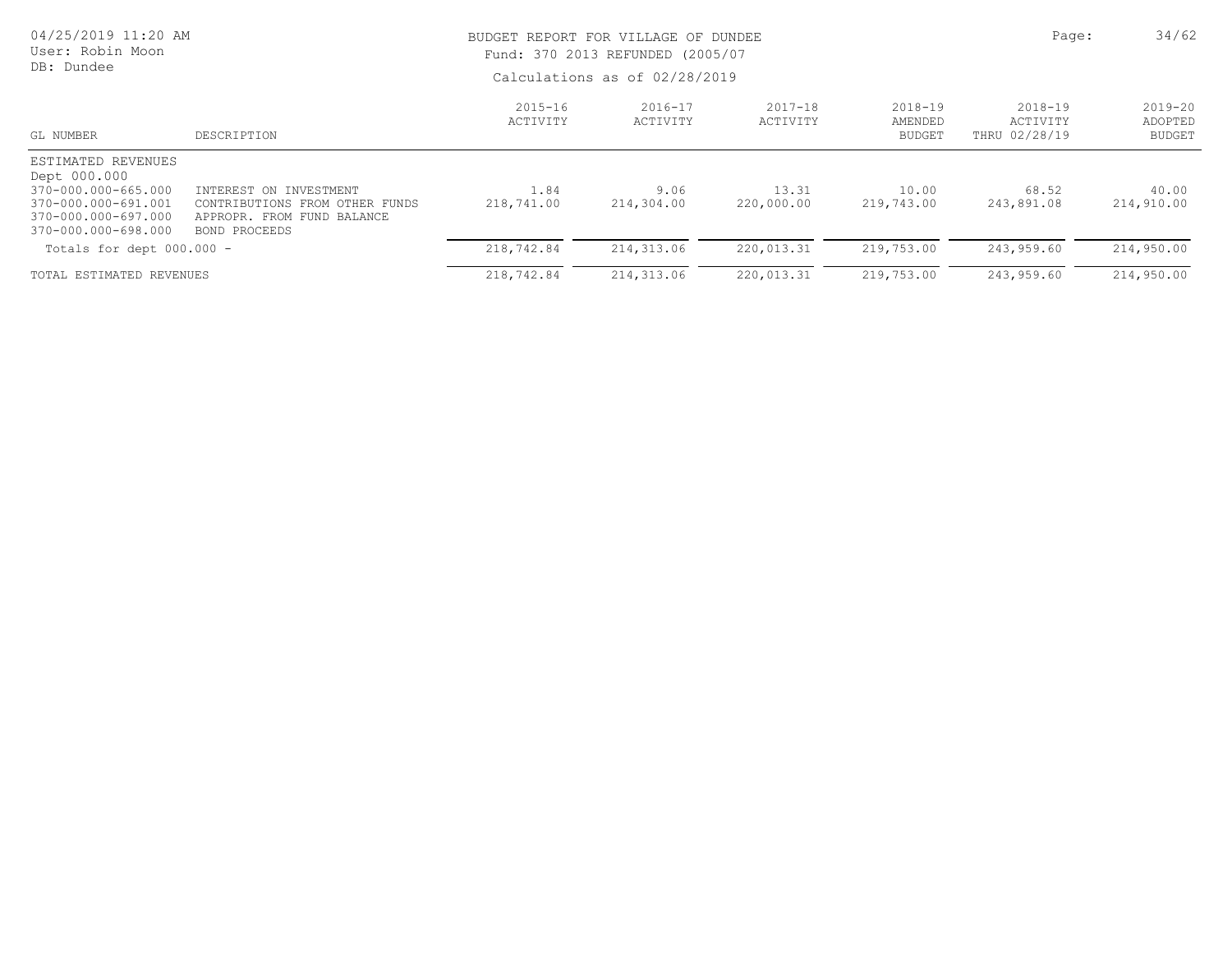BUDGET REPORT FOR VILLAGE OF DUNDEE
Fund: 370 2013 REFUNDED (2005/07

Calculations as of 02/28/2019

04/25/2019 11:20 AM
User: Robin Moon
DB: Dundee

| GL NUMBER | DESCRIPTION | 2015-16 ACTIVITY | 2016-17 ACTIVITY | 2017-18 ACTIVITY | 2018-19 AMENDED BUDGET | 2018-19 ACTIVITY THRU 02/28/19 | 2019-20 ADOPTED BUDGET |
|---|---|---|---|---|---|---|---|
| ESTIMATED REVENUES | | | | | | | |
| Dept 000.000 | | | | | | | |
| 370-000.000-665.000 | INTEREST ON INVESTMENT | 1.84 | 9.06 | 13.31 | 10.00 | 68.52 | 40.00 |
| 370-000.000-691.001 | CONTRIBUTIONS FROM OTHER FUNDS | 218,741.00 | 214,304.00 | 220,000.00 | 219,743.00 | 243,891.08 | 214,910.00 |
| 370-000.000-697.000 | APPROPR. FROM FUND BALANCE | | | | | | |
| 370-000.000-698.000 | BOND PROCEEDS | | | | | | |
| Totals for dept 000.000 - | | 218,742.84 | 214,313.06 | 220,013.31 | 219,753.00 | 243,959.60 | 214,950.00 |
| TOTAL ESTIMATED REVENUES | | 218,742.84 | 214,313.06 | 220,013.31 | 219,753.00 | 243,959.60 | 214,950.00 |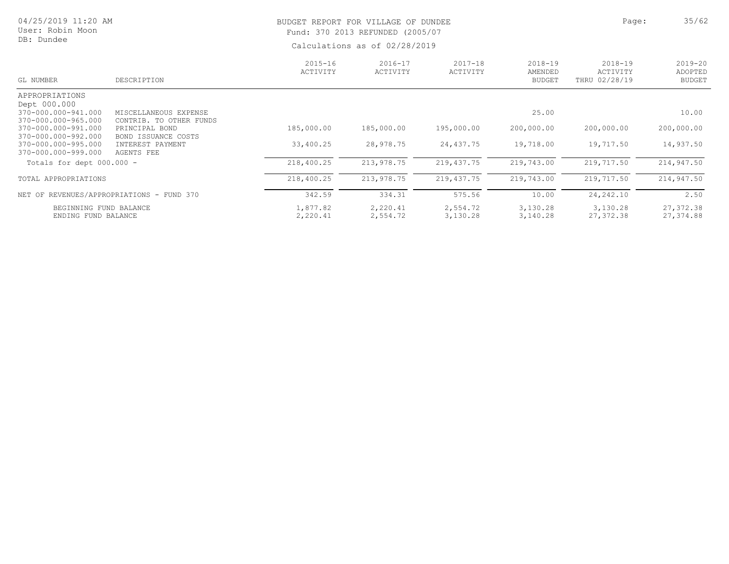BUDGET REPORT FOR VILLAGE OF DUNDEE
Fund: 370 2013 REFUNDED (2005/07

Calculations as of 02/28/2019

04/25/2019 11:20 AM
User: Robin Moon
DB: Dundee

| GL NUMBER | DESCRIPTION | 2015-16 ACTIVITY | 2016-17 ACTIVITY | 2017-18 ACTIVITY | 2018-19 AMENDED BUDGET | 2018-19 ACTIVITY THRU 02/28/19 | 2019-20 ADOPTED BUDGET |
|---|---|---|---|---|---|---|---|
| APPROPRIATIONS | | | | | | | |
| Dept 000.000 | | | | | | | |
| 370-000.000-941.000 | MISCELLANEOUS EXPENSE | | | | 25.00 | | 10.00 |
| 370-000.000-965.000 | CONTRIB. TO OTHER FUNDS | | | | | | |
| 370-000.000-991.000 | PRINCIPAL BOND | 185,000.00 | 185,000.00 | 195,000.00 | 200,000.00 | 200,000.00 | 200,000.00 |
| 370-000.000-992.000 | BOND ISSUANCE COSTS | | | | | | |
| 370-000.000-995.000 | INTEREST PAYMENT | 33,400.25 | 28,978.75 | 24,437.75 | 19,718.00 | 19,717.50 | 14,937.50 |
| 370-000.000-999.000 | AGENTS FEE | | | | | | |
| Totals for dept 000.000 - | | 218,400.25 | 213,978.75 | 219,437.75 | 219,743.00 | 219,717.50 | 214,947.50 |
| TOTAL APPROPRIATIONS | | 218,400.25 | 213,978.75 | 219,437.75 | 219,743.00 | 219,717.50 | 214,947.50 |
| NET OF REVENUES/APPROPRIATIONS - FUND 370 | | 342.59 | 334.31 | 575.56 | 10.00 | 24,242.10 | 2.50 |
| BEGINNING FUND BALANCE | | 1,877.82 | 2,220.41 | 2,554.72 | 3,130.28 | 3,130.28 | 27,372.38 |
| ENDING FUND BALANCE | | 2,220.41 | 2,554.72 | 3,130.28 | 3,140.28 | 27,372.38 | 27,374.88 |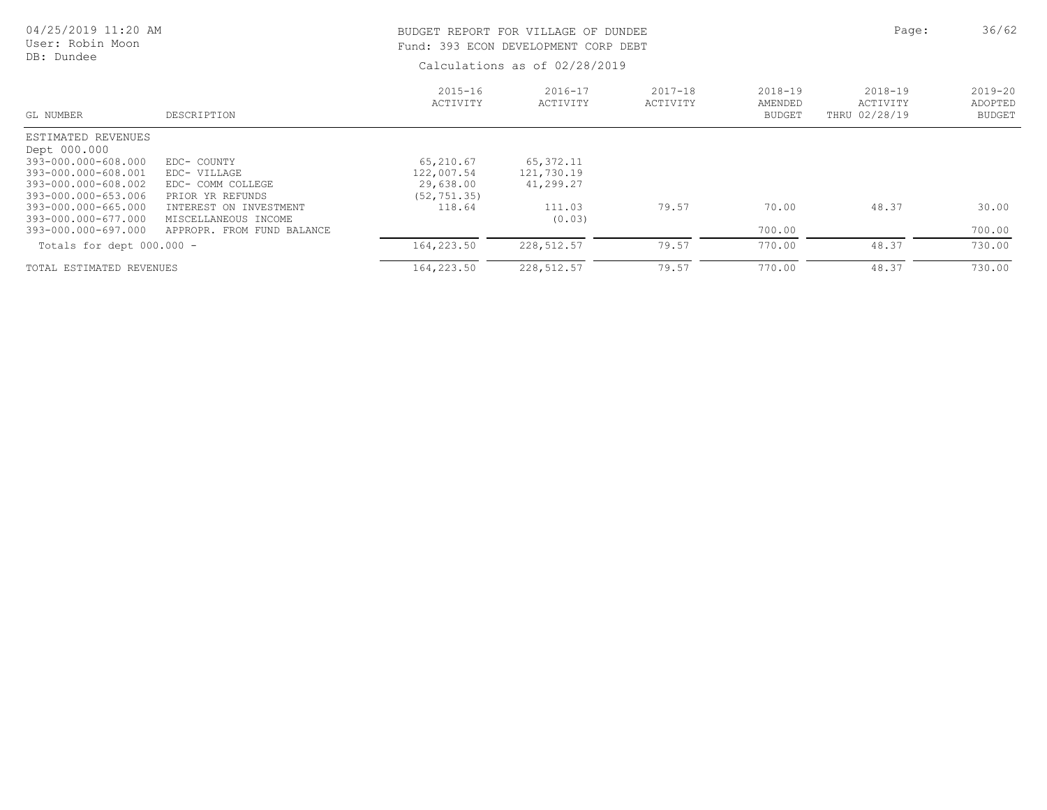BUDGET REPORT FOR VILLAGE OF DUNDEE

Fund: 393 ECON DEVELOPMENT CORP DEBT

Calculations as of 02/28/2019

04/25/2019 11:20 AM
User: Robin Moon
DB: Dundee

| GL NUMBER | DESCRIPTION | 2015-16 ACTIVITY | 2016-17 ACTIVITY | 2017-18 ACTIVITY | 2018-19 AMENDED BUDGET | 2018-19 ACTIVITY THRU 02/28/19 | 2019-20 ADOPTED BUDGET |
|---|---|---|---|---|---|---|---|
| ESTIMATED REVENUES | | | | | | | |
| Dept 000.000 | | | | | | | |
| 393-000.000-608.000 | EDC- COUNTY | 65,210.67 | 65,372.11 | | | | |
| 393-000.000-608.001 | EDC- VILLAGE | 122,007.54 | 121,730.19 | | | | |
| 393-000.000-608.002 | EDC- COMM COLLEGE | 29,638.00 | 41,299.27 | | | | |
| 393-000.000-653.006 | PRIOR YR REFUNDS | (52,751.35) | | | | | |
| 393-000.000-665.000 | INTEREST ON INVESTMENT | 118.64 | 111.03 | 79.57 | 70.00 | 48.37 | 30.00 |
| 393-000.000-677.000 | MISCELLANEOUS INCOME | | (0.03) | | | | |
| 393-000.000-697.000 | APPROPR. FROM FUND BALANCE | | | | 700.00 | | 700.00 |
| Totals for dept 000.000 - | | 164,223.50 | 228,512.57 | 79.57 | 770.00 | 48.37 | 730.00 |
| TOTAL ESTIMATED REVENUES | | 164,223.50 | 228,512.57 | 79.57 | 770.00 | 48.37 | 730.00 |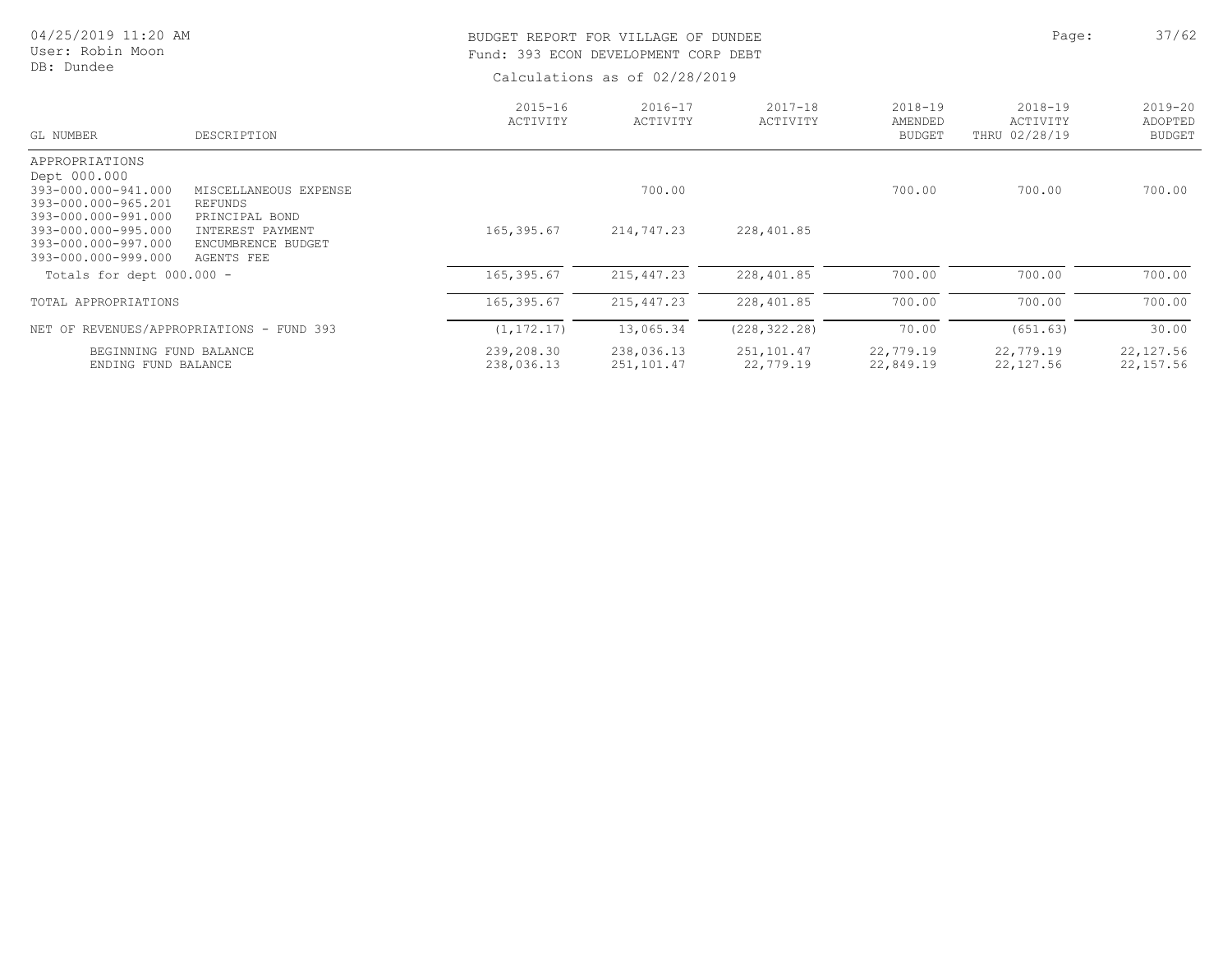BUDGET REPORT FOR VILLAGE OF DUNDEE
Fund: 393 ECON DEVELOPMENT CORP DEBT

Calculations as of 02/28/2019

| GL NUMBER | DESCRIPTION | 2015-16 ACTIVITY | 2016-17 ACTIVITY | 2017-18 ACTIVITY | 2018-19 AMENDED BUDGET | 2018-19 ACTIVITY THRU 02/28/19 | 2019-20 ADOPTED BUDGET |
|---|---|---|---|---|---|---|---|
| APPROPRIATIONS | | | | | | | |
| Dept 000.000 | | | | | | | |
| 393-000.000-941.000 | MISCELLANEOUS EXPENSE | | 700.00 | | 700.00 | 700.00 | 700.00 |
| 393-000.000-965.201 | REFUNDS | | | | | | |
| 393-000.000-991.000 | PRINCIPAL BOND | | | | | | |
| 393-000.000-995.000 | INTEREST PAYMENT | 165,395.67 | 214,747.23 | 228,401.85 | | | |
| 393-000.000-997.000 | ENCUMBRENCE BUDGET | | | | | | |
| 393-000.000-999.000 | AGENTS FEE | | | | | | |
| Totals for dept 000.000 - | | 165,395.67 | 215,447.23 | 228,401.85 | 700.00 | 700.00 | 700.00 |
| TOTAL APPROPRIATIONS | | 165,395.67 | 215,447.23 | 228,401.85 | 700.00 | 700.00 | 700.00 |
| NET OF REVENUES/APPROPRIATIONS - FUND 393 | | (1,172.17) | 13,065.34 | (228,322.28) | 70.00 | (651.63) | 30.00 |
| BEGINNING FUND BALANCE | | 239,208.30 | 238,036.13 | 251,101.47 | 22,779.19 | 22,779.19 | 22,127.56 |
| ENDING FUND BALANCE | | 238,036.13 | 251,101.47 | 22,779.19 | 22,849.19 | 22,127.56 | 22,157.56 |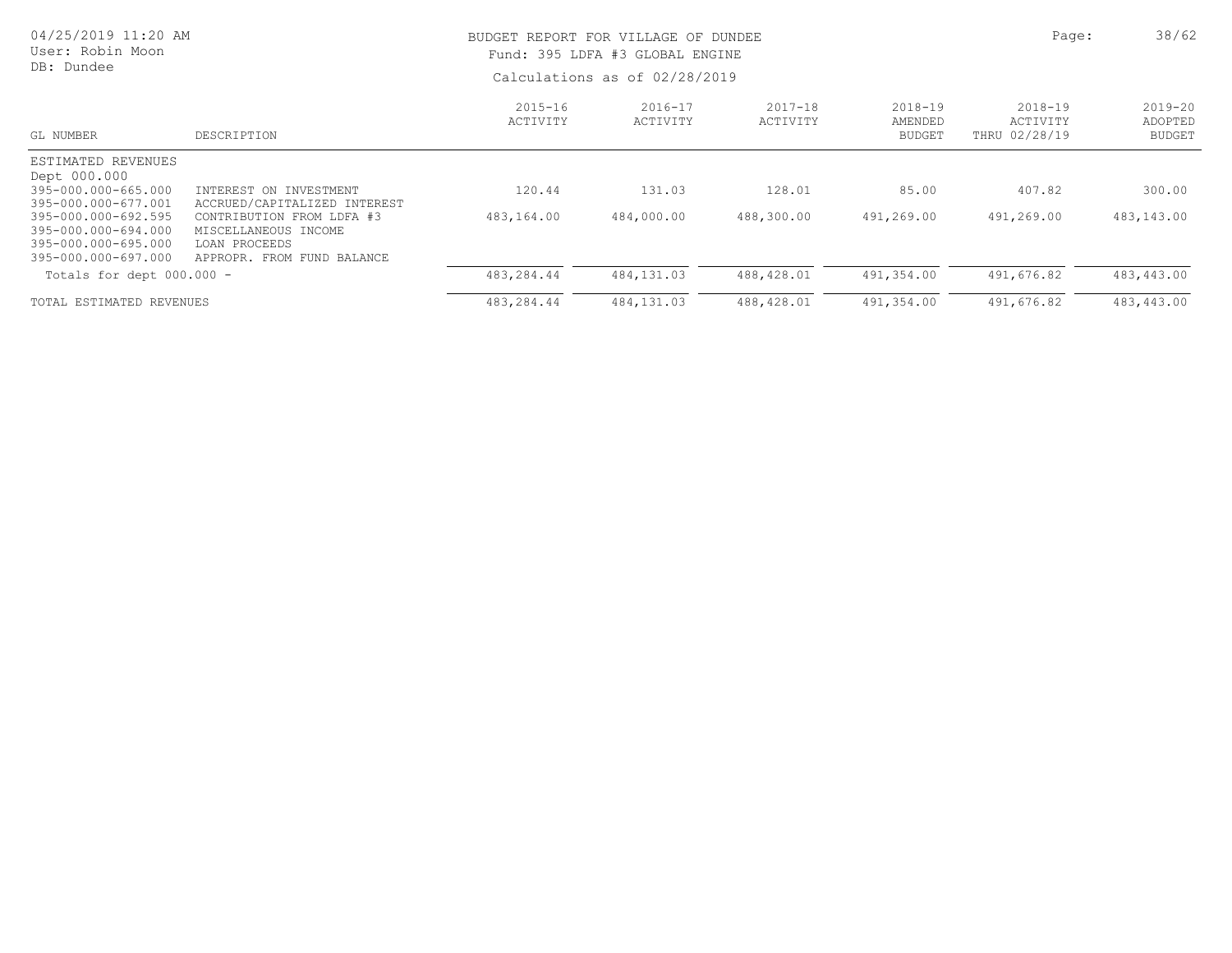# BUDGET REPORT FOR VILLAGE OF DUNDEE

Fund: 395 LDFA #3 GLOBAL ENGINE

Calculations as of 02/28/2019

| GL NUMBER | DESCRIPTION | 2015-16 ACTIVITY | 2016-17 ACTIVITY | 2017-18 ACTIVITY | 2018-19 AMENDED BUDGET | 2018-19 ACTIVITY THRU 02/28/19 | 2019-20 ADOPTED BUDGET |
|---|---|---|---|---|---|---|---|
| ESTIMATED REVENUES | | | | | | | |
| Dept 000.000 | | | | | | | |
| 395-000.000-665.000 | INTEREST ON INVESTMENT | 120.44 | 131.03 | 128.01 | 85.00 | 407.82 | 300.00 |
| 395-000.000-677.001 | ACCRUED/CAPITALIZED INTEREST | | | | | | |
| 395-000.000-692.595 | CONTRIBUTION FROM LDFA #3 | 483,164.00 | 484,000.00 | 488,300.00 | 491,269.00 | 491,269.00 | 483,143.00 |
| 395-000.000-694.000 | MISCELLANEOUS INCOME | | | | | | |
| 395-000.000-695.000 | LOAN PROCEEDS | | | | | | |
| 395-000.000-697.000 | APPROPR. FROM FUND BALANCE | | | | | | |
| Totals for dept 000.000 - | | 483,284.44 | 484,131.03 | 488,428.01 | 491,354.00 | 491,676.82 | 483,443.00 |
| TOTAL ESTIMATED REVENUES | | 483,284.44 | 484,131.03 | 488,428.01 | 491,354.00 | 491,676.82 | 483,443.00 |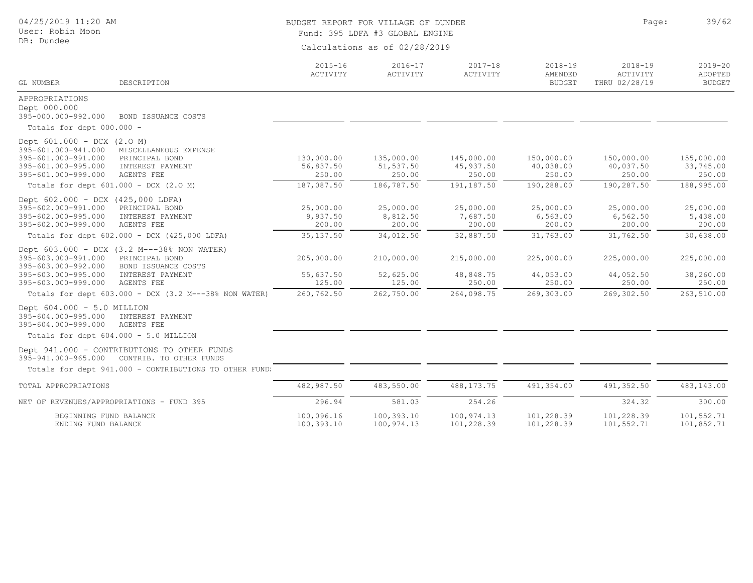BUDGET REPORT FOR VILLAGE OF DUNDEE
Fund: 395 LDFA #3 GLOBAL ENGINE
Calculations as of 02/28/2019

04/25/2019 11:20 AM
User: Robin Moon
DB: Dundee

| GL NUMBER | DESCRIPTION | 2015-16 ACTIVITY | 2016-17 ACTIVITY | 2017-18 ACTIVITY | 2018-19 AMENDED BUDGET | 2018-19 ACTIVITY THRU 02/28/19 | 2019-20 ADOPTED BUDGET |
|---|---|---|---|---|---|---|---|
| APPROPRIATIONS | | | | | | | |
| Dept 000.000 | | | | | | | |
| 395-000.000-992.000 | BOND ISSUANCE COSTS | | | | | | |
| Totals for dept 000.000 - | | | | | | | |
| Dept 601.000 - DCX (2.O M) | | | | | | | |
| 395-601.000-941.000 | MISCELLANEOUS EXPENSE | | | | | | |
| 395-601.000-991.000 | PRINCIPAL BOND | 130,000.00 | 135,000.00 | 145,000.00 | 150,000.00 | 150,000.00 | 155,000.00 |
| 395-601.000-995.000 | INTEREST PAYMENT | 56,837.50 | 51,537.50 | 45,937.50 | 40,038.00 | 40,037.50 | 33,745.00 |
| 395-601.000-999.000 | AGENTS FEE | 250.00 | 250.00 | 250.00 | 250.00 | 250.00 | 250.00 |
| Totals for dept 601.000 - DCX (2.O M) | | 187,087.50 | 186,787.50 | 191,187.50 | 190,288.00 | 190,287.50 | 188,995.00 |
| Dept 602.000 - DCX (425,000 LDFA) | | | | | | | |
| 395-602.000-991.000 | PRINCIPAL BOND | 25,000.00 | 25,000.00 | 25,000.00 | 25,000.00 | 25,000.00 | 25,000.00 |
| 395-602.000-995.000 | INTEREST PAYMENT | 9,937.50 | 8,812.50 | 7,687.50 | 6,563.00 | 6,562.50 | 5,438.00 |
| 395-602.000-999.000 | AGENTS FEE | 200.00 | 200.00 | 200.00 | 200.00 | 200.00 | 200.00 |
| Totals for dept 602.000 - DCX (425,000 LDFA) | | 35,137.50 | 34,012.50 | 32,887.50 | 31,763.00 | 31,762.50 | 30,638.00 |
| Dept 603.000 - DCX (3.2 M---38% NON WATER) | | | | | | | |
| 395-603.000-991.000 | PRINCIPAL BOND | 205,000.00 | 210,000.00 | 215,000.00 | 225,000.00 | 225,000.00 | 225,000.00 |
| 395-603.000-992.000 | BOND ISSUANCE COSTS | | | | | | |
| 395-603.000-995.000 | INTEREST PAYMENT | 55,637.50 | 52,625.00 | 48,848.75 | 44,053.00 | 44,052.50 | 38,260.00 |
| 395-603.000-999.000 | AGENTS FEE | 125.00 | 125.00 | 250.00 | 250.00 | 250.00 | 250.00 |
| Totals for dept 603.000 - DCX (3.2 M---38% NON WATER) | | 260,762.50 | 262,750.00 | 264,098.75 | 269,303.00 | 269,302.50 | 263,510.00 |
| Dept 604.000 - 5.0 MILLION | | | | | | | |
| 395-604.000-995.000 | INTEREST PAYMENT | | | | | | |
| 395-604.000-999.000 | AGENTS FEE | | | | | | |
| Totals for dept 604.000 - 5.0 MILLION | | | | | | | |
| Dept 941.000 - CONTRIBUTIONS TO OTHER FUNDS | | | | | | | |
| 395-941.000-965.000 | CONTRIB. TO OTHER FUNDS | | | | | | |
| Totals for dept 941.000 - CONTRIBUTIONS TO OTHER FUND: | | | | | | | |
| TOTAL APPROPRIATIONS | | 482,987.50 | 483,550.00 | 488,173.75 | 491,354.00 | 491,352.50 | 483,143.00 |
| NET OF REVENUES/APPROPRIATIONS - FUND 395 | | 296.94 | 581.03 | 254.26 | | 324.32 | 300.00 |
| BEGINNING FUND BALANCE | | 100,096.16 | 100,393.10 | 100,974.13 | 101,228.39 | 101,228.39 | 101,552.71 |
| ENDING FUND BALANCE | | 100,393.10 | 100,974.13 | 101,228.39 | 101,228.39 | 101,552.71 | 101,852.71 |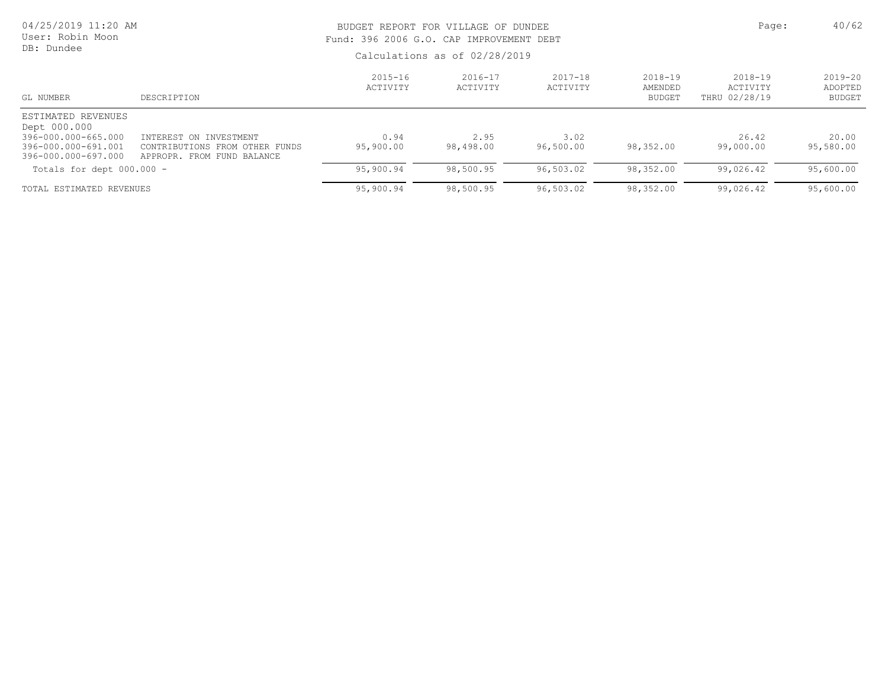BUDGET REPORT FOR VILLAGE OF DUNDEE

Fund: 396 2006 G.O. CAP IMPROVEMENT DEBT

Calculations as of 02/28/2019

| GL NUMBER | DESCRIPTION | 2015-16 ACTIVITY | 2016-17 ACTIVITY | 2017-18 ACTIVITY | 2018-19 AMENDED BUDGET | 2018-19 ACTIVITY THRU 02/28/19 | 2019-20 ADOPTED BUDGET |
|---|---|---|---|---|---|---|---|
| ESTIMATED REVENUES | | | | | | | |
| Dept 000.000 | | | | | | | |
| 396-000.000-665.000 | INTEREST ON INVESTMENT | 0.94 | 2.95 | 3.02 | | 26.42 | 20.00 |
| 396-000.000-691.001 | CONTRIBUTIONS FROM OTHER FUNDS | 95,900.00 | 98,498.00 | 96,500.00 | 98,352.00 | 99,000.00 | 95,580.00 |
| 396-000.000-697.000 | APPROPR. FROM FUND BALANCE | | | | | | |
| Totals for dept 000.000 - | | 95,900.94 | 98,500.95 | 96,503.02 | 98,352.00 | 99,026.42 | 95,600.00 |
| TOTAL ESTIMATED REVENUES | | 95,900.94 | 98,500.95 | 96,503.02 | 98,352.00 | 99,026.42 | 95,600.00 |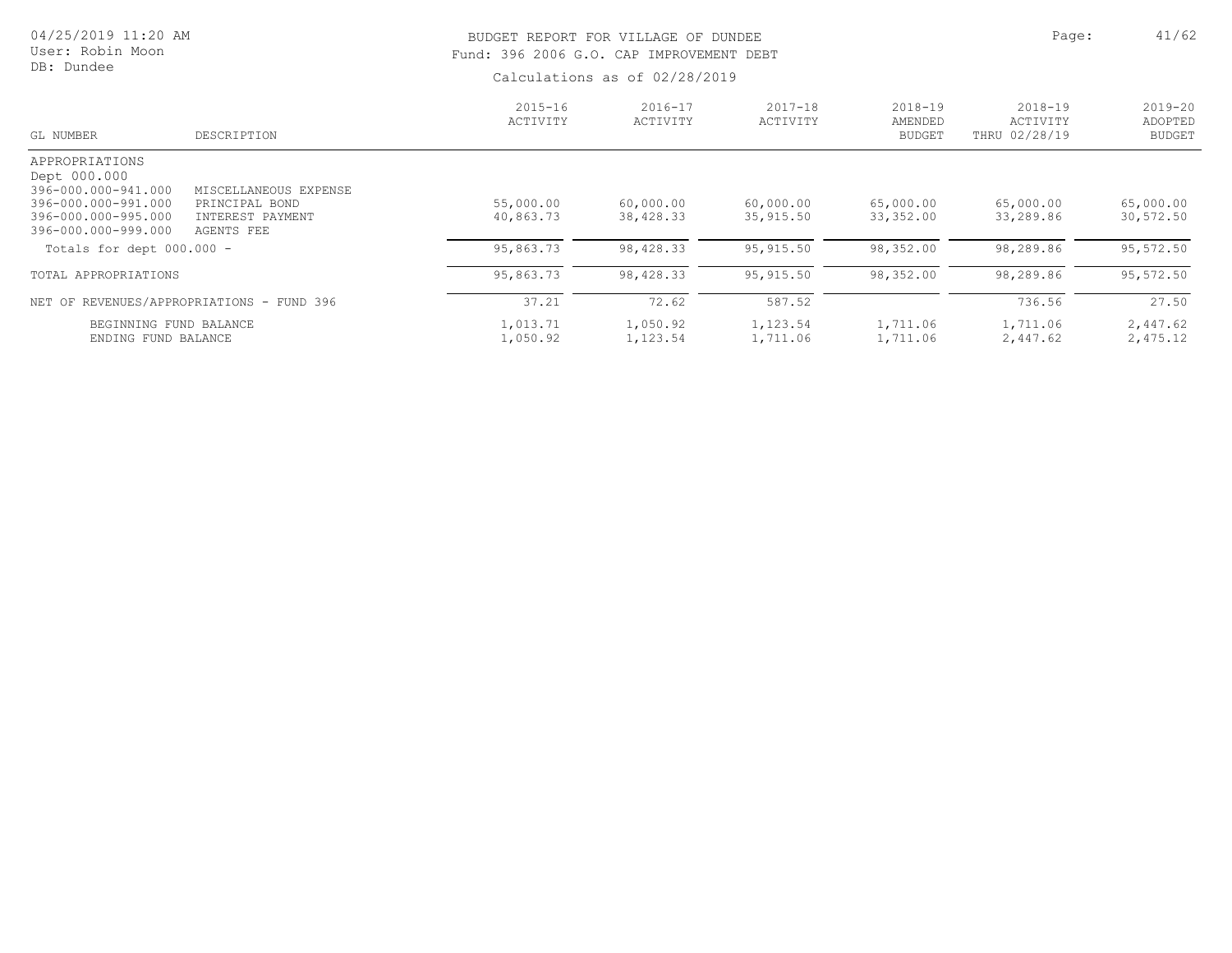BUDGET REPORT FOR VILLAGE OF DUNDEE
Fund: 396 2006 G.O. CAP IMPROVEMENT DEBT

Calculations as of 02/28/2019

04/25/2019 11:20 AM
User: Robin Moon
DB: Dundee

| GL NUMBER | DESCRIPTION | 2015-16 ACTIVITY | 2016-17 ACTIVITY | 2017-18 ACTIVITY | 2018-19 AMENDED BUDGET | 2018-19 ACTIVITY THRU 02/28/19 | 2019-20 ADOPTED BUDGET |
|---|---|---|---|---|---|---|---|
| APPROPRIATIONS | | | | | | | |
| Dept 000.000 | | | | | | | |
| 396-000.000-941.000 | MISCELLANEOUS EXPENSE | | | | | | |
| 396-000.000-991.000 | PRINCIPAL BOND | 55,000.00 | 60,000.00 | 60,000.00 | 65,000.00 | 65,000.00 | 65,000.00 |
| 396-000.000-995.000 | INTEREST PAYMENT | 40,863.73 | 38,428.33 | 35,915.50 | 33,352.00 | 33,289.86 | 30,572.50 |
| 396-000.000-999.000 | AGENTS FEE | | | | | | |
| Totals for dept 000.000 - | | 95,863.73 | 98,428.33 | 95,915.50 | 98,352.00 | 98,289.86 | 95,572.50 |
| TOTAL APPROPRIATIONS | | 95,863.73 | 98,428.33 | 95,915.50 | 98,352.00 | 98,289.86 | 95,572.50 |
| NET OF REVENUES/APPROPRIATIONS - FUND 396 | | 37.21 | 72.62 | 587.52 | | 736.56 | 27.50 |
| BEGINNING FUND BALANCE | | 1,013.71 | 1,050.92 | 1,123.54 | 1,711.06 | 1,711.06 | 2,447.62 |
| ENDING FUND BALANCE | | 1,050.92 | 1,123.54 | 1,711.06 | 1,711.06 | 2,447.62 | 2,475.12 |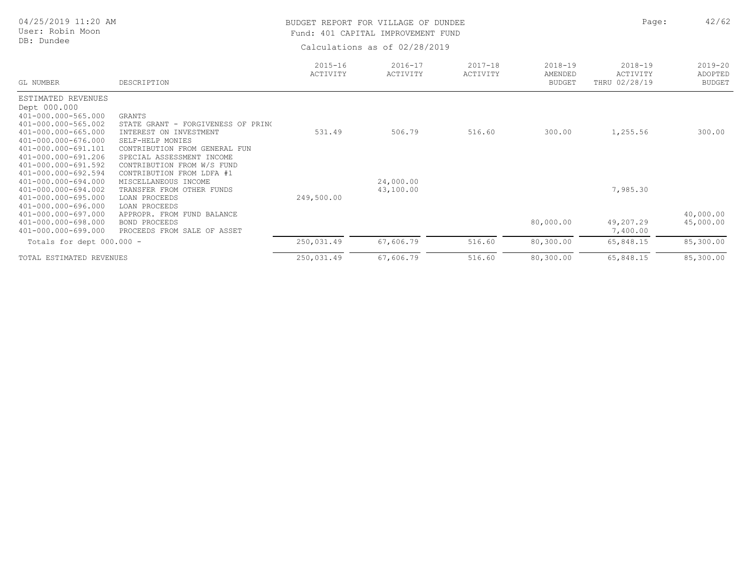BUDGET REPORT FOR VILLAGE OF DUNDEE
Fund: 401 CAPITAL IMPROVEMENT FUND

Calculations as of 02/28/2019

04/25/2019 11:20 AM
User: Robin Moon
DB: Dundee

| GL NUMBER | DESCRIPTION | 2015-16 ACTIVITY | 2016-17 ACTIVITY | 2017-18 ACTIVITY | 2018-19 AMENDED BUDGET | 2018-19 ACTIVITY THRU 02/28/19 | 2019-20 ADOPTED BUDGET |
|---|---|---|---|---|---|---|---|
| ESTIMATED REVENUES | | | | | | | |
| Dept 000.000 | | | | | | | |
| 401-000.000-565.000 | GRANTS | | | | | | |
| 401-000.000-565.002 | STATE GRANT - FORGIVENESS OF PRIN( | | | | | | |
| 401-000.000-665.000 | INTEREST ON INVESTMENT | 531.49 | 506.79 | 516.60 | 300.00 | 1,255.56 | 300.00 |
| 401-000.000-676.000 | SELF-HELP MONIES | | | | | | |
| 401-000.000-691.101 | CONTRIBUTION FROM GENERAL FUN | | | | | | |
| 401-000.000-691.206 | SPECIAL ASSESSMENT INCOME | | | | | | |
| 401-000.000-691.592 | CONTRIBUTION FROM W/S FUND | | | | | | |
| 401-000.000-692.594 | CONTRIBUTION FROM LDFA #1 | | | | | | |
| 401-000.000-694.000 | MISCELLANEOUS INCOME | | 24,000.00 | | | | |
| 401-000.000-694.002 | TRANSFER FROM OTHER FUNDS | | 43,100.00 | | | 7,985.30 | |
| 401-000.000-695.000 | LOAN PROCEEDS | 249,500.00 | | | | | |
| 401-000.000-696.000 | LOAN PROCEEDS | | | | | | |
| 401-000.000-697.000 | APPROPR. FROM FUND BALANCE | | | | | | 40,000.00 |
| 401-000.000-698.000 | BOND PROCEEDS | | | | 80,000.00 | 49,207.29 | 45,000.00 |
| 401-000.000-699.000 | PROCEEDS FROM SALE OF ASSET | | | | | 7,400.00 | |
| Totals for dept 000.000 - | | 250,031.49 | 67,606.79 | 516.60 | 80,300.00 | 65,848.15 | 85,300.00 |
| TOTAL ESTIMATED REVENUES | | 250,031.49 | 67,606.79 | 516.60 | 80,300.00 | 65,848.15 | 85,300.00 |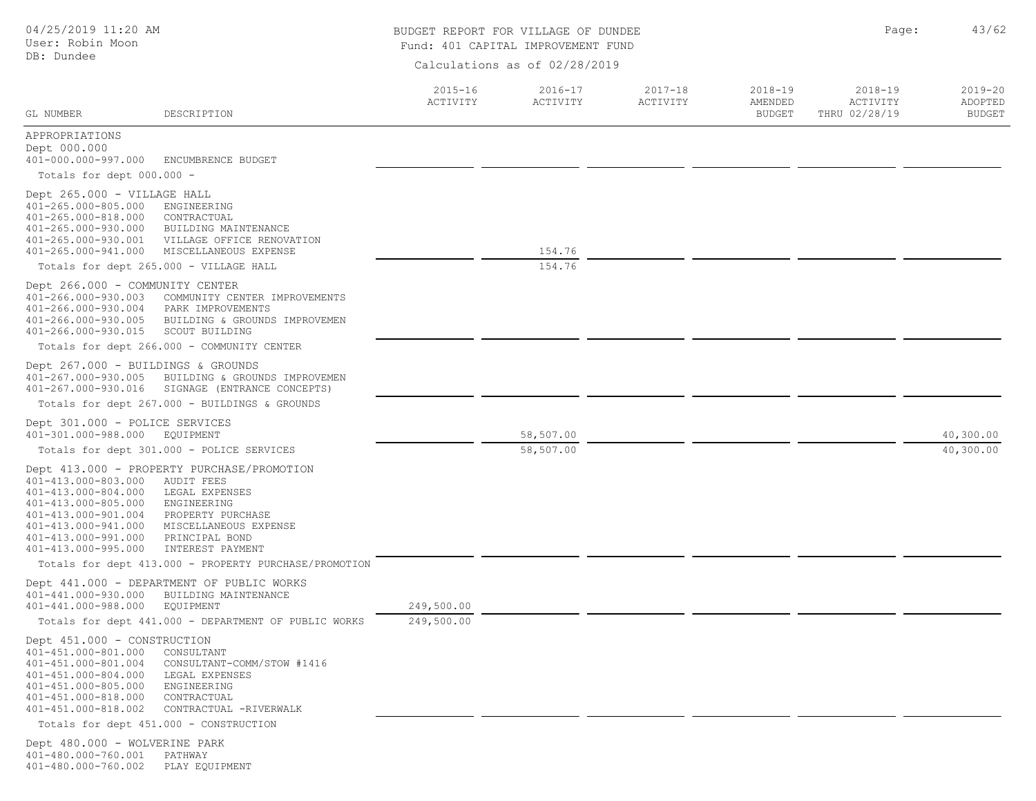BUDGET REPORT FOR VILLAGE OF DUNDEE

Fund: 401 CAPITAL IMPROVEMENT FUND

Calculations as of 02/28/2019

04/25/2019 11:20 AM
User: Robin Moon
DB: Dundee

| GL NUMBER | DESCRIPTION | 2015-16 ACTIVITY | 2016-17 ACTIVITY | 2017-18 ACTIVITY | 2018-19 AMENDED BUDGET | 2018-19 ACTIVITY THRU 02/28/19 | 2019-20 ADOPTED BUDGET |
|---|---|---|---|---|---|---|---|
| APPROPRIATIONS | | | | | | | |
| Dept 000.000 | | | | | | | |
| 401-000.000-997.000 | ENCUMBRENCE BUDGET | | | | | | |
| Totals for dept 000.000 - | | | | | | | |
| Dept 265.000 - VILLAGE HALL | | | | | | | |
| 401-265.000-805.000 | ENGINEERING | | | | | | |
| 401-265.000-818.000 | CONTRACTUAL | | | | | | |
| 401-265.000-930.000 | BUILDING MAINTENANCE | | | | | | |
| 401-265.000-930.001 | VILLAGE OFFICE RENOVATION | | | | | | |
| 401-265.000-941.000 | MISCELLANEOUS EXPENSE | | 154.76 | | | | |
| Totals for dept 265.000 - VILLAGE HALL | | | 154.76 | | | | |
| Dept 266.000 - COMMUNITY CENTER | | | | | | | |
| 401-266.000-930.003 | COMMUNITY CENTER IMPROVEMENTS | | | | | | |
| 401-266.000-930.004 | PARK IMPROVEMENTS | | | | | | |
| 401-266.000-930.005 | BUILDING & GROUNDS IMPROVEMEN | | | | | | |
| 401-266.000-930.015 | SCOUT BUILDING | | | | | | |
| Totals for dept 266.000 - COMMUNITY CENTER | | | | | | | |
| Dept 267.000 - BUILDINGS & GROUNDS | | | | | | | |
| 401-267.000-930.005 | BUILDING & GROUNDS IMPROVEMEN | | | | | | |
| 401-267.000-930.016 | SIGNAGE (ENTRANCE CONCEPTS) | | | | | | |
| Totals for dept 267.000 - BUILDINGS & GROUNDS | | | | | | | |
| Dept 301.000 - POLICE SERVICES | | | | | | | |
| 401-301.000-988.000 | EQUIPMENT | | 58,507.00 | | | | 40,300.00 |
| Totals for dept 301.000 - POLICE SERVICES | | | 58,507.00 | | | | 40,300.00 |
| Dept 413.000 - PROPERTY PURCHASE/PROMOTION | | | | | | | |
| 401-413.000-803.000 | AUDIT FEES | | | | | | |
| 401-413.000-804.000 | LEGAL EXPENSES | | | | | | |
| 401-413.000-805.000 | ENGINEERING | | | | | | |
| 401-413.000-901.004 | PROPERTY PURCHASE | | | | | | |
| 401-413.000-941.000 | MISCELLANEOUS EXPENSE | | | | | | |
| 401-413.000-991.000 | PRINCIPAL BOND | | | | | | |
| 401-413.000-995.000 | INTEREST PAYMENT | | | | | | |
| Totals for dept 413.000 - PROPERTY PURCHASE/PROMOTION | | | | | | | |
| Dept 441.000 - DEPARTMENT OF PUBLIC WORKS | | | | | | | |
| 401-441.000-930.000 | BUILDING MAINTENANCE | | | | | | |
| 401-441.000-988.000 | EQUIPMENT | 249,500.00 | | | | | |
| Totals for dept 441.000 - DEPARTMENT OF PUBLIC WORKS | | 249,500.00 | | | | | |
| Dept 451.000 - CONSTRUCTION | | | | | | | |
| 401-451.000-801.000 | CONSULTANT | | | | | | |
| 401-451.000-801.004 | CONSULTANT-COMM/STOW #1416 | | | | | | |
| 401-451.000-804.000 | LEGAL EXPENSES | | | | | | |
| 401-451.000-805.000 | ENGINEERING | | | | | | |
| 401-451.000-818.000 | CONTRACTUAL | | | | | | |
| 401-451.000-818.002 | CONTRACTUAL -RIVERWALK | | | | | | |
| Totals for dept 451.000 - CONSTRUCTION | | | | | | | |
| Dept 480.000 - WOLVERINE PARK | | | | | | | |
| 401-480.000-760.001 | PATHWAY | | | | | | |
| 401-480.000-760.002 | PLAY EQUIPMENT | | | | | | |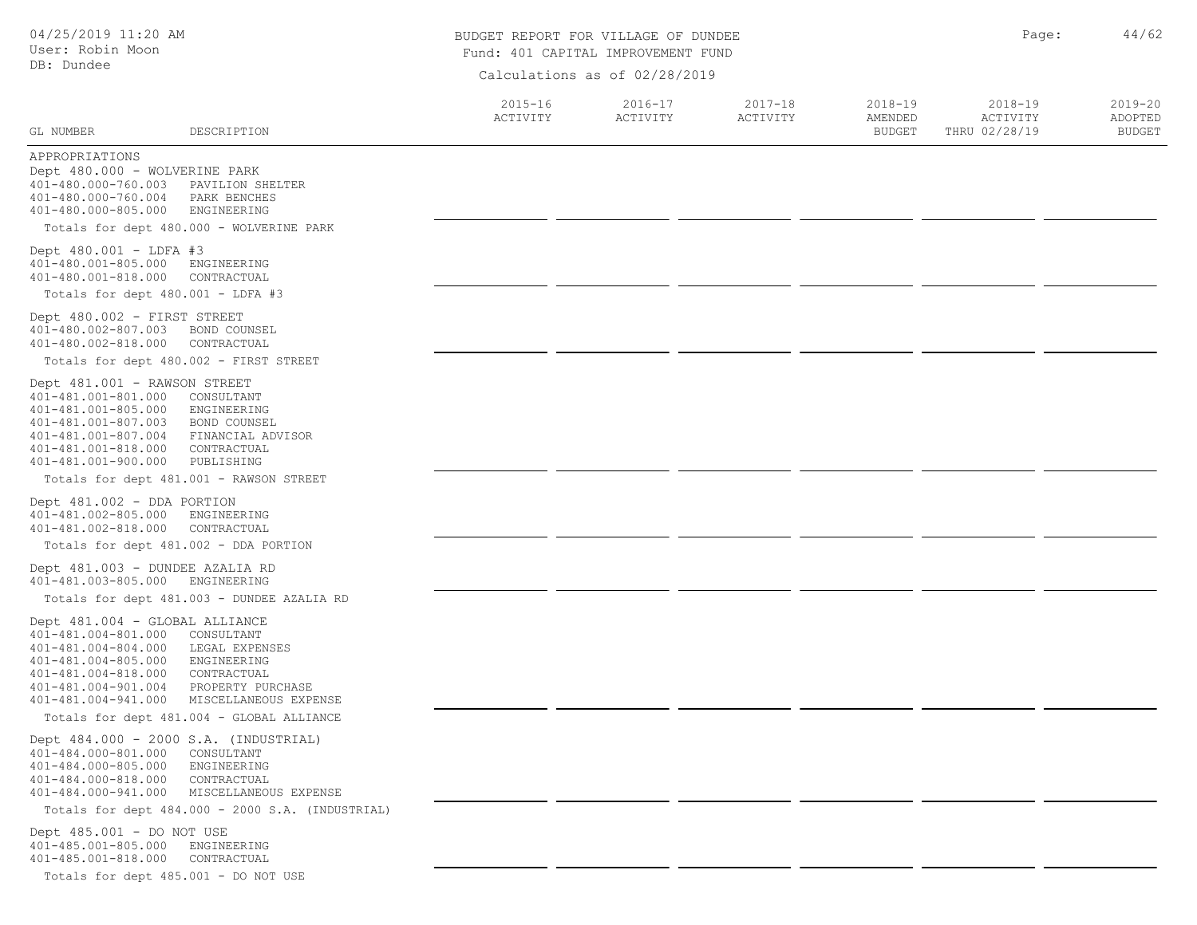BUDGET REPORT FOR VILLAGE OF DUNDEE

Fund: 401 CAPITAL IMPROVEMENT FUND

Calculations as of 02/28/2019

04/25/2019 11:20 AM
User: Robin Moon
DB: Dundee

| GL NUMBER | DESCRIPTION | 2015-16 ACTIVITY | 2016-17 ACTIVITY | 2017-18 ACTIVITY | 2018-19 AMENDED BUDGET | 2018-19 ACTIVITY THRU 02/28/19 | 2019-20 ADOPTED BUDGET |
|---|---|---|---|---|---|---|---|
| APPROPRIATIONS | | | | | | | |
| Dept 480.000 - WOLVERINE PARK | | | | | | | |
| 401-480.000-760.003 | PAVILION SHELTER | | | | | | |
| 401-480.000-760.004 | PARK BENCHES | | | | | | |
| 401-480.000-805.000 | ENGINEERING | | | | | | |
| Totals for dept 480.000 - WOLVERINE PARK | | | | | | | |
| Dept 480.001 - LDFA #3 | | | | | | | |
| 401-480.001-805.000 | ENGINEERING | | | | | | |
| 401-480.001-818.000 | CONTRACTUAL | | | | | | |
| Totals for dept 480.001 - LDFA #3 | | | | | | | |
| Dept 480.002 - FIRST STREET | | | | | | | |
| 401-480.002-807.003 | BOND COUNSEL | | | | | | |
| 401-480.002-818.000 | CONTRACTUAL | | | | | | |
| Totals for dept 480.002 - FIRST STREET | | | | | | | |
| Dept 481.001 - RAWSON STREET | | | | | | | |
| 401-481.001-801.000 | CONSULTANT | | | | | | |
| 401-481.001-805.000 | ENGINEERING | | | | | | |
| 401-481.001-807.003 | BOND COUNSEL | | | | | | |
| 401-481.001-807.004 | FINANCIAL ADVISOR | | | | | | |
| 401-481.001-818.000 | CONTRACTUAL | | | | | | |
| 401-481.001-900.000 | PUBLISHING | | | | | | |
| Totals for dept 481.001 - RAWSON STREET | | | | | | | |
| Dept 481.002 - DDA PORTION | | | | | | | |
| 401-481.002-805.000 | ENGINEERING | | | | | | |
| 401-481.002-818.000 | CONTRACTUAL | | | | | | |
| Totals for dept 481.002 - DDA PORTION | | | | | | | |
| Dept 481.003 - DUNDEE AZALIA RD | | | | | | | |
| 401-481.003-805.000 | ENGINEERING | | | | | | |
| Totals for dept 481.003 - DUNDEE AZALIA RD | | | | | | | |
| Dept 481.004 - GLOBAL ALLIANCE | | | | | | | |
| 401-481.004-801.000 | CONSULTANT | | | | | | |
| 401-481.004-804.000 | LEGAL EXPENSES | | | | | | |
| 401-481.004-805.000 | ENGINEERING | | | | | | |
| 401-481.004-818.000 | CONTRACTUAL | | | | | | |
| 401-481.004-901.004 | PROPERTY PURCHASE | | | | | | |
| 401-481.004-941.000 | MISCELLANEOUS EXPENSE | | | | | | |
| Totals for dept 481.004 - GLOBAL ALLIANCE | | | | | | | |
| Dept 484.000 - 2000 S.A. (INDUSTRIAL) | | | | | | | |
| 401-484.000-801.000 | CONSULTANT | | | | | | |
| 401-484.000-805.000 | ENGINEERING | | | | | | |
| 401-484.000-818.000 | CONTRACTUAL | | | | | | |
| 401-484.000-941.000 | MISCELLANEOUS EXPENSE | | | | | | |
| Totals for dept 484.000 - 2000 S.A. (INDUSTRIAL) | | | | | | | |
| Dept 485.001 - DO NOT USE | | | | | | | |
| 401-485.001-805.000 | ENGINEERING | | | | | | |
| 401-485.001-818.000 | CONTRACTUAL | | | | | | |
| Totals for dept 485.001 - DO NOT USE | | | | | | | |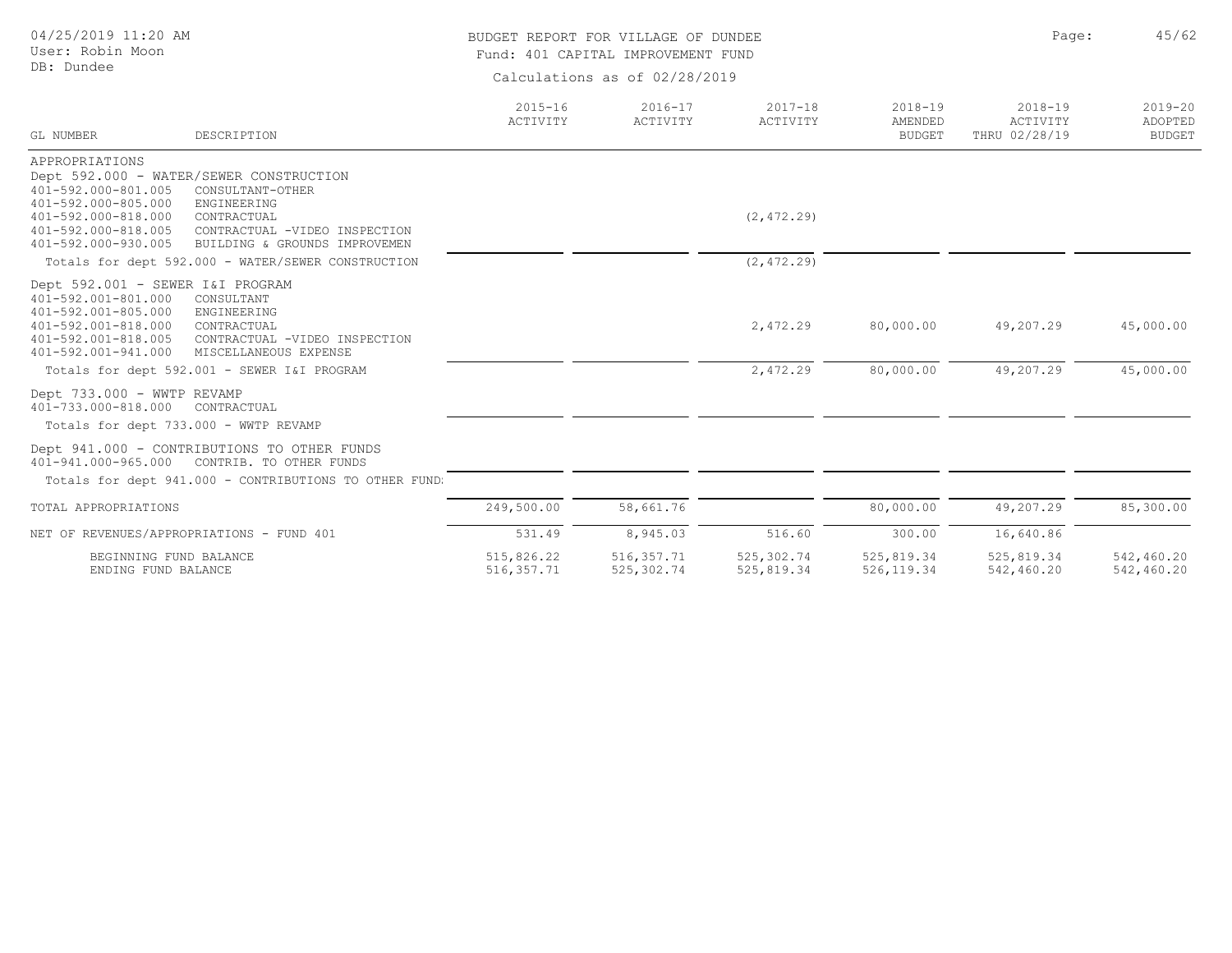BUDGET REPORT FOR VILLAGE OF DUNDEE
Fund: 401 CAPITAL IMPROVEMENT FUND

Calculations as of 02/28/2019

04/25/2019 11:20 AM
User: Robin Moon
DB: Dundee

| GL NUMBER | DESCRIPTION | 2015-16 ACTIVITY | 2016-17 ACTIVITY | 2017-18 ACTIVITY | 2018-19 AMENDED BUDGET | 2018-19 ACTIVITY THRU 02/28/19 | 2019-20 ADOPTED BUDGET |
|---|---|---|---|---|---|---|---|
| APPROPRIATIONS | | | | | | | |
| Dept 592.000 - WATER/SEWER CONSTRUCTION | | | | | | | |
| 401-592.000-801.005 | CONSULTANT-OTHER | | | | | | |
| 401-592.000-805.000 | ENGINEERING | | | | | | |
| 401-592.000-818.000 | CONTRACTUAL | | | (2,472.29) | | | |
| 401-592.000-818.005 | CONTRACTUAL -VIDEO INSPECTION | | | | | | |
| 401-592.000-930.005 | BUILDING & GROUNDS IMPROVEMEN | | | | | | |
| Totals for dept 592.000 - WATER/SEWER CONSTRUCTION | | | | (2,472.29) | | | |
| Dept 592.001 - SEWER I&I PROGRAM | | | | | | | |
| 401-592.001-801.000 | CONSULTANT | | | | | | |
| 401-592.001-805.000 | ENGINEERING | | | | | | |
| 401-592.001-818.000 | CONTRACTUAL | | | 2,472.29 | 80,000.00 | 49,207.29 | 45,000.00 |
| 401-592.001-818.005 | CONTRACTUAL -VIDEO INSPECTION | | | | | | |
| 401-592.001-941.000 | MISCELLANEOUS EXPENSE | | | | | | |
| Totals for dept 592.001 - SEWER I&I PROGRAM | | | | 2,472.29 | 80,000.00 | 49,207.29 | 45,000.00 |
| Dept 733.000 - WWTP REVAMP | | | | | | | |
| 401-733.000-818.000 | CONTRACTUAL | | | | | | |
| Totals for dept 733.000 - WWTP REVAMP | | | | | | | |
| Dept 941.000 - CONTRIBUTIONS TO OTHER FUNDS | | | | | | | |
| 401-941.000-965.000 | CONTRIB. TO OTHER FUNDS | | | | | | |
| Totals for dept 941.000 - CONTRIBUTIONS TO OTHER FUND: | | | | | | | |
| TOTAL APPROPRIATIONS | | 249,500.00 | 58,661.76 | | 80,000.00 | 49,207.29 | 85,300.00 |
| NET OF REVENUES/APPROPRIATIONS - FUND 401 | | 531.49 | 8,945.03 | 516.60 | 300.00 | 16,640.86 | |
| BEGINNING FUND BALANCE | | 515,826.22 | 516,357.71 | 525,302.74 | 525,819.34 | 525,819.34 | 542,460.20 |
| ENDING FUND BALANCE | | 516,357.71 | 525,302.74 | 525,819.34 | 526,119.34 | 542,460.20 | 542,460.20 |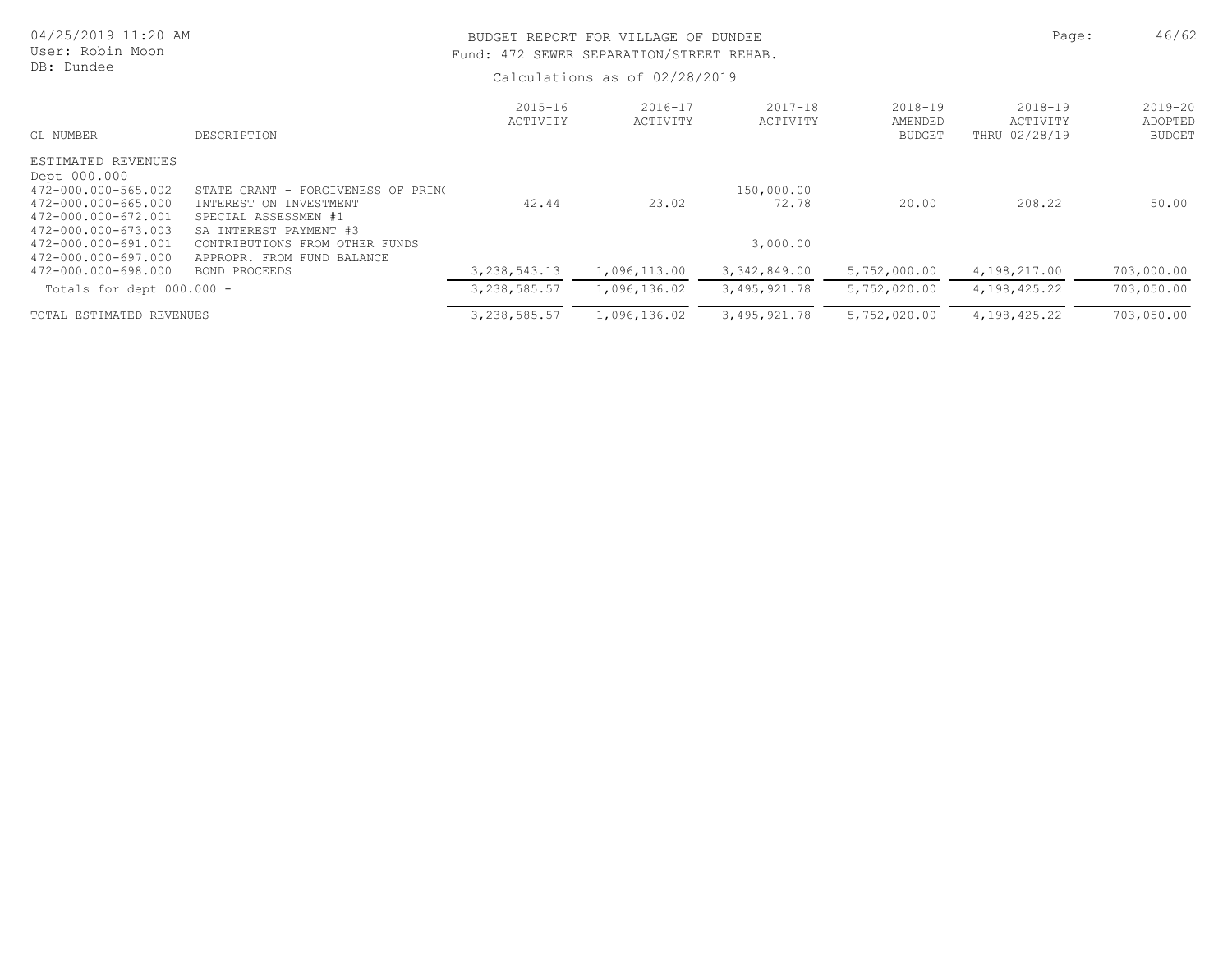BUDGET REPORT FOR VILLAGE OF DUNDEE
Fund: 472 SEWER SEPARATION/STREET REHAB.

Calculations as of 02/28/2019

04/25/2019 11:20 AM
User: Robin Moon
DB: Dundee

| GL NUMBER | DESCRIPTION | 2015-16 ACTIVITY | 2016-17 ACTIVITY | 2017-18 ACTIVITY | 2018-19 AMENDED BUDGET | 2018-19 ACTIVITY THRU 02/28/19 | 2019-20 ADOPTED BUDGET |
|---|---|---|---|---|---|---|---|
| ESTIMATED REVENUES | | | | | | | |
| Dept 000.000 | | | | | | | |
| 472-000.000-565.002 | STATE GRANT - FORGIVENESS OF PRINC | | | 150,000.00 | | | |
| 472-000.000-665.000 | INTEREST ON INVESTMENT | 42.44 | 23.02 | 72.78 | 20.00 | 208.22 | 50.00 |
| 472-000.000-672.001 | SPECIAL ASSESSMEN #1 | | | | | | |
| 472-000.000-673.003 | SA INTEREST PAYMENT #3 | | | | | | |
| 472-000.000-691.001 | CONTRIBUTIONS FROM OTHER FUNDS | | | 3,000.00 | | | |
| 472-000.000-697.000 | APPROPR. FROM FUND BALANCE | | | | | | |
| 472-000.000-698.000 | BOND PROCEEDS | 3,238,543.13 | 1,096,113.00 | 3,342,849.00 | 5,752,000.00 | 4,198,217.00 | 703,000.00 |
| Totals for dept 000.000 - | | 3,238,585.57 | 1,096,136.02 | 3,495,921.78 | 5,752,020.00 | 4,198,425.22 | 703,050.00 |
| TOTAL ESTIMATED REVENUES | | 3,238,585.57 | 1,096,136.02 | 3,495,921.78 | 5,752,020.00 | 4,198,425.22 | 703,050.00 |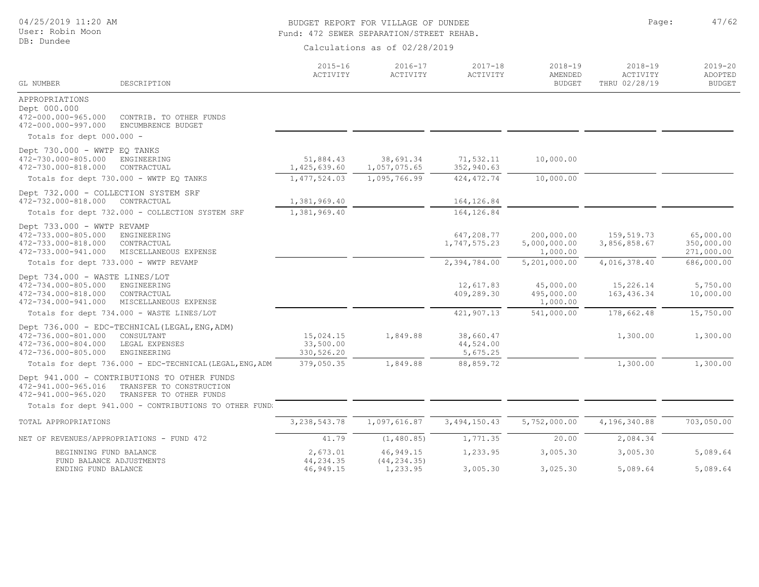# BUDGET REPORT FOR VILLAGE OF DUNDEE

Fund: 472 SEWER SEPARATION/STREET REHAB.

Calculations as of 02/28/2019

04/25/2019 11:20 AM
User: Robin Moon
DB: Dundee

| GL NUMBER | DESCRIPTION | 2015-16 ACTIVITY | 2016-17 ACTIVITY | 2017-18 ACTIVITY | 2018-19 AMENDED BUDGET | 2018-19 ACTIVITY THRU 02/28/19 | 2019-20 ADOPTED BUDGET |
|---|---|---|---|---|---|---|---|
| APPROPRIATIONS | | | | | | | |
| Dept 000.000 | | | | | | | |
| 472-000.000-965.000 | CONTRIB. TO OTHER FUNDS | | | | | | |
| 472-000.000-997.000 | ENCUMBRENCE BUDGET | | | | | | |
| Totals for dept 000.000 - | | | | | | | |
| Dept 730.000 - WWTP EQ TANKS | | | | | | | |
| 472-730.000-805.000 | ENGINEERING | 51,884.43 | 38,691.34 | 71,532.11 | 10,000.00 | | |
| 472-730.000-818.000 | CONTRACTUAL | 1,425,639.60 | 1,057,075.65 | 352,940.63 | | | |
| Totals for dept 730.000 - WWTP EQ TANKS | | 1,477,524.03 | 1,095,766.99 | 424,472.74 | 10,000.00 | | |
| Dept 732.000 - COLLECTION SYSTEM SRF | | | | | | | |
| 472-732.000-818.000 | CONTRACTUAL | 1,381,969.40 | | 164,126.84 | | | |
| Totals for dept 732.000 - COLLECTION SYSTEM SRF | | 1,381,969.40 | | 164,126.84 | | | |
| Dept 733.000 - WWTP REVAMP | | | | | | | |
| 472-733.000-805.000 | ENGINEERING | | | 647,208.77 | 200,000.00 | 159,519.73 | 65,000.00 |
| 472-733.000-818.000 | CONTRACTUAL | | | 1,747,575.23 | 5,000,000.00 | 3,856,858.67 | 350,000.00 |
| 472-733.000-941.000 | MISCELLANEOUS EXPENSE | | | | 1,000.00 | | 271,000.00 |
| Totals for dept 733.000 - WWTP REVAMP | | | | 2,394,784.00 | 5,201,000.00 | 4,016,378.40 | 686,000.00 |
| Dept 734.000 - WASTE LINES/LOT | | | | | | | |
| 472-734.000-805.000 | ENGINEERING | | | 12,617.83 | 45,000.00 | 15,226.14 | 5,750.00 |
| 472-734.000-818.000 | CONTRACTUAL | | | 409,289.30 | 495,000.00 | 163,436.34 | 10,000.00 |
| 472-734.000-941.000 | MISCELLANEOUS EXPENSE | | | | 1,000.00 | | |
| Totals for dept 734.000 - WASTE LINES/LOT | | | | 421,907.13 | 541,000.00 | 178,662.48 | 15,750.00 |
| Dept 736.000 - EDC-TECHNICAL(LEGAL,ENG,ADM) | | | | | | | |
| 472-736.000-801.000 | CONSULTANT | 15,024.15 | 1,849.88 | 38,660.47 | | 1,300.00 | 1,300.00 |
| 472-736.000-804.000 | LEGAL EXPENSES | 33,500.00 | | 44,524.00 | | | |
| 472-736.000-805.000 | ENGINEERING | 330,526.20 | | 5,675.25 | | | |
| Totals for dept 736.000 - EDC-TECHNICAL(LEGAL,ENG,ADM | | 379,050.35 | 1,849.88 | 88,859.72 | | 1,300.00 | 1,300.00 |
| Dept 941.000 - CONTRIBUTIONS TO OTHER FUNDS | | | | | | | |
| 472-941.000-965.016 | TRANSFER TO CONSTRUCTION | | | | | | |
| 472-941.000-965.020 | TRANSFER TO OTHER FUNDS | | | | | | |
| Totals for dept 941.000 - CONTRIBUTIONS TO OTHER FUND: | | | | | | | |
| TOTAL APPROPRIATIONS | | 3,238,543.78 | 1,097,616.87 | 3,494,150.43 | 5,752,000.00 | 4,196,340.88 | 703,050.00 |
| NET OF REVENUES/APPROPRIATIONS - FUND 472 | | 41.79 | (1,480.85) | 1,771.35 | 20.00 | 2,084.34 | |
| BEGINNING FUND BALANCE | | 2,673.01 | 46,949.15 | 1,233.95 | 3,005.30 | 3,005.30 | 5,089.64 |
| FUND BALANCE ADJUSTMENTS | | 44,234.35 | (44,234.35) | | | | |
| ENDING FUND BALANCE | | 46,949.15 | 1,233.95 | 3,005.30 | 3,025.30 | 5,089.64 | 5,089.64 |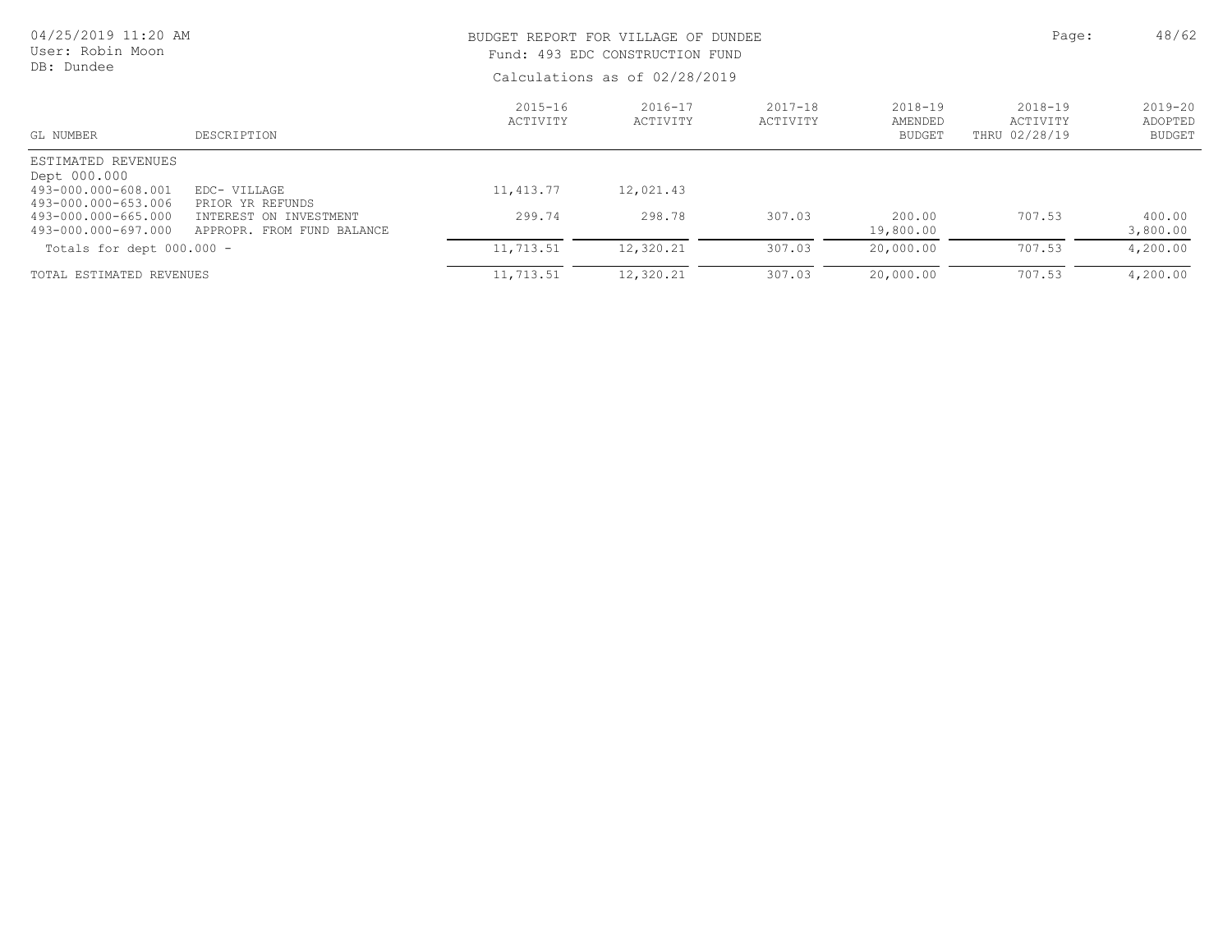BUDGET REPORT FOR VILLAGE OF DUNDEE

Fund: 493 EDC CONSTRUCTION FUND

Calculations as of 02/28/2019

04/25/2019 11:20 AM
User: Robin Moon
DB: Dundee

| GL NUMBER | DESCRIPTION | 2015-16 ACTIVITY | 2016-17 ACTIVITY | 2017-18 ACTIVITY | 2018-19 AMENDED BUDGET | 2018-19 ACTIVITY THRU 02/28/19 | 2019-20 ADOPTED BUDGET |
|---|---|---|---|---|---|---|---|
| ESTIMATED REVENUES | | | | | | | |
| Dept 000.000 | | | | | | | |
| 493-000.000-608.001 | EDC- VILLAGE | 11,413.77 | 12,021.43 | | | | |
| 493-000.000-653.006 | PRIOR YR REFUNDS | | | | | | |
| 493-000.000-665.000 | INTEREST ON INVESTMENT | 299.74 | 298.78 | 307.03 | 200.00 | 707.53 | 400.00 |
| 493-000.000-697.000 | APPROPR. FROM FUND BALANCE | | | | 19,800.00 | | 3,800.00 |
| Totals for dept 000.000 - | | 11,713.51 | 12,320.21 | 307.03 | 20,000.00 | 707.53 | 4,200.00 |
| TOTAL ESTIMATED REVENUES | | 11,713.51 | 12,320.21 | 307.03 | 20,000.00 | 707.53 | 4,200.00 |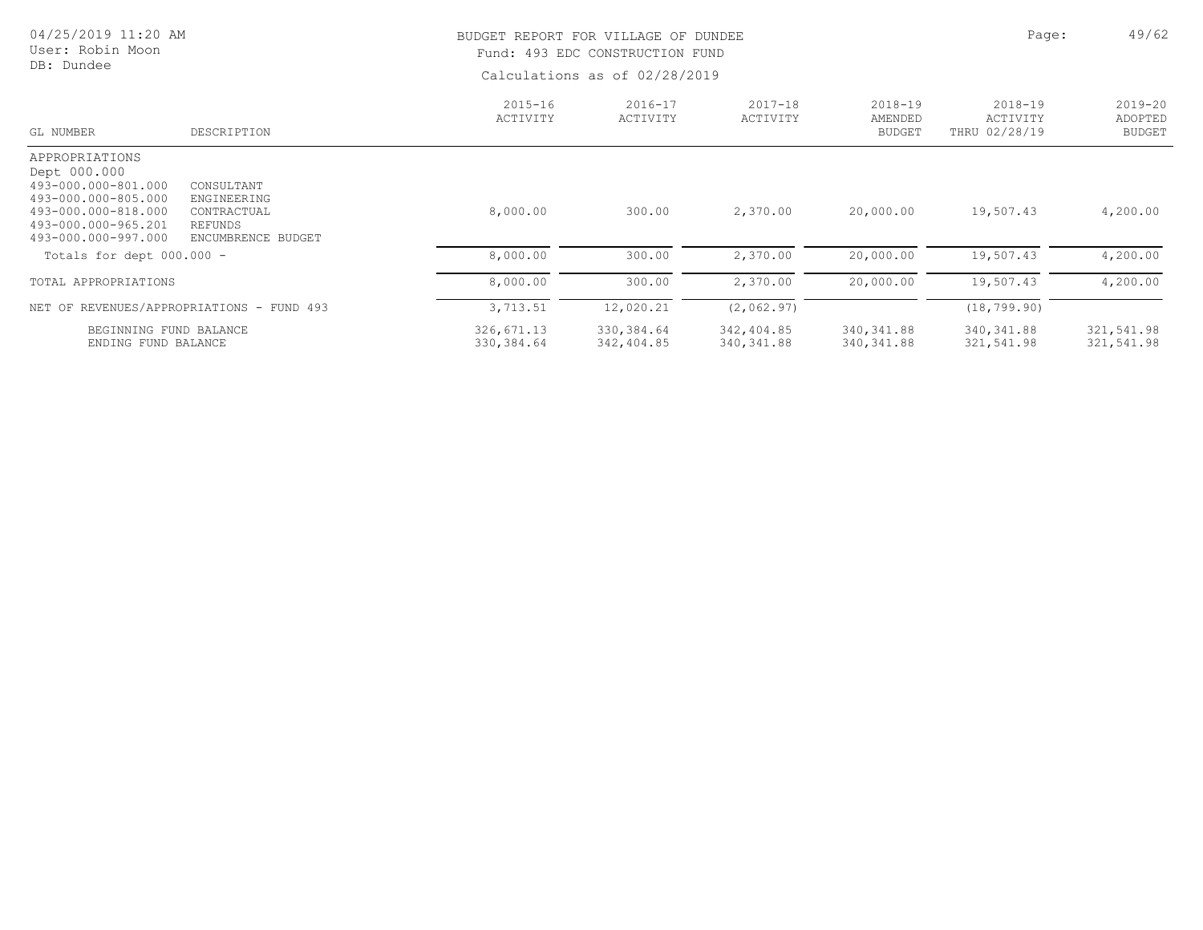BUDGET REPORT FOR VILLAGE OF DUNDEE
Fund: 493 EDC CONSTRUCTION FUND

Calculations as of 02/28/2019

04/25/2019 11:20 AM
User: Robin Moon
DB: Dundee

| GL NUMBER | DESCRIPTION | 2015-16 ACTIVITY | 2016-17 ACTIVITY | 2017-18 ACTIVITY | 2018-19 AMENDED BUDGET | 2018-19 ACTIVITY THRU 02/28/19 | 2019-20 ADOPTED BUDGET |
|---|---|---|---|---|---|---|---|
| APPROPRIATIONS | | | | | | | |
| Dept 000.000 | | | | | | | |
| 493-000.000-801.000 | CONSULTANT | | | | | | |
| 493-000.000-805.000 | ENGINEERING | | | | | | |
| 493-000.000-818.000 | CONTRACTUAL | 8,000.00 | 300.00 | 2,370.00 | 20,000.00 | 19,507.43 | 4,200.00 |
| 493-000.000-965.201 | REFUNDS | | | | | | |
| 493-000.000-997.000 | ENCUMBRANCE BUDGET | | | | | | |
| Totals for dept 000.000 - | | 8,000.00 | 300.00 | 2,370.00 | 20,000.00 | 19,507.43 | 4,200.00 |
| TOTAL APPROPRIATIONS | | 8,000.00 | 300.00 | 2,370.00 | 20,000.00 | 19,507.43 | 4,200.00 |
| NET OF REVENUES/APPROPRIATIONS - FUND 493 | | 3,713.51 | 12,020.21 | (2,062.97) | | (18,799.90) | |
| BEGINNING FUND BALANCE | | 326,671.13 | 330,384.64 | 342,404.85 | 340,341.88 | 340,341.88 | 321,541.98 |
| ENDING FUND BALANCE | | 330,384.64 | 342,404.85 | 340,341.88 | 340,341.88 | 321,541.98 | 321,541.98 |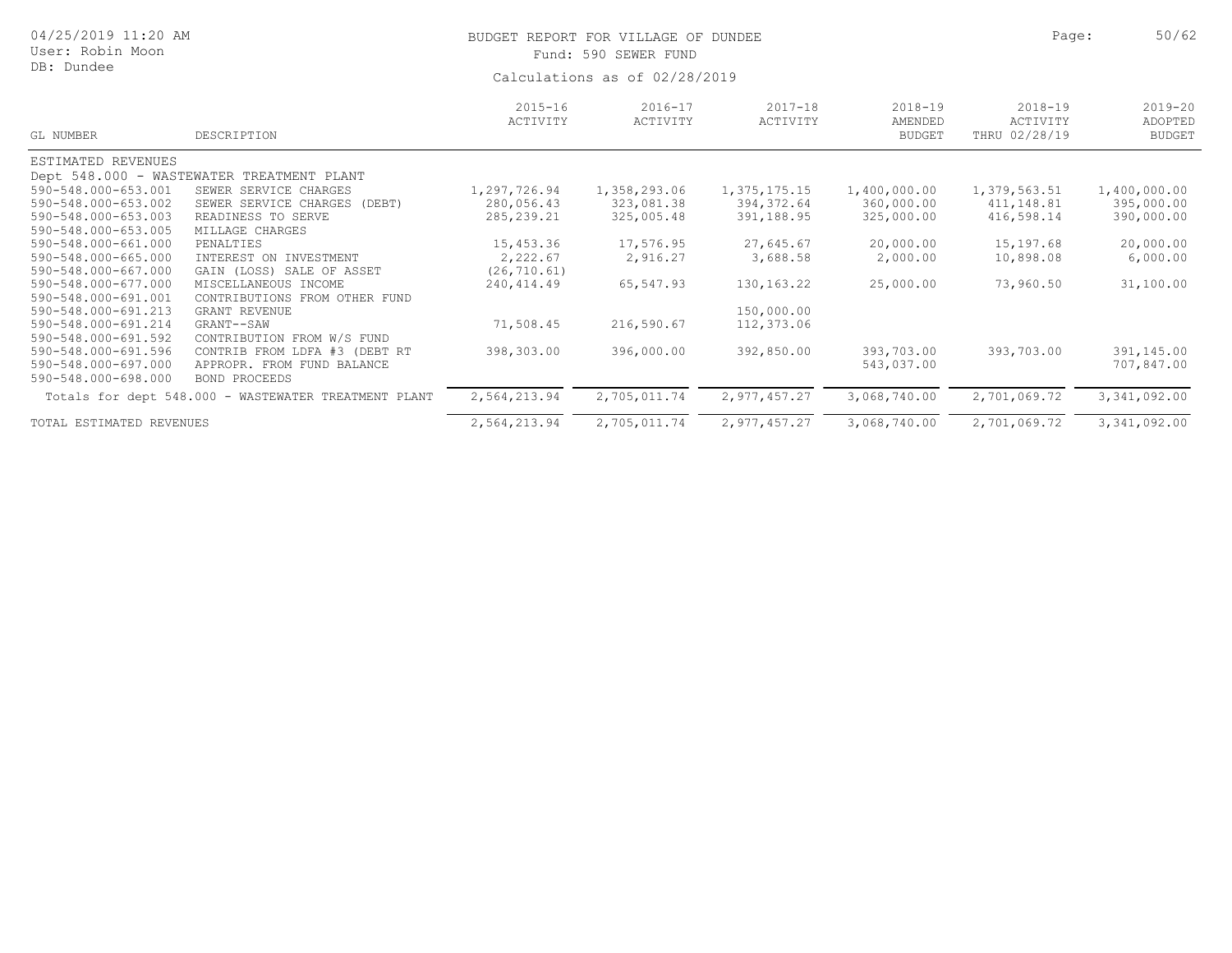# BUDGET REPORT FOR VILLAGE OF DUNDEE

Fund: 590 SEWER FUND

Calculations as of 02/28/2019

| GL NUMBER | DESCRIPTION | 2015-16 ACTIVITY | 2016-17 ACTIVITY | 2017-18 ACTIVITY | 2018-19 AMENDED BUDGET | 2018-19 ACTIVITY THRU 02/28/19 | 2019-20 ADOPTED BUDGET |
|---|---|---|---|---|---|---|---|
| ESTIMATED REVENUES | | | | | | | |
| Dept 548.000 - WASTEWATER TREATMENT PLANT | | | | | | | |
| 590-548.000-653.001 | SEWER SERVICE CHARGES | 1,297,726.94 | 1,358,293.06 | 1,375,175.15 | 1,400,000.00 | 1,379,563.51 | 1,400,000.00 |
| 590-548.000-653.002 | SEWER SERVICE CHARGES (DEBT) | 280,056.43 | 323,081.38 | 394,372.64 | 360,000.00 | 411,148.81 | 395,000.00 |
| 590-548.000-653.003 | READINESS TO SERVE | 285,239.21 | 325,005.48 | 391,188.95 | 325,000.00 | 416,598.14 | 390,000.00 |
| 590-548.000-653.005 | MILLAGE CHARGES | | | | | | |
| 590-548.000-661.000 | PENALTIES | 15,453.36 | 17,576.95 | 27,645.67 | 20,000.00 | 15,197.68 | 20,000.00 |
| 590-548.000-665.000 | INTEREST ON INVESTMENT | 2,222.67 | 2,916.27 | 3,688.58 | 2,000.00 | 10,898.08 | 6,000.00 |
| 590-548.000-667.000 | GAIN (LOSS) SALE OF ASSET | (26,710.61) | | | | | |
| 590-548.000-677.000 | MISCELLANEOUS INCOME | 240,414.49 | 65,547.93 | 130,163.22 | 25,000.00 | 73,960.50 | 31,100.00 |
| 590-548.000-691.001 | CONTRIBUTIONS FROM OTHER FUND | | | | | | |
| 590-548.000-691.213 | GRANT REVENUE | | | 150,000.00 | | | |
| 590-548.000-691.214 | GRANT--SAW | 71,508.45 | 216,590.67 | 112,373.06 | | | |
| 590-548.000-691.592 | CONTRIBUTION FROM W/S FUND | | | | | | |
| 590-548.000-691.596 | CONTRIB FROM LDFA #3 (DEBT RT | 398,303.00 | 396,000.00 | 392,850.00 | 393,703.00 | 393,703.00 | 391,145.00 |
| 590-548.000-697.000 | APPROPR. FROM FUND BALANCE | | | | 543,037.00 | | 707,847.00 |
| 590-548.000-698.000 | BOND PROCEEDS | | | | | | |
| Totals for dept 548.000 - WASTEWATER TREATMENT PLANT | | 2,564,213.94 | 2,705,011.74 | 2,977,457.27 | 3,068,740.00 | 2,701,069.72 | 3,341,092.00 |
| TOTAL ESTIMATED REVENUES | | 2,564,213.94 | 2,705,011.74 | 2,977,457.27 | 3,068,740.00 | 2,701,069.72 | 3,341,092.00 |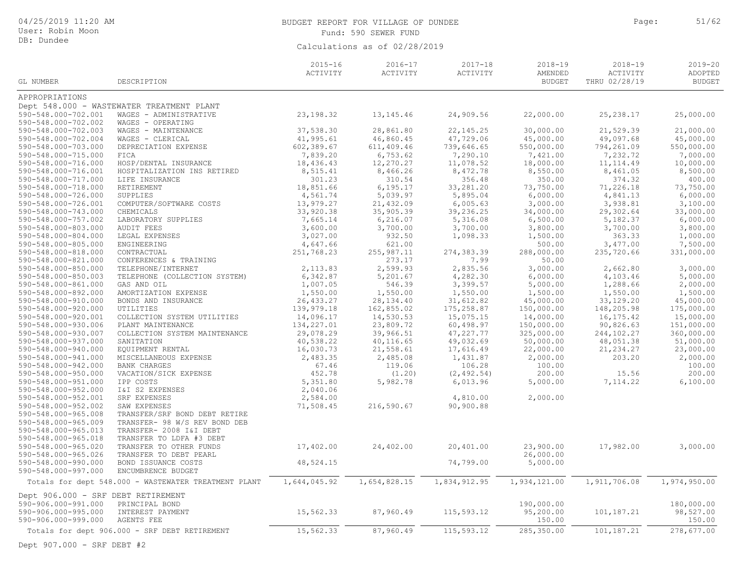BUDGET REPORT FOR VILLAGE OF DUNDEE

Fund: 590 SEWER FUND

Calculations as of 02/28/2019

| GL NUMBER | DESCRIPTION | 2015-16 ACTIVITY | 2016-17 ACTIVITY | 2017-18 ACTIVITY | 2018-19 AMENDED BUDGET | 2018-19 ACTIVITY THRU 02/28/19 | 2019-20 ADOPTED BUDGET |
|---|---|---|---|---|---|---|---|
| APPROPRIATIONS | | | | | | | |
| Dept 548.000 - WASTEWATER TREATMENT PLANT | | | | | | | |
| 590-548.000-702.001 | WAGES - ADMINISTRATIVE | 23,198.32 | 13,145.46 | 24,909.56 | 22,000.00 | 25,238.17 | 25,000.00 |
| 590-548.000-702.002 | WAGES - OPERATING | | | | | | |
| 590-548.000-702.003 | WAGES - MAINTENANCE | 37,538.30 | 28,861.80 | 22,145.25 | 30,000.00 | 21,529.39 | 21,000.00 |
| 590-548.000-702.004 | WAGES - CLERICAL | 41,995.61 | 46,860.45 | 47,729.06 | 45,000.00 | 49,097.68 | 45,000.00 |
| 590-548.000-703.000 | DEPRECIATION EXPENSE | 602,389.67 | 611,409.46 | 739,646.65 | 550,000.00 | 794,261.09 | 550,000.00 |
| 590-548.000-715.000 | FICA | 7,839.20 | 6,753.62 | 7,290.10 | 7,421.00 | 7,232.72 | 7,000.00 |
| 590-548.000-716.000 | HOSP/DENTAL INSURANCE | 18,436.43 | 12,270.27 | 11,078.52 | 18,000.00 | 11,114.49 | 10,000.00 |
| 590-548.000-716.001 | HOSPITALIZATION INS RETIRED | 8,515.41 | 8,466.26 | 8,472.78 | 8,550.00 | 8,461.05 | 8,500.00 |
| 590-548.000-717.000 | LIFE INSURANCE | 301.23 | 310.54 | 356.48 | 350.00 | 374.32 | 400.00 |
| 590-548.000-718.000 | RETIREMENT | 18,851.66 | 6,195.17 | 33,281.20 | 73,750.00 | 71,226.18 | 73,750.00 |
| 590-548.000-726.000 | SUPPLIES | 4,561.74 | 5,039.97 | 5,895.04 | 6,000.00 | 4,841.13 | 6,000.00 |
| 590-548.000-726.001 | COMPUTER/SOFTWARE COSTS | 13,979.27 | 21,432.09 | 6,005.63 | 3,000.00 | 3,938.81 | 3,100.00 |
| 590-548.000-743.000 | CHEMICALS | 33,920.38 | 35,905.39 | 39,236.25 | 34,000.00 | 29,302.64 | 33,000.00 |
| 590-548.000-757.002 | LABORATORY SUPPLIES | 7,665.14 | 6,216.07 | 5,316.08 | 6,500.00 | 5,182.37 | 6,000.00 |
| 590-548.000-803.000 | AUDIT FEES | 3,600.00 | 3,700.00 | 3,700.00 | 3,800.00 | 3,700.00 | 3,800.00 |
| 590-548.000-804.000 | LEGAL EXPENSES | 3,027.00 | 932.50 | 1,098.33 | 1,500.00 | 363.33 | 1,000.00 |
| 590-548.000-805.000 | ENGINEERING | 4,647.66 | 621.00 | | 500.00 | 3,477.00 | 7,500.00 |
| 590-548.000-818.000 | CONTRACTUAL | 251,768.23 | 255,987.11 | 274,383.39 | 288,000.00 | 235,720.66 | 331,000.00 |
| 590-548.000-821.000 | CONFERENCES & TRAINING | | 273.17 | 7.99 | 50.00 | | |
| 590-548.000-850.000 | TELEPHONE/INTERNET | 2,113.83 | 2,599.93 | 2,835.56 | 3,000.00 | 2,662.80 | 3,000.00 |
| 590-548.000-850.003 | TELEPHONE (COLLECTION SYSTEM) | 6,342.87 | 5,201.67 | 4,282.30 | 6,000.00 | 4,103.46 | 5,000.00 |
| 590-548.000-861.000 | GAS AND OIL | 1,007.05 | 546.39 | 3,399.57 | 5,000.00 | 1,288.66 | 2,000.00 |
| 590-548.000-892.000 | AMORTIZATION EXPENSE | 1,550.00 | 1,550.00 | 1,550.00 | 1,500.00 | 1,550.00 | 1,500.00 |
| 590-548.000-910.000 | BONDS AND INSURANCE | 26,433.27 | 28,134.40 | 31,612.82 | 45,000.00 | 33,129.20 | 45,000.00 |
| 590-548.000-920.000 | UTILITIES | 139,979.18 | 162,855.02 | 175,258.87 | 150,000.00 | 148,205.98 | 175,000.00 |
| 590-548.000-920.001 | COLLECTION SYSTEM UTILITIES | 14,096.17 | 14,530.53 | 15,075.15 | 14,000.00 | 16,175.42 | 15,000.00 |
| 590-548.000-930.006 | PLANT MAINTENANCE | 134,227.01 | 23,809.72 | 60,498.97 | 150,000.00 | 90,826.63 | 151,000.00 |
| 590-548.000-930.007 | COLLECTION SYSTEM MAINTENANCE | 29,078.29 | 39,966.51 | 47,227.77 | 325,000.00 | 244,102.27 | 360,000.00 |
| 590-548.000-937.000 | SANITATION | 40,538.22 | 40,116.65 | 49,032.69 | 50,000.00 | 48,051.38 | 51,000.00 |
| 590-548.000-940.000 | EQUIPMENT RENTAL | 16,030.73 | 21,558.61 | 17,616.49 | 22,000.00 | 21,234.27 | 23,000.00 |
| 590-548.000-941.000 | MISCELLANEOUS EXPENSE | 2,483.35 | 2,485.08 | 1,431.87 | 2,000.00 | 203.20 | 2,000.00 |
| 590-548.000-942.000 | BANK CHARGES | 67.46 | 119.06 | 106.28 | 100.00 | | 100.00 |
| 590-548.000-950.000 | VACATION/SICK EXPENSE | 452.78 | (1.20) | (2,492.54) | 200.00 | 15.56 | 200.00 |
| 590-548.000-951.000 | IPP COSTS | 5,351.80 | 5,982.78 | 6,013.96 | 5,000.00 | 7,114.22 | 6,100.00 |
| 590-548.000-952.000 | I&I S2 EXPENSES | 2,040.06 | | | | | |
| 590-548.000-952.001 | SRF EXPENSES | 2,584.00 | | 4,810.00 | 2,000.00 | | |
| 590-548.000-952.002 | SAW EXPENSES | 71,508.45 | 216,590.67 | 90,900.88 | | | |
| 590-548.000-965.008 | TRANSFER/SRF BOND DEBT RETIRE | | | | | | |
| 590-548.000-965.009 | TRANSFER- 98 W/S REV BOND DEB | | | | | | |
| 590-548.000-965.013 | TRANSFER- 2008 I&I DEBT | | | | | | |
| 590-548.000-965.018 | TRANSFER TO LDFA #3 DEBT | | | | | | |
| 590-548.000-965.020 | TRANSFER TO OTHER FUNDS | 17,402.00 | 24,402.00 | 20,401.00 | 23,900.00 | 17,982.00 | 3,000.00 |
| 590-548.000-965.026 | TRANSFER TO DEBT PEARL | | | | 26,000.00 | | |
| 590-548.000-990.000 | BOND ISSUANCE COSTS | 48,524.15 | | 74,799.00 | 5,000.00 | | |
| 590-548.000-997.000 | ENCUMBRENCE BUDGET | | | | | | |
| Totals for dept 548.000 - WASTEWATER TREATMENT PLANT | | 1,644,045.92 | 1,654,828.15 | 1,834,912.95 | 1,934,121.00 | 1,911,706.08 | 1,974,950.00 |
| Dept 906.000 - SRF DEBT RETIREMENT | | | | | | | |
| 590-906.000-991.000 | PRINCIPAL BOND | | | | 190,000.00 | | 180,000.00 |
| 590-906.000-995.000 | INTEREST PAYMENT | 15,562.33 | 87,960.49 | 115,593.12 | 95,200.00 | 101,187.21 | 98,527.00 |
| 590-906.000-999.000 | AGENTS FEE | | | | 150.00 | | 150.00 |
| Totals for dept 906.000 - SRF DEBT RETIREMENT | | 15,562.33 | 87,960.49 | 115,593.12 | 285,350.00 | 101,187.21 | 278,677.00 |

Dept 907.000 - SRF DEBT #2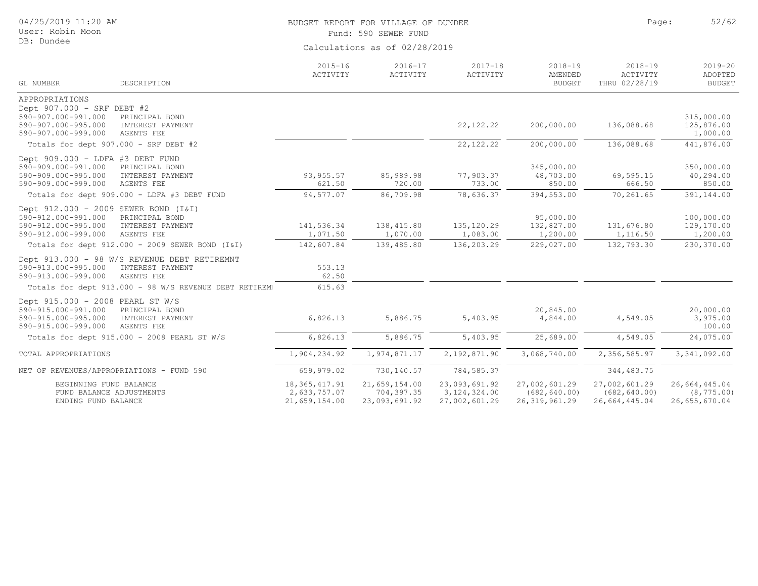# BUDGET REPORT FOR VILLAGE OF DUNDEE

Fund: 590 SEWER FUND

Calculations as of 02/28/2019

04/25/2019 11:20 AM
User: Robin Moon
DB: Dundee

| GL NUMBER | DESCRIPTION | 2015-16 ACTIVITY | 2016-17 ACTIVITY | 2017-18 ACTIVITY | 2018-19 AMENDED BUDGET | 2018-19 ACTIVITY THRU 02/28/19 | 2019-20 ADOPTED BUDGET |
|---|---|---|---|---|---|---|---|
| APPROPRIATIONS | | | | | | | |
| Dept 907.000 - SRF DEBT #2 | | | | | | | |
| 590-907.000-991.000 | PRINCIPAL BOND | | | | | | 315,000.00 |
| 590-907.000-995.000 | INTEREST PAYMENT | | | 22,122.22 | 200,000.00 | 136,088.68 | 125,876.00 |
| 590-907.000-999.000 | AGENTS FEE | | | | | | 1,000.00 |
| Totals for dept 907.000 - SRF DEBT #2 | | | | 22,122.22 | 200,000.00 | 136,088.68 | 441,876.00 |
| Dept 909.000 - LDFA #3 DEBT FUND | | | | | | | |
| 590-909.000-991.000 | PRINCIPAL BOND | | | | 345,000.00 | | 350,000.00 |
| 590-909.000-995.000 | INTEREST PAYMENT | 93,955.57 | 85,989.98 | 77,903.37 | 48,703.00 | 69,595.15 | 40,294.00 |
| 590-909.000-999.000 | AGENTS FEE | 621.50 | 720.00 | 733.00 | 850.00 | 666.50 | 850.00 |
| Totals for dept 909.000 - LDFA #3 DEBT FUND | | 94,577.07 | 86,709.98 | 78,636.37 | 394,553.00 | 70,261.65 | 391,144.00 |
| Dept 912.000 - 2009 SEWER BOND (I&I) | | | | | | | |
| 590-912.000-991.000 | PRINCIPAL BOND | | | | 95,000.00 | | 100,000.00 |
| 590-912.000-995.000 | INTEREST PAYMENT | 141,536.34 | 138,415.80 | 135,120.29 | 132,827.00 | 131,676.80 | 129,170.00 |
| 590-912.000-999.000 | AGENTS FEE | 1,071.50 | 1,070.00 | 1,083.00 | 1,200.00 | 1,116.50 | 1,200.00 |
| Totals for dept 912.000 - 2009 SEWER BOND (I&I) | | 142,607.84 | 139,485.80 | 136,203.29 | 229,027.00 | 132,793.30 | 230,370.00 |
| Dept 913.000 - 98 W/S REVENUE DEBT RETIREMNT | | | | | | | |
| 590-913.000-995.000 | INTEREST PAYMENT | 553.13 | | | | | |
| 590-913.000-999.000 | AGENTS FEE | 62.50 | | | | | |
| Totals for dept 913.000 - 98 W/S REVENUE DEBT RETIREM | | 615.63 | | | | | |
| Dept 915.000 - 2008 PEARL ST W/S | | | | | | | |
| 590-915.000-991.000 | PRINCIPAL BOND | | | | 20,845.00 | | 20,000.00 |
| 590-915.000-995.000 | INTEREST PAYMENT | 6,826.13 | 5,886.75 | 5,403.95 | 4,844.00 | 4,549.05 | 3,975.00 |
| 590-915.000-999.000 | AGENTS FEE | | | | | | 100.00 |
| Totals for dept 915.000 - 2008 PEARL ST W/S | | 6,826.13 | 5,886.75 | 5,403.95 | 25,689.00 | 4,549.05 | 24,075.00 |
| TOTAL APPROPRIATIONS | | 1,904,234.92 | 1,974,871.17 | 2,192,871.90 | 3,068,740.00 | 2,356,585.97 | 3,341,092.00 |
| NET OF REVENUES/APPROPRIATIONS - FUND 590 | | 659,979.02 | 730,140.57 | 784,585.37 | | 344,483.75 | |
| BEGINNING FUND BALANCE | | 18,365,417.91 | 21,659,154.00 | 23,093,691.92 | 27,002,601.29 | 27,002,601.29 | 26,664,445.04 |
| FUND BALANCE ADJUSTMENTS | | 2,633,757.07 | 704,397.35 | 3,124,324.00 | (682,640.00) | (682,640.00) | (8,775.00) |
| ENDING FUND BALANCE | | 21,659,154.00 | 23,093,691.92 | 27,002,601.29 | 26,319,961.29 | 26,664,445.04 | 26,655,670.04 |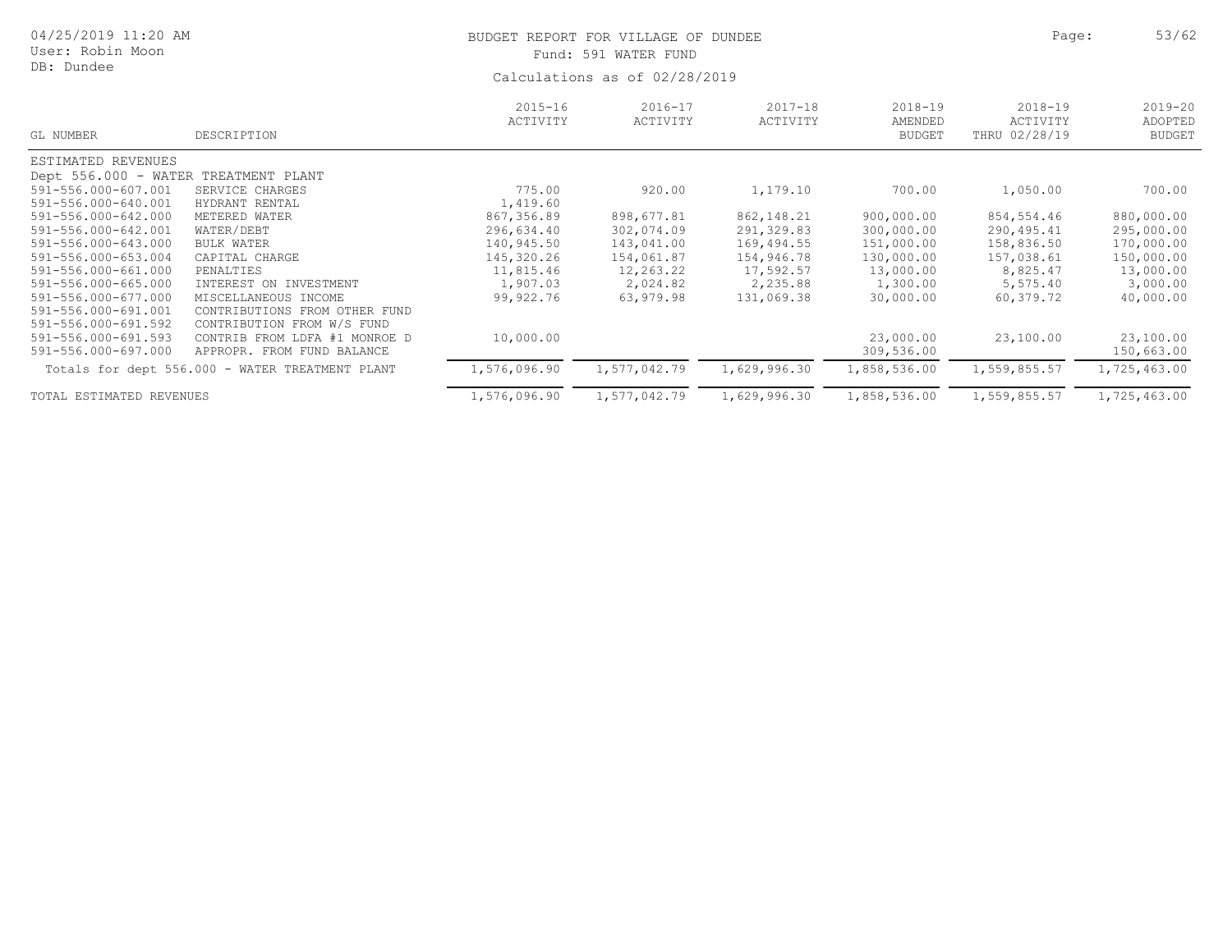# BUDGET REPORT FOR VILLAGE OF DUNDEE

Fund: 591 WATER FUND

Calculations as of 02/28/2019

04/25/2019 11:20 AM
User: Robin Moon
DB: Dundee

| GL NUMBER | DESCRIPTION | 2015-16 ACTIVITY | 2016-17 ACTIVITY | 2017-18 ACTIVITY | 2018-19 AMENDED BUDGET | 2018-19 ACTIVITY THRU 02/28/19 | 2019-20 ADOPTED BUDGET |
|---|---|---|---|---|---|---|---|
| ESTIMATED REVENUES | | | | | | | |
| Dept 556.000 - WATER TREATMENT PLANT | | | | | | | |
| 591-556.000-607.001 | SERVICE CHARGES | 775.00 | 920.00 | 1,179.10 | 700.00 | 1,050.00 | 700.00 |
| 591-556.000-640.001 | HYDRANT RENTAL | 1,419.60 | | | | | |
| 591-556.000-642.000 | METERED WATER | 867,356.89 | 898,677.81 | 862,148.21 | 900,000.00 | 854,554.46 | 880,000.00 |
| 591-556.000-642.001 | WATER/DEBT | 296,634.40 | 302,074.09 | 291,329.83 | 300,000.00 | 290,495.41 | 295,000.00 |
| 591-556.000-643.000 | BULK WATER | 140,945.50 | 143,041.00 | 169,494.55 | 151,000.00 | 158,836.50 | 170,000.00 |
| 591-556.000-653.004 | CAPITAL CHARGE | 145,320.26 | 154,061.87 | 154,946.78 | 130,000.00 | 157,038.61 | 150,000.00 |
| 591-556.000-661.000 | PENALTIES | 11,815.46 | 12,263.22 | 17,592.57 | 13,000.00 | 8,825.47 | 13,000.00 |
| 591-556.000-665.000 | INTEREST ON INVESTMENT | 1,907.03 | 2,024.82 | 2,235.88 | 1,300.00 | 5,575.40 | 3,000.00 |
| 591-556.000-677.000 | MISCELLANEOUS INCOME | 99,922.76 | 63,979.98 | 131,069.38 | 30,000.00 | 60,379.72 | 40,000.00 |
| 591-556.000-691.001 | CONTRIBUTIONS FROM OTHER FUND | | | | | | |
| 591-556.000-691.592 | CONTRIBUTION FROM W/S FUND | | | | | | |
| 591-556.000-691.593 | CONTRIB FROM LDFA #1 MONROE D | 10,000.00 | | | 23,000.00 | 23,100.00 | 23,100.00 |
| 591-556.000-697.000 | APPROPR. FROM FUND BALANCE | | | | 309,536.00 | | 150,663.00 |
| Totals for dept 556.000 - WATER TREATMENT PLANT | | 1,576,096.90 | 1,577,042.79 | 1,629,996.30 | 1,858,536.00 | 1,559,855.57 | 1,725,463.00 |
| TOTAL ESTIMATED REVENUES | | 1,576,096.90 | 1,577,042.79 | 1,629,996.30 | 1,858,536.00 | 1,559,855.57 | 1,725,463.00 |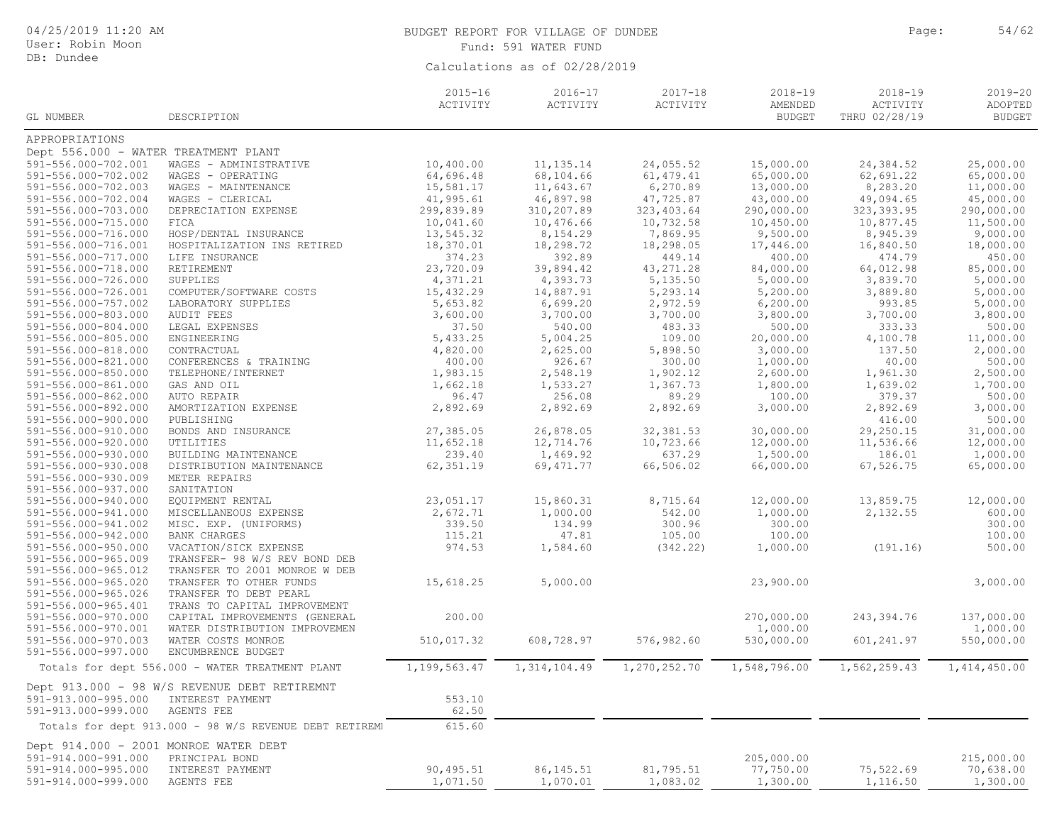BUDGET REPORT FOR VILLAGE OF DUNDEE

Fund: 591 WATER FUND

Calculations as of 02/28/2019

| GL NUMBER | DESCRIPTION | 2015-16 ACTIVITY | 2016-17 ACTIVITY | 2017-18 ACTIVITY | 2018-19 AMENDED BUDGET | 2018-19 ACTIVITY THRU 02/28/19 | 2019-20 ADOPTED BUDGET |
|---|---|---|---|---|---|---|---|
| APPROPRIATIONS | | | | | | | |
| Dept 556.000 - WATER TREATMENT PLANT | | | | | | | |
| 591-556.000-702.001 | WAGES - ADMINISTRATIVE | 10,400.00 | 11,135.14 | 24,055.52 | 15,000.00 | 24,384.52 | 25,000.00 |
| 591-556.000-702.002 | WAGES - OPERATING | 64,696.48 | 68,104.66 | 61,479.41 | 65,000.00 | 62,691.22 | 65,000.00 |
| 591-556.000-702.003 | WAGES - MAINTENANCE | 15,581.17 | 11,643.67 | 6,270.89 | 13,000.00 | 8,283.20 | 11,000.00 |
| 591-556.000-702.004 | WAGES - CLERICAL | 41,995.61 | 46,897.98 | 47,725.87 | 43,000.00 | 49,094.65 | 45,000.00 |
| 591-556.000-703.000 | DEPRECIATION EXPENSE | 299,839.89 | 310,207.89 | 323,403.64 | 290,000.00 | 323,393.95 | 290,000.00 |
| 591-556.000-715.000 | FICA | 10,041.60 | 10,476.66 | 10,732.58 | 10,450.00 | 10,877.45 | 11,500.00 |
| 591-556.000-716.000 | HOSP/DENTAL INSURANCE | 13,545.32 | 8,154.29 | 7,869.95 | 9,500.00 | 8,945.39 | 9,000.00 |
| 591-556.000-716.001 | HOSPITALIZATION INS RETIRED | 18,370.01 | 18,298.72 | 18,298.05 | 17,446.00 | 16,840.50 | 18,000.00 |
| 591-556.000-717.000 | LIFE INSURANCE | 374.23 | 392.89 | 449.14 | 400.00 | 474.79 | 450.00 |
| 591-556.000-718.000 | RETIREMENT | 23,720.09 | 39,894.42 | 43,271.28 | 84,000.00 | 64,012.98 | 85,000.00 |
| 591-556.000-726.000 | SUPPLIES | 4,371.21 | 4,393.73 | 5,135.50 | 5,000.00 | 3,839.70 | 5,000.00 |
| 591-556.000-726.001 | COMPUTER/SOFTWARE COSTS | 15,432.29 | 14,887.91 | 5,293.14 | 5,200.00 | 3,889.80 | 5,000.00 |
| 591-556.000-757.002 | LABORATORY SUPPLIES | 5,653.82 | 6,699.20 | 2,972.59 | 6,200.00 | 993.85 | 5,000.00 |
| 591-556.000-803.000 | AUDIT FEES | 3,600.00 | 3,700.00 | 3,700.00 | 3,800.00 | 3,700.00 | 3,800.00 |
| 591-556.000-804.000 | LEGAL EXPENSES | 37.50 | 540.00 | 483.33 | 500.00 | 333.33 | 500.00 |
| 591-556.000-805.000 | ENGINEERING | 5,433.25 | 5,004.25 | 109.00 | 20,000.00 | 4,100.78 | 11,000.00 |
| 591-556.000-818.000 | CONTRACTUAL | 4,820.00 | 2,625.00 | 5,898.50 | 3,000.00 | 137.50 | 2,000.00 |
| 591-556.000-821.000 | CONFERENCES & TRAINING | 400.00 | 926.67 | 300.00 | 1,000.00 | 40.00 | 500.00 |
| 591-556.000-850.000 | TELEPHONE/INTERNET | 1,983.15 | 2,548.19 | 1,902.12 | 2,600.00 | 1,961.30 | 2,500.00 |
| 591-556.000-861.000 | GAS AND OIL | 1,662.18 | 1,533.27 | 1,367.73 | 1,800.00 | 1,639.02 | 1,700.00 |
| 591-556.000-862.000 | AUTO REPAIR | 96.47 | 256.08 | 89.29 | 100.00 | 379.37 | 500.00 |
| 591-556.000-892.000 | AMORTIZATION EXPENSE | 2,892.69 | 2,892.69 | 2,892.69 | 3,000.00 | 2,892.69 | 3,000.00 |
| 591-556.000-900.000 | PUBLISHING | | | | | 416.00 | 500.00 |
| 591-556.000-910.000 | BONDS AND INSURANCE | 27,385.05 | 26,878.05 | 32,381.53 | 30,000.00 | 29,250.15 | 31,000.00 |
| 591-556.000-920.000 | UTILITIES | 11,652.18 | 12,714.76 | 10,723.66 | 12,000.00 | 11,536.66 | 12,000.00 |
| 591-556.000-930.000 | BUILDING MAINTENANCE | 239.40 | 1,469.92 | 637.29 | 1,500.00 | 186.01 | 1,000.00 |
| 591-556.000-930.008 | DISTRIBUTION MAINTENANCE | 62,351.19 | 69,471.77 | 66,506.02 | 66,000.00 | 67,526.75 | 65,000.00 |
| 591-556.000-930.009 | METER REPAIRS | | | | | | |
| 591-556.000-937.000 | SANITATION | | | | | | |
| 591-556.000-940.000 | EQUIPMENT RENTAL | 23,051.17 | 15,860.31 | 8,715.64 | 12,000.00 | 13,859.75 | 12,000.00 |
| 591-556.000-941.000 | MISCELLANEOUS EXPENSE | 2,672.71 | 1,000.00 | 542.00 | 1,000.00 | 2,132.55 | 600.00 |
| 591-556.000-941.002 | MISC. EXP. (UNIFORMS) | 339.50 | 134.99 | 300.96 | 300.00 | | 300.00 |
| 591-556.000-942.000 | BANK CHARGES | 115.21 | 47.81 | 105.00 | 100.00 | | 100.00 |
| 591-556.000-950.000 | VACATION/SICK EXPENSE | 974.53 | 1,584.60 | (342.22) | 1,000.00 | (191.16) | 500.00 |
| 591-556.000-965.009 | TRANSFER- 98 W/S REV BOND DEB | | | | | | |
| 591-556.000-965.012 | TRANSFER TO 2001 MONROE W DEB | | | | | | |
| 591-556.000-965.020 | TRANSFER TO OTHER FUNDS | 15,618.25 | 5,000.00 | | 23,900.00 | | 3,000.00 |
| 591-556.000-965.026 | TRANSFER TO DEBT PEARL | | | | | | |
| 591-556.000-965.401 | TRANS TO CAPITAL IMPROVEMENT | | | | | | |
| 591-556.000-970.000 | CAPITAL IMPROVEMENTS (GENERAL | 200.00 | | | 270,000.00 | 243,394.76 | 137,000.00 |
| 591-556.000-970.001 | WATER DISTRIBUTION IMPROVEMEN | | | | 1,000.00 | | 1,000.00 |
| 591-556.000-970.003 | WATER COSTS MONROE | 510,017.32 | 608,728.97 | 576,982.60 | 530,000.00 | 601,241.97 | 550,000.00 |
| 591-556.000-997.000 | ENCUMBRENCE BUDGET | | | | | | |
| Totals for dept 556.000 - WATER TREATMENT PLANT | | 1,199,563.47 | 1,314,104.49 | 1,270,252.70 | 1,548,796.00 | 1,562,259.43 | 1,414,450.00 |
| Dept 913.000 - 98 W/S REVENUE DEBT RETIREMNT | | | | | | | |
| 591-913.000-995.000 | INTEREST PAYMENT | 553.10 | | | | | |
| 591-913.000-999.000 | AGENTS FEE | 62.50 | | | | | |
| Totals for dept 913.000 - 98 W/S REVENUE DEBT RETIREMI | | 615.60 | | | | | |
| Dept 914.000 - 2001 MONROE WATER DEBT | | | | | | | |
| 591-914.000-991.000 | PRINCIPAL BOND | | | | 205,000.00 | | 215,000.00 |
| 591-914.000-995.000 | INTEREST PAYMENT | 90,495.51 | 86,145.51 | 81,795.51 | 77,750.00 | 75,522.69 | 70,638.00 |
| 591-914.000-999.000 | AGENTS FEE | 1,071.50 | 1,070.01 | 1,083.02 | 1,300.00 | 1,116.50 | 1,300.00 |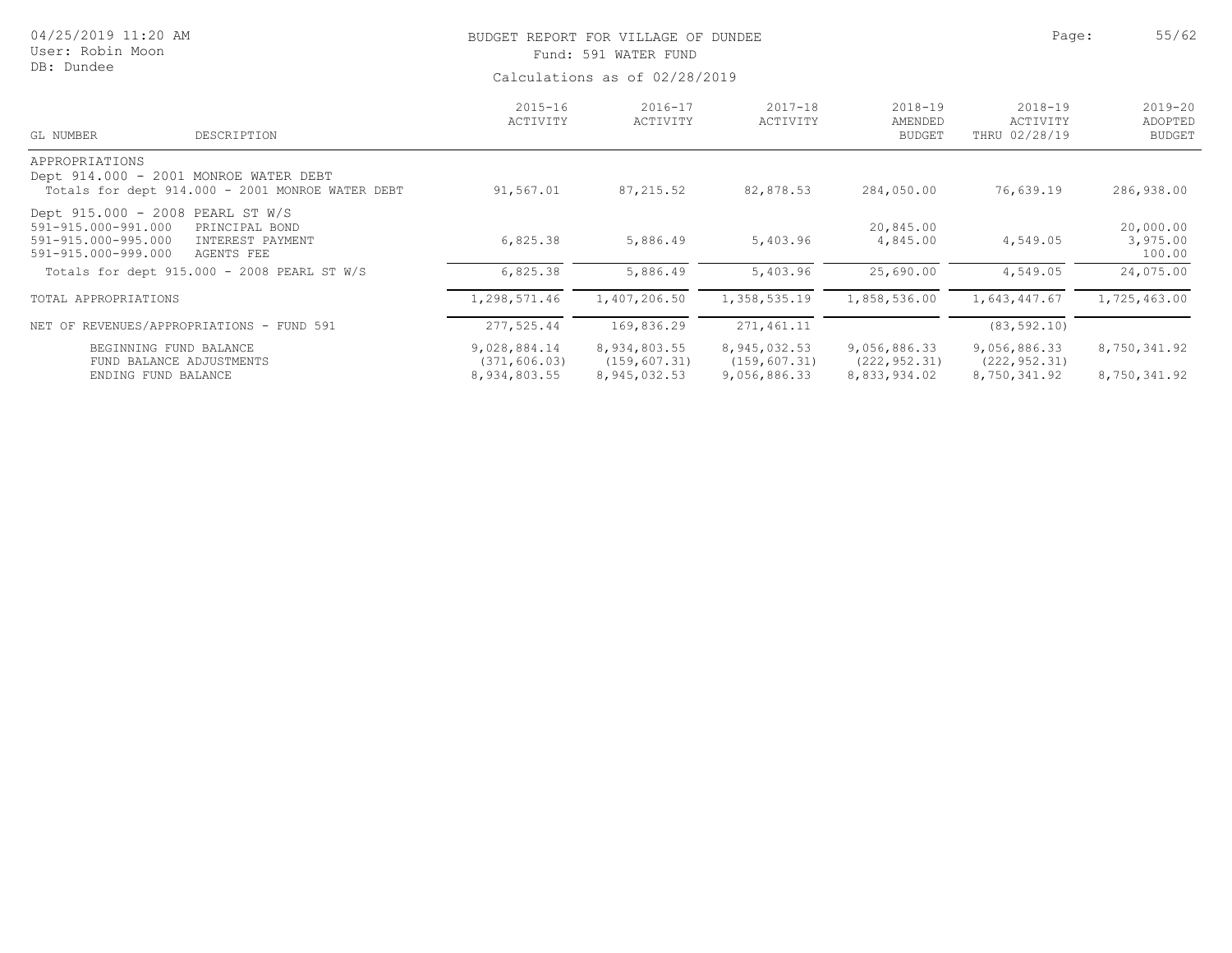BUDGET REPORT FOR VILLAGE OF DUNDEE

Fund: 591 WATER FUND

Calculations as of 02/28/2019

| GL NUMBER | DESCRIPTION | 2015-16 ACTIVITY | 2016-17 ACTIVITY | 2017-18 ACTIVITY | 2018-19 AMENDED BUDGET | 2018-19 ACTIVITY THRU 02/28/19 | 2019-20 ADOPTED BUDGET |
|---|---|---|---|---|---|---|---|
| APPROPRIATIONS | | | | | | | |
| Dept 914.000 - 2001 MONROE WATER DEBT | | | | | | | |
| Totals for dept 914.000 - 2001 MONROE WATER DEBT | | 91,567.01 | 87,215.52 | 82,878.53 | 284,050.00 | 76,639.19 | 286,938.00 |
| Dept 915.000 - 2008 PEARL ST W/S | | | | | | | |
| 591-915.000-991.000 | PRINCIPAL BOND | | | | 20,845.00 | | 20,000.00 |
| 591-915.000-995.000 | INTEREST PAYMENT | 6,825.38 | 5,886.49 | 5,403.96 | 4,845.00 | 4,549.05 | 3,975.00 |
| 591-915.000-999.000 | AGENTS FEE | | | | | | 100.00 |
| Totals for dept 915.000 - 2008 PEARL ST W/S | | 6,825.38 | 5,886.49 | 5,403.96 | 25,690.00 | 4,549.05 | 24,075.00 |
| TOTAL APPROPRIATIONS | | 1,298,571.46 | 1,407,206.50 | 1,358,535.19 | 1,858,536.00 | 1,643,447.67 | 1,725,463.00 |
| NET OF REVENUES/APPROPRIATIONS - FUND 591 | | 277,525.44 | 169,836.29 | 271,461.11 | | (83,592.10) | |
| BEGINNING FUND BALANCE | | 9,028,884.14 | 8,934,803.55 | 8,945,032.53 | 9,056,886.33 | 9,056,886.33 | 8,750,341.92 |
| FUND BALANCE ADJUSTMENTS | | (371,606.03) | (159,607.31) | (159,607.31) | (222,952.31) | (222,952.31) | |
| ENDING FUND BALANCE | | 8,934,803.55 | 8,945,032.53 | 9,056,886.33 | 8,833,934.02 | 8,750,341.92 | 8,750,341.92 |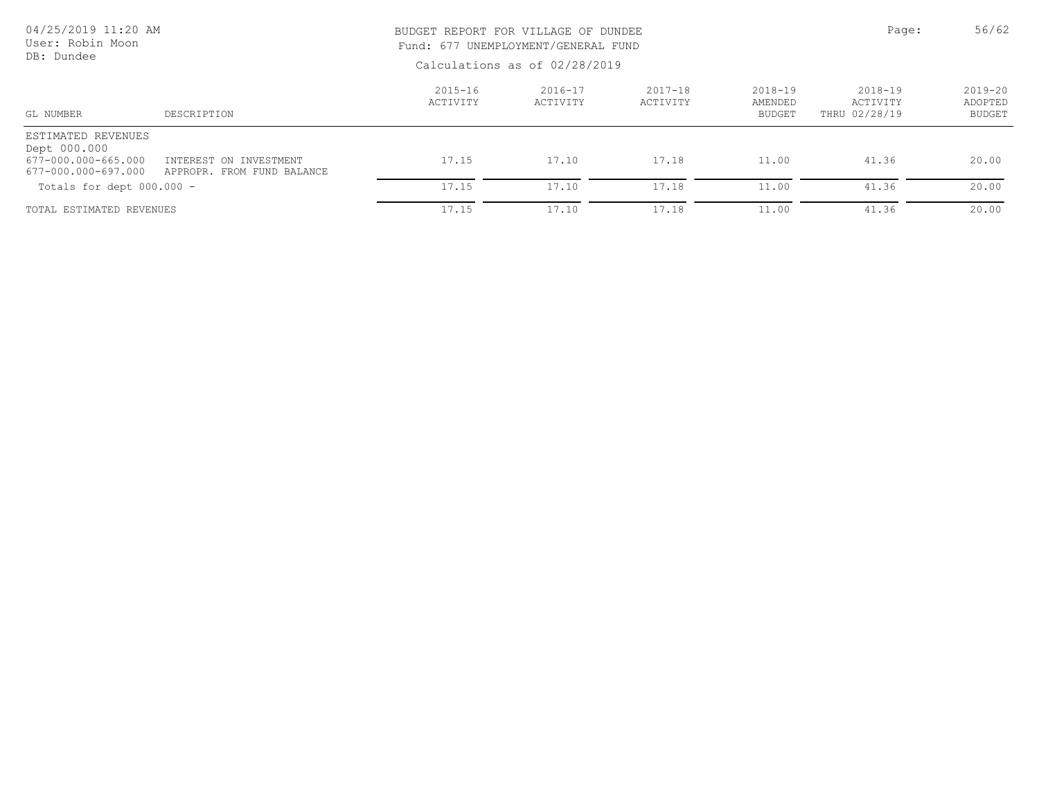BUDGET REPORT FOR VILLAGE OF DUNDEE
Fund: 677 UNEMPLOYMENT/GENERAL FUND

Calculations as of 02/28/2019

04/25/2019 11:20 AM
User: Robin Moon
DB: Dundee

| GL NUMBER | DESCRIPTION | 2015-16 ACTIVITY | 2016-17 ACTIVITY | 2017-18 ACTIVITY | 2018-19 AMENDED BUDGET | 2018-19 ACTIVITY THRU 02/28/19 | 2019-20 ADOPTED BUDGET |
|---|---|---|---|---|---|---|---|
| ESTIMATED REVENUES | | | | | | | |
| Dept 000.000 | | | | | | | |
| 677-000.000-665.000 | INTEREST ON INVESTMENT | 17.15 | 17.10 | 17.18 | 11.00 | 41.36 | 20.00 |
| 677-000.000-697.000 | APPROPR. FROM FUND BALANCE | | | | | | |
| Totals for dept 000.000 - | | 17.15 | 17.10 | 17.18 | 11.00 | 41.36 | 20.00 |
| TOTAL ESTIMATED REVENUES | | 17.15 | 17.10 | 17.18 | 11.00 | 41.36 | 20.00 |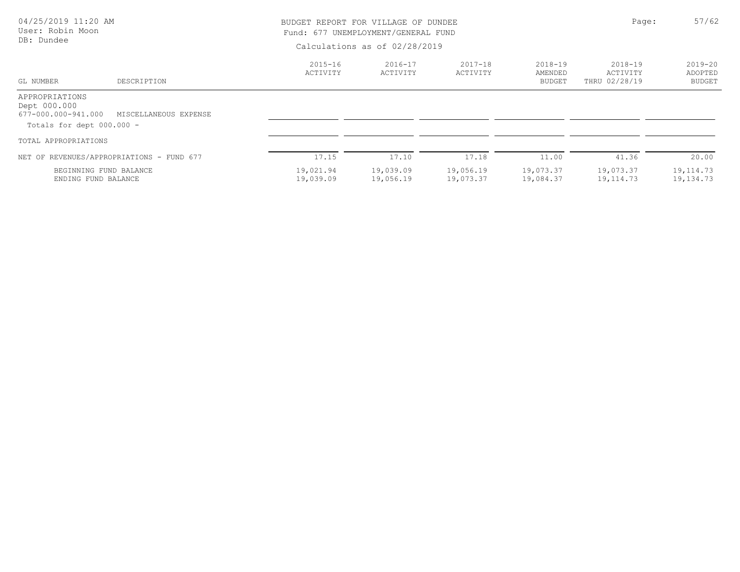BUDGET REPORT FOR VILLAGE OF DUNDEE
Fund: 677 UNEMPLOYMENT/GENERAL FUND
Calculations as of 02/28/2019

04/25/2019 11:20 AM
User: Robin Moon
DB: Dundee

| GL NUMBER | DESCRIPTION | 2015-16 ACTIVITY | 2016-17 ACTIVITY | 2017-18 ACTIVITY | 2018-19 AMENDED BUDGET | 2018-19 ACTIVITY THRU 02/28/19 | 2019-20 ADOPTED BUDGET |
|---|---|---|---|---|---|---|---|
| APPROPRIATIONS | | | | | | | |
| Dept 000.000 | | | | | | | |
| 677-000.000-941.000 | MISCELLANEOUS EXPENSE | | | | | | |
| Totals for dept 000.000 - | | | | | | | |
| TOTAL APPROPRIATIONS | | | | | | | |
| NET OF REVENUES/APPROPRIATIONS - FUND 677 | | 17.15 | 17.10 | 17.18 | 11.00 | 41.36 | 20.00 |
| BEGINNING FUND BALANCE | | 19,021.94 | 19,039.09 | 19,056.19 | 19,073.37 | 19,073.37 | 19,114.73 |
| ENDING FUND BALANCE | | 19,039.09 | 19,056.19 | 19,073.37 | 19,084.37 | 19,114.73 | 19,134.73 |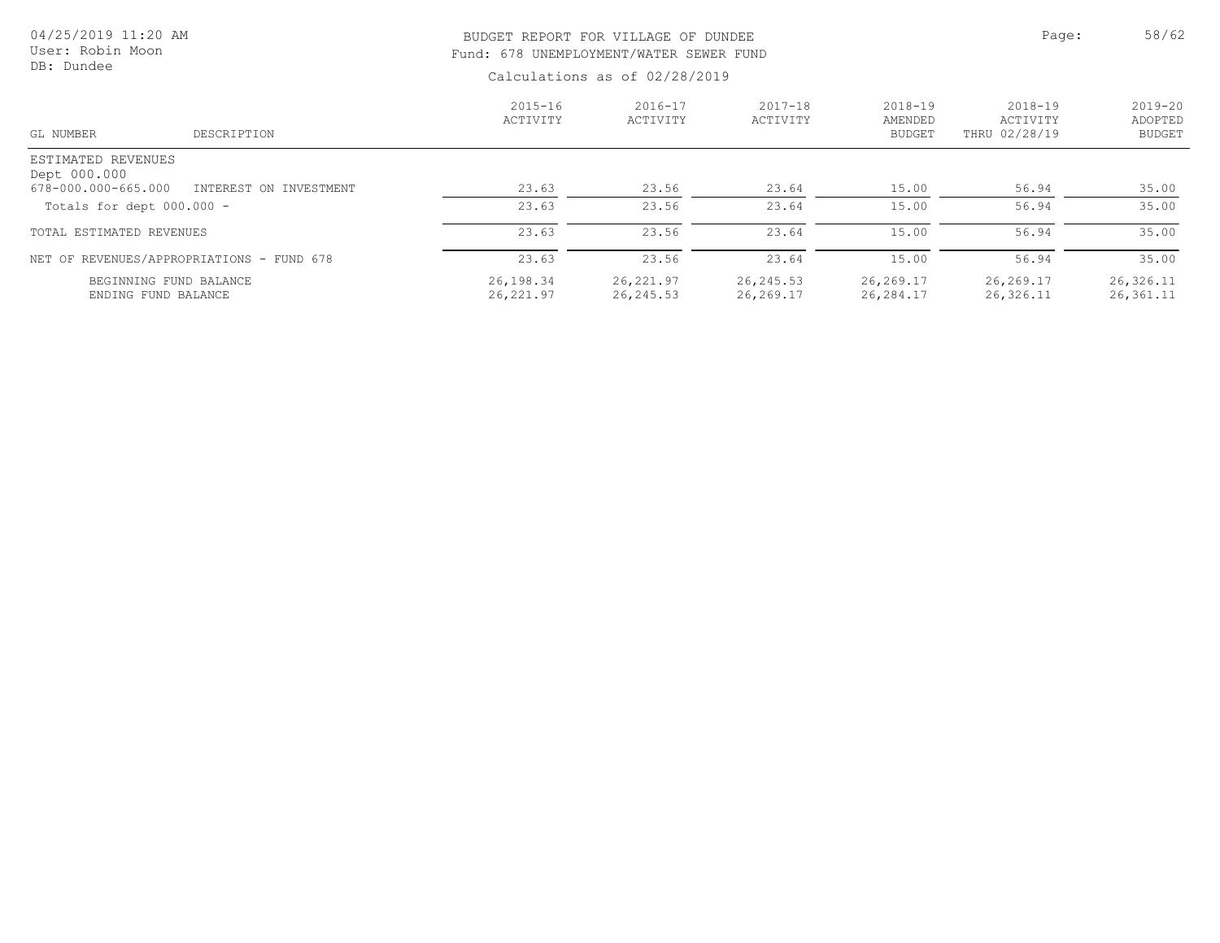BUDGET REPORT FOR VILLAGE OF DUNDEE

Fund: 678 UNEMPLOYMENT/WATER SEWER FUND

Calculations as of 02/28/2019

| GL NUMBER | DESCRIPTION | 2015-16 ACTIVITY | 2016-17 ACTIVITY | 2017-18 ACTIVITY | 2018-19 AMENDED BUDGET | 2018-19 ACTIVITY THRU 02/28/19 | 2019-20 ADOPTED BUDGET |
|---|---|---|---|---|---|---|---|
| ESTIMATED REVENUES | | | | | | | |
| Dept 000.000 | | | | | | | |
| 678-000.000-665.000 | INTEREST ON INVESTMENT | 23.63 | 23.56 | 23.64 | 15.00 | 56.94 | 35.00 |
| Totals for dept 000.000 - | | 23.63 | 23.56 | 23.64 | 15.00 | 56.94 | 35.00 |
| TOTAL ESTIMATED REVENUES | | 23.63 | 23.56 | 23.64 | 15.00 | 56.94 | 35.00 |
| NET OF REVENUES/APPROPRIATIONS - FUND 678 | | 23.63 | 23.56 | 23.64 | 15.00 | 56.94 | 35.00 |
| BEGINNING FUND BALANCE | | 26,198.34 | 26,221.97 | 26,245.53 | 26,269.17 | 26,269.17 | 26,326.11 |
| ENDING FUND BALANCE | | 26,221.97 | 26,245.53 | 26,269.17 | 26,284.17 | 26,326.11 | 26,361.11 |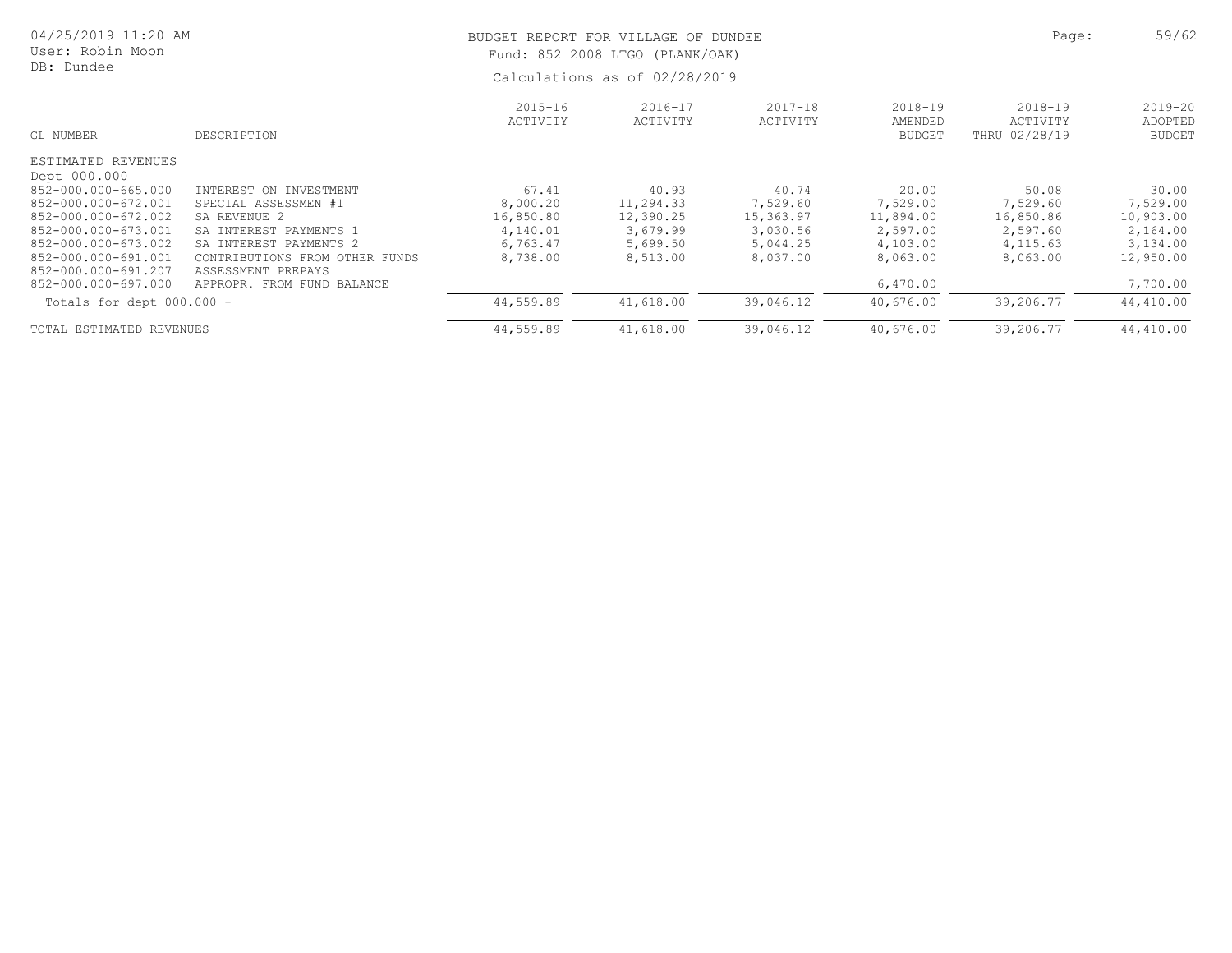BUDGET REPORT FOR VILLAGE OF DUNDEE
Fund: 852 2008 LTGO (PLANK/OAK)
Calculations as of 02/28/2019

04/25/2019 11:20 AM
User: Robin Moon
DB: Dundee

| GL NUMBER | DESCRIPTION | 2015-16 ACTIVITY | 2016-17 ACTIVITY | 2017-18 ACTIVITY | 2018-19 AMENDED BUDGET | 2018-19 ACTIVITY THRU 02/28/19 | 2019-20 ADOPTED BUDGET |
|---|---|---|---|---|---|---|---|
| ESTIMATED REVENUES | | | | | | | |
| Dept 000.000 | | | | | | | |
| 852-000.000-665.000 | INTEREST ON INVESTMENT | 67.41 | 40.93 | 40.74 | 20.00 | 50.08 | 30.00 |
| 852-000.000-672.001 | SPECIAL ASSESSMEN #1 | 8,000.20 | 11,294.33 | 7,529.60 | 7,529.00 | 7,529.60 | 7,529.00 |
| 852-000.000-672.002 | SA REVENUE 2 | 16,850.80 | 12,390.25 | 15,363.97 | 11,894.00 | 16,850.86 | 10,903.00 |
| 852-000.000-673.001 | SA INTEREST PAYMENTS 1 | 4,140.01 | 3,679.99 | 3,030.56 | 2,597.00 | 2,597.60 | 2,164.00 |
| 852-000.000-673.002 | SA INTEREST PAYMENTS 2 | 6,763.47 | 5,699.50 | 5,044.25 | 4,103.00 | 4,115.63 | 3,134.00 |
| 852-000.000-691.001 | CONTRIBUTIONS FROM OTHER FUNDS | 8,738.00 | 8,513.00 | 8,037.00 | 8,063.00 | 8,063.00 | 12,950.00 |
| 852-000.000-691.207 | ASSESSMENT PREPAYS | | | | | | |
| 852-000.000-697.000 | APPROPR. FROM FUND BALANCE | | | | 6,470.00 | | 7,700.00 |
| Totals for dept 000.000 - | | 44,559.89 | 41,618.00 | 39,046.12 | 40,676.00 | 39,206.77 | 44,410.00 |
| TOTAL ESTIMATED REVENUES | | 44,559.89 | 41,618.00 | 39,046.12 | 40,676.00 | 39,206.77 | 44,410.00 |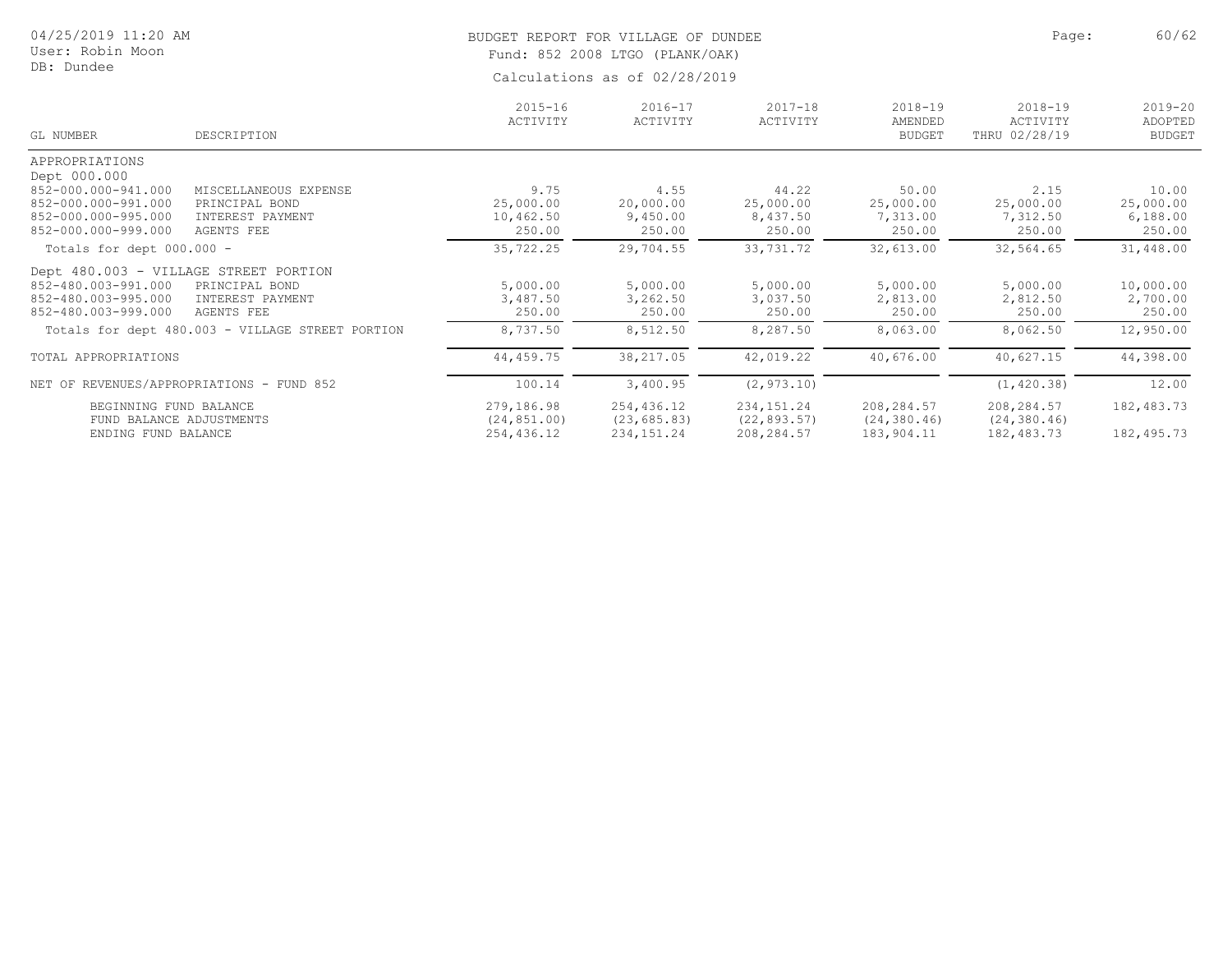04/25/2019 11:20 AM
User: Robin Moon
DB: Dundee

# BUDGET REPORT FOR VILLAGE OF DUNDEE

Fund: 852 2008 LTGO (PLANK/OAK)

Calculations as of 02/28/2019

| GL NUMBER | DESCRIPTION | 2015-16 ACTIVITY | 2016-17 ACTIVITY | 2017-18 ACTIVITY | 2018-19 AMENDED BUDGET | 2018-19 ACTIVITY THRU 02/28/19 | 2019-20 ADOPTED BUDGET |
|---|---|---|---|---|---|---|---|
| APPROPRIATIONS | | | | | | | |
| Dept 000.000 | | | | | | | |
| 852-000.000-941.000 | MISCELLANEOUS EXPENSE | 9.75 | 4.55 | 44.22 | 50.00 | 2.15 | 10.00 |
| 852-000.000-991.000 | PRINCIPAL BOND | 25,000.00 | 20,000.00 | 25,000.00 | 25,000.00 | 25,000.00 | 25,000.00 |
| 852-000.000-995.000 | INTEREST PAYMENT | 10,462.50 | 9,450.00 | 8,437.50 | 7,313.00 | 7,312.50 | 6,188.00 |
| 852-000.000-999.000 | AGENTS FEE | 250.00 | 250.00 | 250.00 | 250.00 | 250.00 | 250.00 |
| Totals for dept 000.000 - | | 35,722.25 | 29,704.55 | 33,731.72 | 32,613.00 | 32,564.65 | 31,448.00 |
| Dept 480.003 - VILLAGE STREET PORTION | | | | | | | |
| 852-480.003-991.000 | PRINCIPAL BOND | 5,000.00 | 5,000.00 | 5,000.00 | 5,000.00 | 5,000.00 | 10,000.00 |
| 852-480.003-995.000 | INTEREST PAYMENT | 3,487.50 | 3,262.50 | 3,037.50 | 2,813.00 | 2,812.50 | 2,700.00 |
| 852-480.003-999.000 | AGENTS FEE | 250.00 | 250.00 | 250.00 | 250.00 | 250.00 | 250.00 |
| Totals for dept 480.003 - VILLAGE STREET PORTION | | 8,737.50 | 8,512.50 | 8,287.50 | 8,063.00 | 8,062.50 | 12,950.00 |
| TOTAL APPROPRIATIONS | | 44,459.75 | 38,217.05 | 42,019.22 | 40,676.00 | 40,627.15 | 44,398.00 |
| NET OF REVENUES/APPROPRIATIONS - FUND 852 | | 100.14 | 3,400.95 | (2,973.10) | | (1,420.38) | 12.00 |
| BEGINNING FUND BALANCE | | 279,186.98 | 254,436.12 | 234,151.24 | 208,284.57 | 208,284.57 | 182,483.73 |
| FUND BALANCE ADJUSTMENTS | | (24,851.00) | (23,685.83) | (22,893.57) | (24,380.46) | (24,380.46) | |
| ENDING FUND BALANCE | | 254,436.12 | 234,151.24 | 208,284.57 | 183,904.11 | 182,483.73 | 182,495.73 |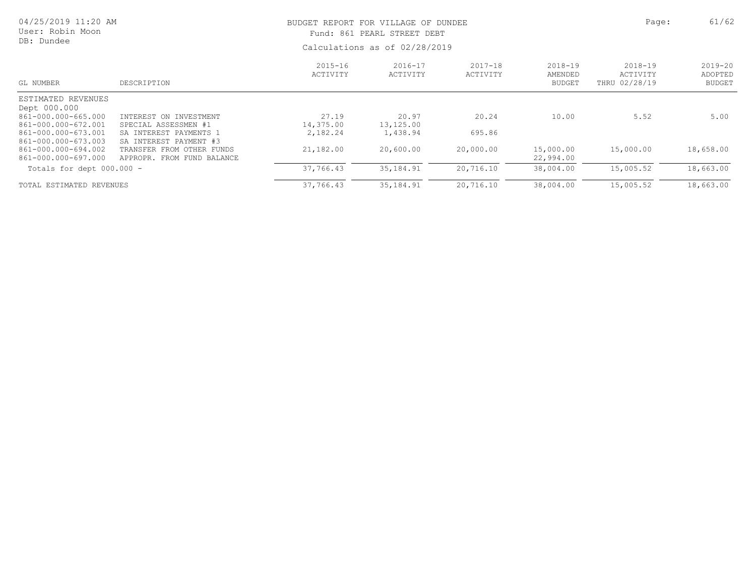04/25/2019 11:20 AM
User: Robin Moon
DB: Dundee

# BUDGET REPORT FOR VILLAGE OF DUNDEE

Fund: 861 PEARL STREET DEBT

Calculations as of 02/28/2019

| GL NUMBER | DESCRIPTION | 2015-16 ACTIVITY | 2016-17 ACTIVITY | 2017-18 ACTIVITY | 2018-19 AMENDED BUDGET | 2018-19 ACTIVITY THRU 02/28/19 | 2019-20 ADOPTED BUDGET |
|---|---|---|---|---|---|---|---|
| ESTIMATED REVENUES | | | | | | | |
| Dept 000.000 | | | | | | | |
| 861-000.000-665.000 | INTEREST ON INVESTMENT | 27.19 | 20.97 | 20.24 | 10.00 | 5.52 | 5.00 |
| 861-000.000-672.001 | SPECIAL ASSESSMEN #1 | 14,375.00 | 13,125.00 | | | | |
| 861-000.000-673.001 | SA INTEREST PAYMENTS 1 | 2,182.24 | 1,438.94 | 695.86 | | | |
| 861-000.000-673.003 | SA INTEREST PAYMENT #3 | | | | | | |
| 861-000.000-694.002 | TRANSFER FROM OTHER FUNDS | 21,182.00 | 20,600.00 | 20,000.00 | 15,000.00 | 15,000.00 | 18,658.00 |
| 861-000.000-697.000 | APPROPR. FROM FUND BALANCE | | | | 22,994.00 | | |
| Totals for dept 000.000 - | | 37,766.43 | 35,184.91 | 20,716.10 | 38,004.00 | 15,005.52 | 18,663.00 |
| TOTAL ESTIMATED REVENUES | | 37,766.43 | 35,184.91 | 20,716.10 | 38,004.00 | 15,005.52 | 18,663.00 |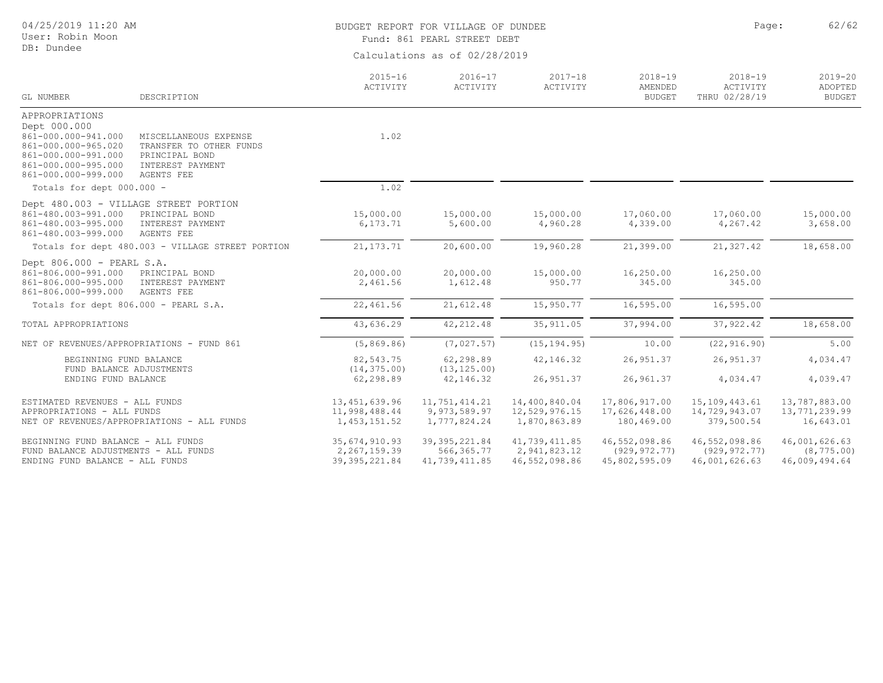04/25/2019 11:20 AM
User: Robin Moon
DB: Dundee

# BUDGET REPORT FOR VILLAGE OF DUNDEE

Fund: 861 PEARL STREET DEBT

Calculations as of 02/28/2019

| GL NUMBER | DESCRIPTION | 2015-16 ACTIVITY | 2016-17 ACTIVITY | 2017-18 ACTIVITY | 2018-19 AMENDED BUDGET | 2018-19 ACTIVITY THRU 02/28/19 | 2019-20 ADOPTED BUDGET |
|---|---|---|---|---|---|---|---|
| APPROPRIATIONS | | | | | | | |
| Dept 000.000 | | | | | | | |
| 861-000.000-941.000 | MISCELLANEOUS EXPENSE | 1.02 | | | | | |
| 861-000.000-965.020 | TRANSFER TO OTHER FUNDS | | | | | | |
| 861-000.000-991.000 | PRINCIPAL BOND | | | | | | |
| 861-000.000-995.000 | INTEREST PAYMENT | | | | | | |
| 861-000.000-999.000 | AGENTS FEE | | | | | | |
| Totals for dept 000.000 - | | 1.02 | | | | | |
| Dept 480.003 - VILLAGE STREET PORTION | | | | | | | |
| 861-480.003-991.000 | PRINCIPAL BOND | 15,000.00 | 15,000.00 | 15,000.00 | 17,060.00 | 17,060.00 | 15,000.00 |
| 861-480.003-995.000 | INTEREST PAYMENT | 6,173.71 | 5,600.00 | 4,960.28 | 4,339.00 | 4,267.42 | 3,658.00 |
| 861-480.003-999.000 | AGENTS FEE | | | | | | |
| Totals for dept 480.003 - VILLAGE STREET PORTION | | 21,173.71 | 20,600.00 | 19,960.28 | 21,399.00 | 21,327.42 | 18,658.00 |
| Dept 806.000 - PEARL S.A. | | | | | | | |
| 861-806.000-991.000 | PRINCIPAL BOND | 20,000.00 | 20,000.00 | 15,000.00 | 16,250.00 | 16,250.00 | |
| 861-806.000-995.000 | INTEREST PAYMENT | 2,461.56 | 1,612.48 | 950.77 | 345.00 | 345.00 | |
| 861-806.000-999.000 | AGENTS FEE | | | | | | |
| Totals for dept 806.000 - PEARL S.A. | | 22,461.56 | 21,612.48 | 15,950.77 | 16,595.00 | 16,595.00 | |
| TOTAL APPROPRIATIONS | | 43,636.29 | 42,212.48 | 35,911.05 | 37,994.00 | 37,922.42 | 18,658.00 |
| NET OF REVENUES/APPROPRIATIONS - FUND 861 | | (5,869.86) | (7,027.57) | (15,194.95) | 10.00 | (22,916.90) | 5.00 |
| BEGINNING FUND BALANCE | | 82,543.75 | 62,298.89 | 42,146.32 | 26,951.37 | 26,951.37 | 4,034.47 |
| FUND BALANCE ADJUSTMENTS | | (14,375.00) | (13,125.00) | | | | |
| ENDING FUND BALANCE | | 62,298.89 | 42,146.32 | 26,951.37 | 26,961.37 | 4,034.47 | 4,039.47 |
| ESTIMATED REVENUES - ALL FUNDS | | 13,451,639.96 | 11,751,414.21 | 14,400,840.04 | 17,806,917.00 | 15,109,443.61 | 13,787,883.00 |
| APPROPRIATIONS - ALL FUNDS | | 11,998,488.44 | 9,973,589.97 | 12,529,976.15 | 17,626,448.00 | 14,729,943.07 | 13,771,239.99 |
| NET OF REVENUES/APPROPRIATIONS - ALL FUNDS | | 1,453,151.52 | 1,777,824.24 | 1,870,863.89 | 180,469.00 | 379,500.54 | 16,643.01 |
| BEGINNING FUND BALANCE - ALL FUNDS | | 35,674,910.93 | 39,395,221.84 | 41,739,411.85 | 46,552,098.86 | 46,552,098.86 | 46,001,626.63 |
| FUND BALANCE ADJUSTMENTS - ALL FUNDS | | 2,267,159.39 | 566,365.77 | 2,941,823.12 | (929,972.77) | (929,972.77) | (8,775.00) |
| ENDING FUND BALANCE - ALL FUNDS | | 39,395,221.84 | 41,739,411.85 | 46,552,098.86 | 45,802,595.09 | 46,001,626.63 | 46,009,494.64 |